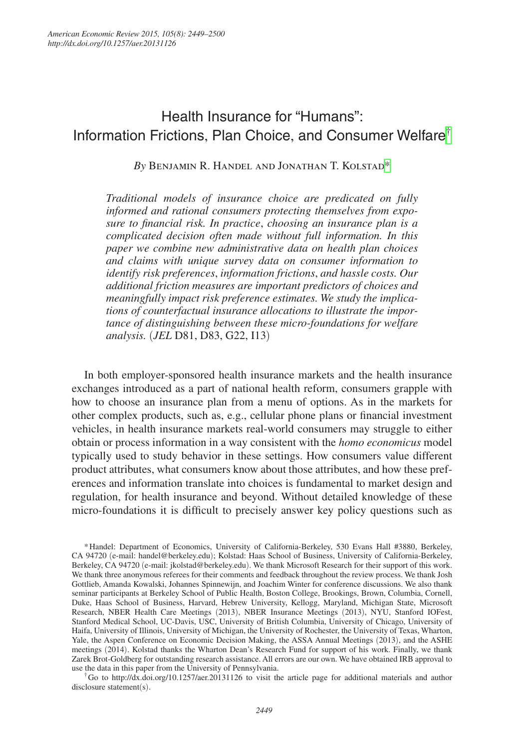# Health Insurance for "Humans": Information Frictions, Plan Choice, and Consumer Welfare†

*By* Benjamin R. Handel and Jonathan T. Kolstad*

*Traditional models of insurance choice are predicated on fully informed and rational consumers protecting themselves from exposure to financial risk. In practice, choosing an insurance plan is a complicated decision often made without full information. In this paper we combine new administrative data on health plan choices and claims with unique survey data on consumer information to identify risk preferences, information frictions, and hassle costs. Our additional friction measures are important predictors of choices and meaningfully impact risk preference estimates. We study the implications of counterfactual insurance allocations to illustrate the importance of distinguishing between these micro-foundations for welfare analysis.* (*JEL* D81, D83, G22, I13)

In both employer-sponsored health insurance markets and the health insurance exchanges introduced as a part of national health reform, consumers grapple with how to choose an insurance plan from a menu of options. As in the markets for other complex products, such as, e.g., cellular phone plans or financial investment vehicles, in health insurance markets real-world consumers may struggle to either obtain or process information in a way consistent with the *homo economicus* model typically used to study behavior in these settings. How consumers value different product attributes, what consumers know about those attributes, and how these preferences and information translate into choices is fundamental to market design and regulation, for health insurance and beyond. Without detailed knowledge of these micro-foundations it is difficult to precisely answer key policy questions such as

\* Handel: Department of Economics, University of California-Berkeley, 530 Evans Hall #3880, Berkeley, CA 94720 (e-mail: handel@berkeley.edu); Kolstad: Haas School of Business, University of California-Berkeley, Berkeley, CA 94720 (e-mail: jkolstad@berkeley.edu). We thank Microsoft Research for their support of this work. We thank three anonymous referees for their comments and feedback throughout the review process. We thank Josh Gottlieb, Amanda Kowalski, Johannes Spinnewijn, and Joachim Winter for conference discussions. We also thank seminar participants at Berkeley School of Public Health, Boston College, Brookings, Brown, Columbia, Cornell, Duke, Haas School of Business, Harvard, Hebrew University, Kellogg, Maryland, Michigan State, Microsoft Research, NBER Health Care Meetings (2013), NBER Insurance Meetings (2013), NYU, Stanford IOFest, Stanford Medical School, UC-Davis, USC, University of British Columbia, University of Chicago, University of Haifa, University of Illinois, University of Michigan, the University of Rochester, the University of Texas, Wharton, Yale, the Aspen Conference on Economic Decision Making, the ASSA Annual Meetings (2013), and the ASHE meetings (2014). Kolstad thanks the Wharton Dean's Research Fund for support of his work. Finally, we thank Zarek Brot-Goldberg for outstanding research assistance. All errors are our own. We have obtained IRB approval to use the data in this paper from the University of Pennsylvania.

† Go to http://dx.doi.org/10.1257/aer.20131126 to visit the article page for additional materials and author disclosure statement(s).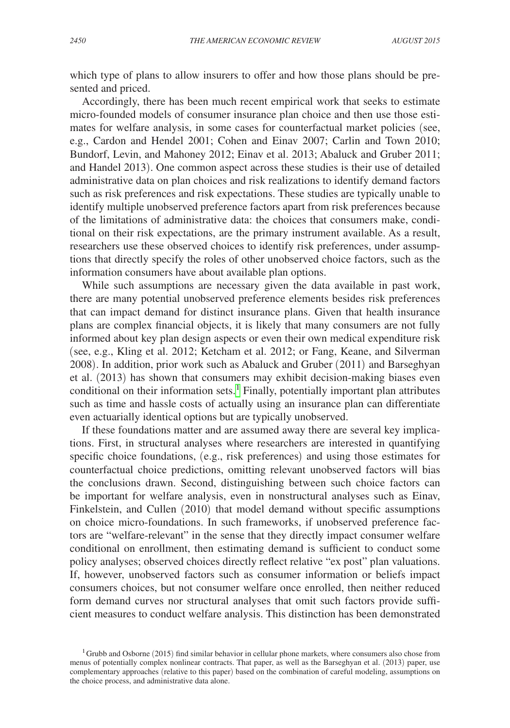which type of plans to allow insurers to offer and how those plans should be presented and priced.

Accordingly, there has been much recent empirical work that seeks to estimate micro-founded models of consumer insurance plan choice and then use those estimates for welfare analysis, in some cases for counterfactual market policies (see, e.g., Cardon and Hendel 2001; Cohen and Einav 2007; Carlin and Town 2010; Bundorf, Levin, and Mahoney 2012; Einav et al. 2013; Abaluck and Gruber 2011; and Handel 2013). One common aspect across these studies is their use of detailed administrative data on plan choices and risk realizations to identify demand factors such as risk preferences and risk expectations. These studies are typically unable to identify multiple unobserved preference factors apart from risk preferences because of the limitations of administrative data: the choices that consumers make, conditional on their risk expectations, are the primary instrument available. As a result, researchers use these observed choices to identify risk preferences, under assumptions that directly specify the roles of other unobserved choice factors, such as the information consumers have about available plan options.

While such assumptions are necessary given the data available in past work, there are many potential unobserved preference elements besides risk preferences that can impact demand for distinct insurance plans. Given that health insurance plans are complex financial objects, it is likely that many consumers are not fully informed about key plan design aspects or even their own medical expenditure risk (see, e.g., Kling et al. 2012; Ketcham et al. 2012; or Fang, Keane, and Silverman 2008). In addition, prior work such as Abaluck and Gruber (2011) and Barseghyan et al. (2013) has shown that consumers may exhibit decision-making biases even conditional on their information sets.[1] Finally, potentially important plan attributes such as time and hassle costs of actually using an insurance plan can differentiate even actuarially identical options but are typically unobserved.

If these foundations matter and are assumed away there are several key implications. First, in structural analyses where researchers are interested in quantifying specific choice foundations, (e.g., risk preferences) and using those estimates for counterfactual choice predictions, omitting relevant unobserved factors will bias the conclusions drawn. Second, distinguishing between such choice factors can be important for welfare analysis, even in nonstructural analyses such as Einav, Finkelstein, and Cullen (2010) that model demand without specific assumptions on choice micro-foundations. In such frameworks, if unobserved preference factors are "welfare-relevant" in the sense that they directly impact consumer welfare conditional on enrollment, then estimating demand is sufficient to conduct some policy analyses; observed choices directly reflect relative "ex post" plan valuations. If, however, unobserved factors such as consumer information or beliefs impact consumers choices, but not consumer welfare once enrolled, then neither reduced form demand curves nor structural analyses that omit such factors provide sufficient measures to conduct welfare analysis. This distinction has been demonstrated

[1] Grubb and Osborne (2015) find similar behavior in cellular phone markets, where consumers also chose from menus of potentially complex nonlinear contracts. That paper, as well as the Barseghyan et al. (2013) paper, use complementary approaches (relative to this paper) based on the combination of careful modeling, assumptions on the choice process, and administrative data alone.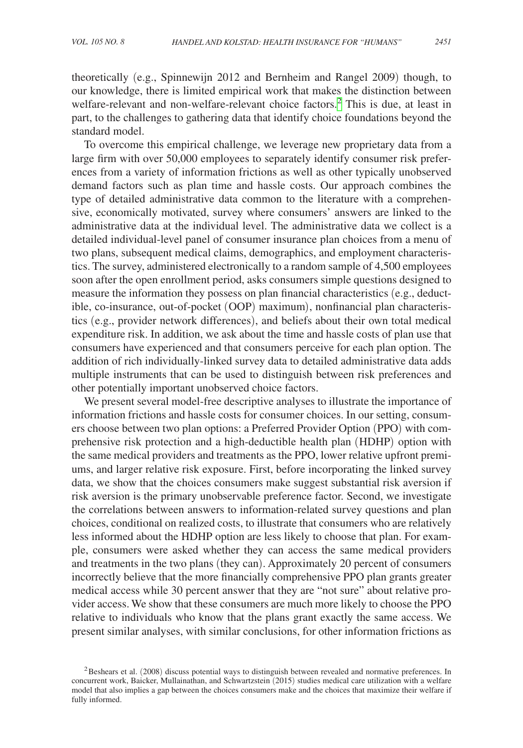theoretically (e.g., Spinnewijn 2012 and Bernheim and Rangel 2009) though, to our knowledge, there is limited empirical work that makes the distinction between welfare-relevant and non-welfare-relevant choice factors.[2] This is due, at least in part, to the challenges to gathering data that identify choice foundations beyond the standard model.

To overcome this empirical challenge, we leverage new proprietary data from a large firm with over 50,000 employees to separately identify consumer risk preferences from a variety of information frictions as well as other typically unobserved demand factors such as plan time and hassle costs. Our approach combines the type of detailed administrative data common to the literature with a comprehensive, economically motivated, survey where consumers' answers are linked to the administrative data at the individual level. The administrative data we collect is a detailed individual-level panel of consumer insurance plan choices from a menu of two plans, subsequent medical claims, demographics, and employment characteristics. The survey, administered electronically to a random sample of 4,500 employees soon after the open enrollment period, asks consumers simple questions designed to measure the information they possess on plan financial characteristics (e.g., deductible, co-insurance, out-of-pocket (OOP) maximum), nonfinancial plan characteristics (e.g., provider network differences), and beliefs about their own total medical expenditure risk. In addition, we ask about the time and hassle costs of plan use that consumers have experienced and that consumers perceive for each plan option. The addition of rich individually-linked survey data to detailed administrative data adds multiple instruments that can be used to distinguish between risk preferences and other potentially important unobserved choice factors.

We present several model-free descriptive analyses to illustrate the importance of information frictions and hassle costs for consumer choices. In our setting, consumers choose between two plan options: a Preferred Provider Option (PPO) with comprehensive risk protection and a high-deductible health plan (HDHP) option with the same medical providers and treatments as the PPO, lower relative upfront premiums, and larger relative risk exposure. First, before incorporating the linked survey data, we show that the choices consumers make suggest substantial risk aversion if risk aversion is the primary unobservable preference factor. Second, we investigate the correlations between answers to information-related survey questions and plan choices, conditional on realized costs, to illustrate that consumers who are relatively less informed about the HDHP option are less likely to choose that plan. For example, consumers were asked whether they can access the same medical providers and treatments in the two plans (they can). Approximately 20 percent of consumers incorrectly believe that the more financially comprehensive PPO plan grants greater medical access while 30 percent answer that they are "not sure" about relative provider access. We show that these consumers are much more likely to choose the PPO relative to individuals who know that the plans grant exactly the same access. We present similar analyses, with similar conclusions, for other information frictions as

[2] Beshears et al. (2008) discuss potential ways to distinguish between revealed and normative preferences. In concurrent work, Baicker, Mullainathan, and Schwartzstein (2015) studies medical care utilization with a welfare model that also implies a gap between the choices consumers make and the choices that maximize their welfare if fully informed.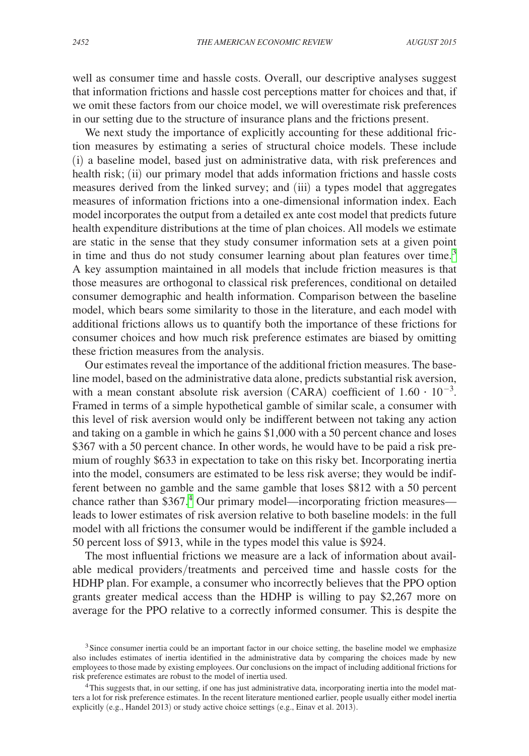well as consumer time and hassle costs. Overall, our descriptive analyses suggest that information frictions and hassle cost perceptions matter for choices and that, if we omit these factors from our choice model, we will overestimate risk preferences in our setting due to the structure of insurance plans and the frictions present.

We next study the importance of explicitly accounting for these additional friction measures by estimating a series of structural choice models. These include (i) a baseline model, based just on administrative data, with risk preferences and health risk; (ii) our primary model that adds information frictions and hassle costs measures derived from the linked survey; and (iii) a types model that aggregates measures of information frictions into a one-dimensional information index. Each model incorporates the output from a detailed ex ante cost model that predicts future health expenditure distributions at the time of plan choices. All models we estimate are static in the sense that they study consumer information sets at a given point in time and thus do not study consumer learning about plan features over time.[3] A key assumption maintained in all models that include friction measures is that those measures are orthogonal to classical risk preferences, conditional on detailed consumer demographic and health information. Comparison between the baseline model, which bears some similarity to those in the literature, and each model with additional frictions allows us to quantify both the importance of these frictions for consumer choices and how much risk preference estimates are biased by omitting these friction measures from the analysis.

Our estimates reveal the importance of the additional friction measures. The baseline model, based on the administrative data alone, predicts substantial risk aversion, with a mean constant absolute risk aversion (CARA) coefficient of $1.60 \cdot 10^{-3}$. Framed in terms of a simple hypothetical gamble of similar scale, a consumer with this level of risk aversion would only be indifferent between not taking any action and taking on a gamble in which he gains \$1,000 with a 50 percent chance and loses \$367 with a 50 percent chance. In other words, he would have to be paid a risk premium of roughly \$633 in expectation to take on this risky bet. Incorporating inertia into the model, consumers are estimated to be less risk averse; they would be indifferent between no gamble and the same gamble that loses \$812 with a 50 percent chance rather than \$367.[4] Our primary model—incorporating friction measures—leads to lower estimates of risk aversion relative to both baseline models: in the full model with all frictions the consumer would be indifferent if the gamble included a 50 percent loss of \$913, while in the types model this value is \$924.

The most influential frictions we measure are a lack of information about available medical providers/treatments and perceived time and hassle costs for the HDHP plan. For example, a consumer who incorrectly believes that the PPO option grants greater medical access than the HDHP is willing to pay \$2,267 more on average for the PPO relative to a correctly informed consumer. This is despite the

[3] Since consumer inertia could be an important factor in our choice setting, the baseline model we emphasize also includes estimates of inertia identified in the administrative data by comparing the choices made by new employees to those made by existing employees. Our conclusions on the impact of including additional frictions for risk preference estimates are robust to the model of inertia used.

[4] This suggests that, in our setting, if one has just administrative data, incorporating inertia into the model matters a lot for risk preference estimates. In the recent literature mentioned earlier, people usually either model inertia explicitly (e.g., Handel 2013) or study active choice settings (e.g., Einav et al. 2013).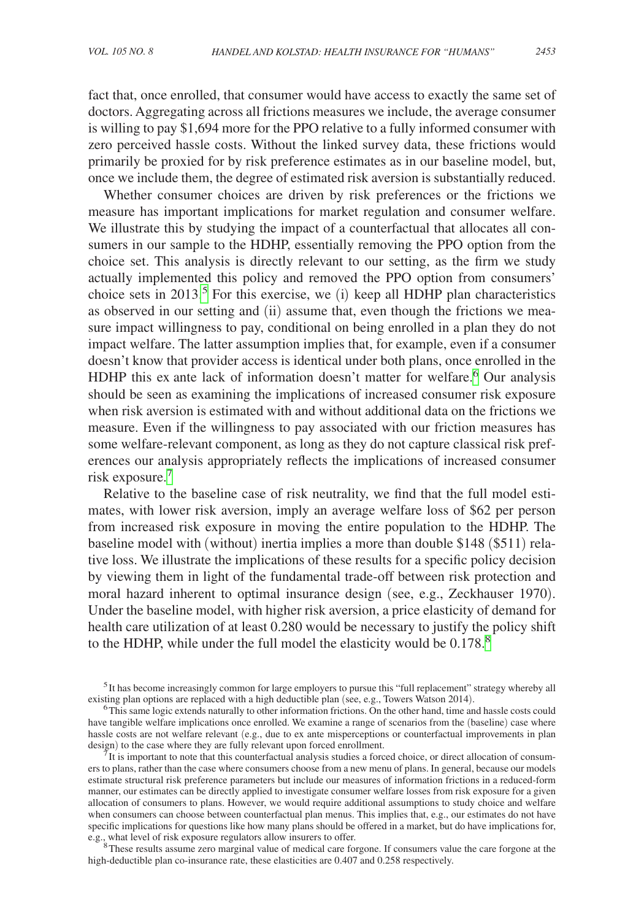fact that, once enrolled, that consumer would have access to exactly the same set of doctors. Aggregating across all frictions measures we include, the average consumer is willing to pay \$1,694 more for the PPO relative to a fully informed consumer with zero perceived hassle costs. Without the linked survey data, these frictions would primarily be proxied for by risk preference estimates as in our baseline model, but, once we include them, the degree of estimated risk aversion is substantially reduced.

Whether consumer choices are driven by risk preferences or the frictions we measure has important implications for market regulation and consumer welfare. We illustrate this by studying the impact of a counterfactual that allocates all consumers in our sample to the HDHP, essentially removing the PPO option from the choice set. This analysis is directly relevant to our setting, as the firm we study actually implemented this policy and removed the PPO option from consumers' choice sets in 2013.[5] For this exercise, we (i) keep all HDHP plan characteristics as observed in our setting and (ii) assume that, even though the frictions we measure impact willingness to pay, conditional on being enrolled in a plan they do not impact welfare. The latter assumption implies that, for example, even if a consumer doesn't know that provider access is identical under both plans, once enrolled in the HDHP this ex ante lack of information doesn't matter for welfare.[6] Our analysis should be seen as examining the implications of increased consumer risk exposure when risk aversion is estimated with and without additional data on the frictions we measure. Even if the willingness to pay associated with our friction measures has some welfare-relevant component, as long as they do not capture classical risk preferences our analysis appropriately reflects the implications of increased consumer risk exposure.[7]

Relative to the baseline case of risk neutrality, we find that the full model estimates, with lower risk aversion, imply an average welfare loss of \$62 per person from increased risk exposure in moving the entire population to the HDHP. The baseline model with (without) inertia implies a more than double \$148 (\$511) relative loss. We illustrate the implications of these results for a specific policy decision by viewing them in light of the fundamental trade-off between risk protection and moral hazard inherent to optimal insurance design (see, e.g., Zeckhauser 1970). Under the baseline model, with higher risk aversion, a price elasticity of demand for health care utilization of at least 0.280 would be necessary to justify the policy shift to the HDHP, while under the full model the elasticity would be 0.178.[8]

[5] It has become increasingly common for large employers to pursue this "full replacement" strategy whereby all existing plan options are replaced with a high deductible plan (see, e.g., Towers Watson 2014).

[6] This same logic extends naturally to other information frictions. On the other hand, time and hassle costs could have tangible welfare implications once enrolled. We examine a range of scenarios from the (baseline) case where hassle costs are not welfare relevant (e.g., due to ex ante misperceptions or counterfactual improvements in plan design) to the case where they are fully relevant upon forced enrollment.

[7] It is important to note that this counterfactual analysis studies a forced choice, or direct allocation of consumers to plans, rather than the case where consumers choose from a new menu of plans. In general, because our models estimate structural risk preference parameters but include our measures of information frictions in a reduced-form manner, our estimates can be directly applied to investigate consumer welfare losses from risk exposure for a given allocation of consumers to plans. However, we would require additional assumptions to study choice and welfare when consumers can choose between counterfactual plan menus. This implies that, e.g., our estimates do not have specific implications for questions like how many plans should be offered in a market, but do have implications for, e.g., what level of risk exposure regulators allow insurers to offer.

[8] These results assume zero marginal value of medical care forgone. If consumers value the care forgone at the high-deductible plan co-insurance rate, these elasticities are 0.407 and 0.258 respectively.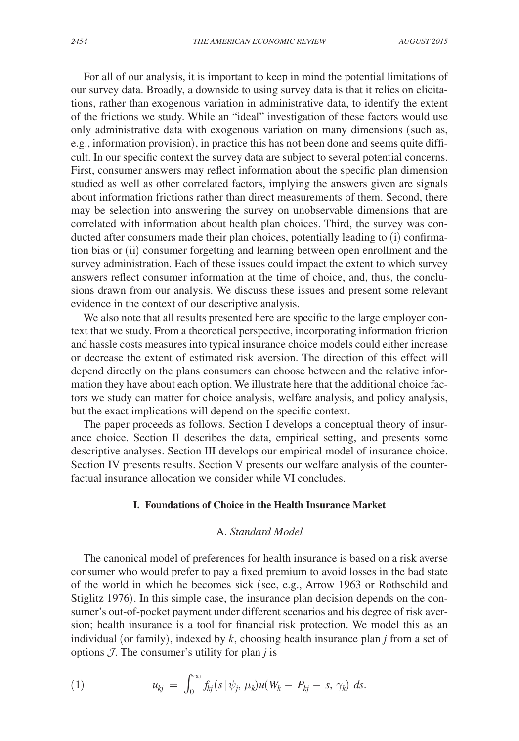For all of our analysis, it is important to keep in mind the potential limitations of our survey data. Broadly, a downside to using survey data is that it relies on elicitations, rather than exogenous variation in administrative data, to identify the extent of the frictions we study. While an "ideal" investigation of these factors would use only administrative data with exogenous variation on many dimensions (such as, e.g., information provision), in practice this has not been done and seems quite difficult. In our specific context the survey data are subject to several potential concerns. First, consumer answers may reflect information about the specific plan dimension studied as well as other correlated factors, implying the answers given are signals about information frictions rather than direct measurements of them. Second, there may be selection into answering the survey on unobservable dimensions that are correlated with information about health plan choices. Third, the survey was conducted after consumers made their plan choices, potentially leading to (i) confirmation bias or (ii) consumer forgetting and learning between open enrollment and the survey administration. Each of these issues could impact the extent to which survey answers reflect consumer information at the time of choice, and, thus, the conclusions drawn from our analysis. We discuss these issues and present some relevant evidence in the context of our descriptive analysis.

We also note that all results presented here are specific to the large employer context that we study. From a theoretical perspective, incorporating information friction and hassle costs measures into typical insurance choice models could either increase or decrease the extent of estimated risk aversion. The direction of this effect will depend directly on the plans consumers can choose between and the relative information they have about each option. We illustrate here that the additional choice factors we study can matter for choice analysis, welfare analysis, and policy analysis, but the exact implications will depend on the specific context.

The paper proceeds as follows. Section I develops a conceptual theory of insurance choice. Section II describes the data, empirical setting, and presents some descriptive analyses. Section III develops our empirical model of insurance choice. Section IV presents results. Section V presents our welfare analysis of the counterfactual insurance allocation we consider while VI concludes.

## I. Foundations of Choice in the Health Insurance Market

### A. *Standard Model*

The canonical model of preferences for health insurance is based on a risk averse consumer who would prefer to pay a fixed premium to avoid losses in the bad state of the world in which he becomes sick (see, e.g., Arrow 1963 or Rothschild and Stiglitz 1976). In this simple case, the insurance plan decision depends on the consumer's out-of-pocket payment under different scenarios and his degree of risk aversion; health insurance is a tool for financial risk protection. We model this as an individual (or family), indexed by $k$, choosing health insurance plan $j$ from a set of options $\mathcal{J}$. The consumer's utility for plan $j$ is

$$u_{kj} = \int_0^\infty f_{kj}(s \mid \psi_j, \mu_k) u(W_k - P_{kj} - s, \gamma_k)\, ds. \tag{1}$$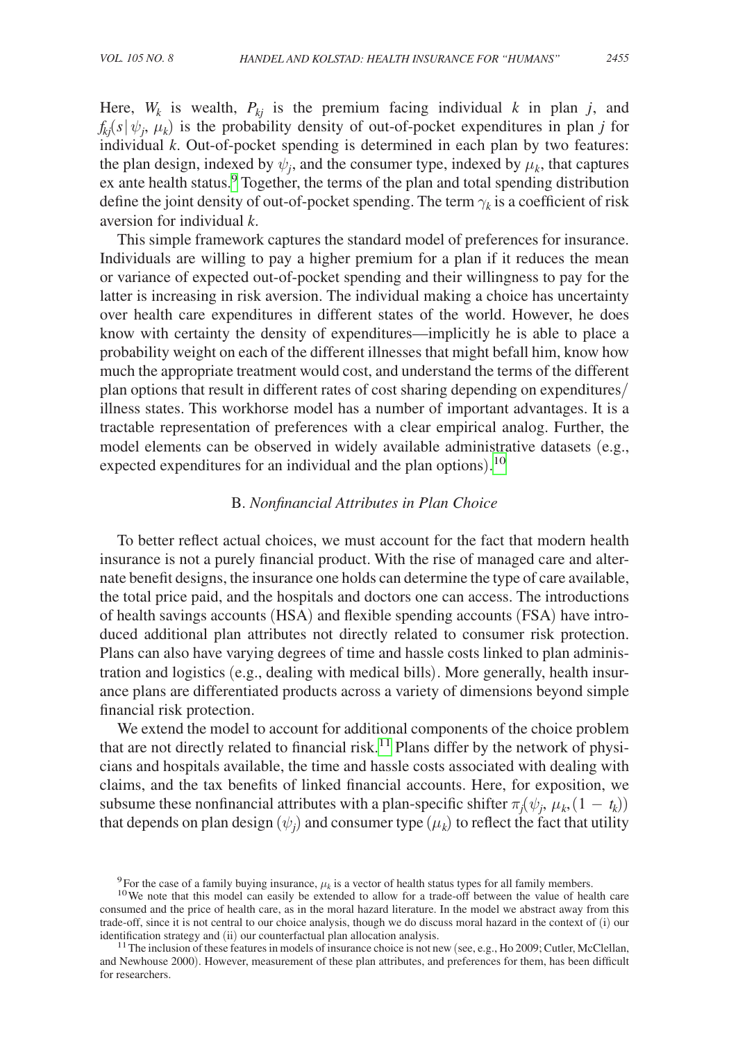Here, $W_k$ is wealth, $P_{kj}$ is the premium facing individual $k$ in plan $j$, and $f_{kj}(s \mid \psi_j, \mu_k)$ is the probability density of out-of-pocket expenditures in plan $j$ for individual $k$. Out-of-pocket spending is determined in each plan by two features: the plan design, indexed by $\psi_j$, and the consumer type, indexed by $\mu_k$, that captures ex ante health status.[9] Together, the terms of the plan and total spending distribution define the joint density of out-of-pocket spending. The term $\gamma_k$ is a coefficient of risk aversion for individual $k$.

This simple framework captures the standard model of preferences for insurance. Individuals are willing to pay a higher premium for a plan if it reduces the mean or variance of expected out-of-pocket spending and their willingness to pay for the latter is increasing in risk aversion. The individual making a choice has uncertainty over health care expenditures in different states of the world. However, he does know with certainty the density of expenditures—implicitly he is able to place a probability weight on each of the different illnesses that might befall him, know how much the appropriate treatment would cost, and understand the terms of the different plan options that result in different rates of cost sharing depending on expenditures/illness states. This workhorse model has a number of important advantages. It is a tractable representation of preferences with a clear empirical analog. Further, the model elements can be observed in widely available administrative datasets (e.g., expected expenditures for an individual and the plan options).[10]

### B. *Nonfinancial Attributes in Plan Choice*

To better reflect actual choices, we must account for the fact that modern health insurance is not a purely financial product. With the rise of managed care and alternate benefit designs, the insurance one holds can determine the type of care available, the total price paid, and the hospitals and doctors one can access. The introductions of health savings accounts (HSA) and flexible spending accounts (FSA) have introduced additional plan attributes not directly related to consumer risk protection. Plans can also have varying degrees of time and hassle costs linked to plan administration and logistics (e.g., dealing with medical bills). More generally, health insurance plans are differentiated products across a variety of dimensions beyond simple financial risk protection.

We extend the model to account for additional components of the choice problem that are not directly related to financial risk.[11] Plans differ by the network of physicians and hospitals available, the time and hassle costs associated with dealing with claims, and the tax benefits of linked financial accounts. Here, for exposition, we subsume these nonfinancial attributes with a plan-specific shifter $\pi_j(\psi_j, \mu_k, (1 - t_k))$ that depends on plan design $(\psi_j)$ and consumer type $(\mu_k)$ to reflect the fact that utility

[9] For the case of a family buying insurance, $\mu_k$ is a vector of health status types for all family members.

[10] We note that this model can easily be extended to allow for a trade-off between the value of health care consumed and the price of health care, as in the moral hazard literature. In the model we abstract away from this trade-off, since it is not central to our choice analysis, though we do discuss moral hazard in the context of (i) our identification strategy and (ii) our counterfactual plan allocation analysis.

[11] The inclusion of these features in models of insurance choice is not new (see, e.g., Ho 2009; Cutler, McClellan, and Newhouse 2000). However, measurement of these plan attributes, and preferences for them, has been difficult for researchers.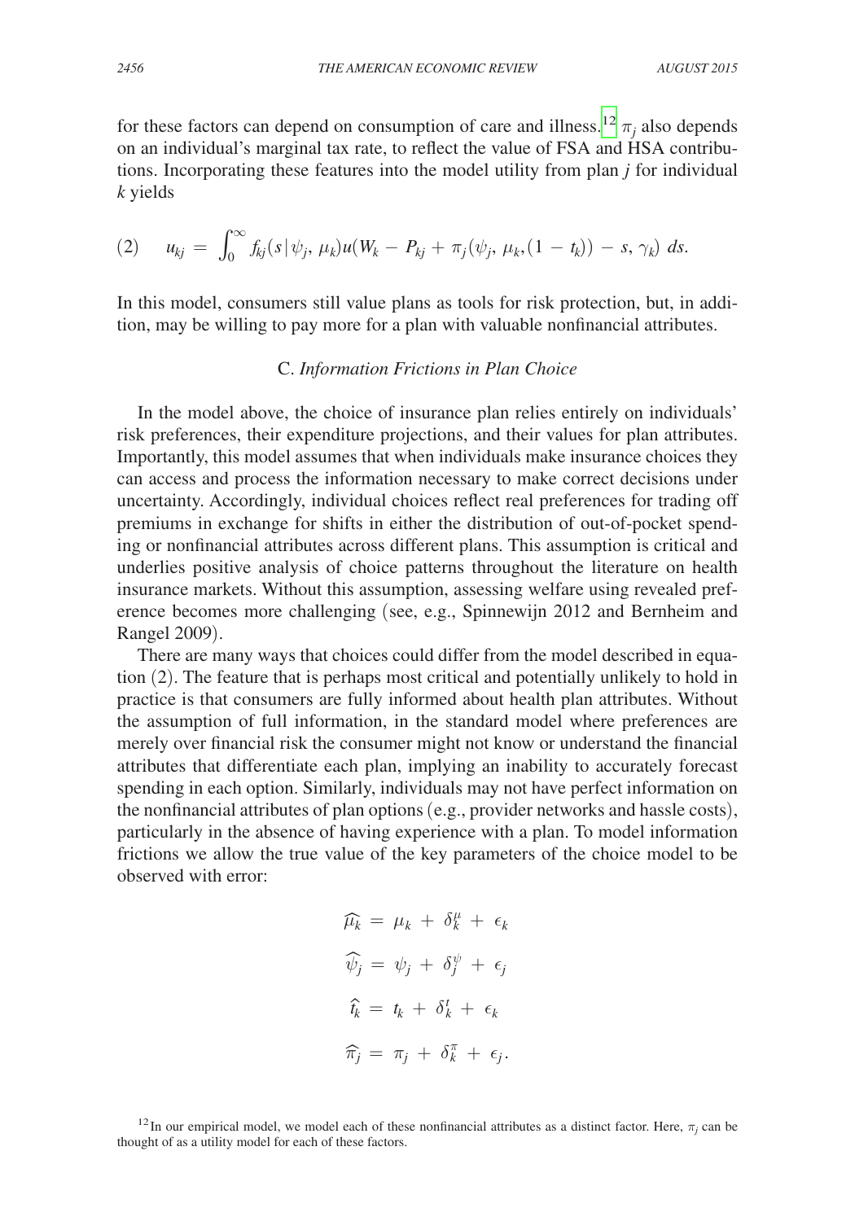for these factors can depend on consumption of care and illness.[12] $\pi_j$ also depends on an individual's marginal tax rate, to reflect the value of FSA and HSA contributions. Incorporating these features into the model utility from plan $j$ for individual $k$ yields

$$(2) \quad u_{kj} = \int_0^{\infty} f_{kj}(s \mid \psi_j, \mu_k) u(W_k - P_{kj} + \pi_j(\psi_j, \mu_k, (1 - t_k)) - s, \gamma_k) \, ds.$$

In this model, consumers still value plans as tools for risk protection, but, in addition, may be willing to pay more for a plan with valuable nonfinancial attributes.

### C. *Information Frictions in Plan Choice*

In the model above, the choice of insurance plan relies entirely on individuals' risk preferences, their expenditure projections, and their values for plan attributes. Importantly, this model assumes that when individuals make insurance choices they can access and process the information necessary to make correct decisions under uncertainty. Accordingly, individual choices reflect real preferences for trading off premiums in exchange for shifts in either the distribution of out-of-pocket spending or nonfinancial attributes across different plans. This assumption is critical and underlies positive analysis of choice patterns throughout the literature on health insurance markets. Without this assumption, assessing welfare using revealed preference becomes more challenging (see, e.g., Spinnewijn 2012 and Bernheim and Rangel 2009).

There are many ways that choices could differ from the model described in equation (2). The feature that is perhaps most critical and potentially unlikely to hold in practice is that consumers are fully informed about health plan attributes. Without the assumption of full information, in the standard model where preferences are merely over financial risk the consumer might not know or understand the financial attributes that differentiate each plan, implying an inability to accurately forecast spending in each option. Similarly, individuals may not have perfect information on the nonfinancial attributes of plan options (e.g., provider networks and hassle costs), particularly in the absence of having experience with a plan. To model information frictions we allow the true value of the key parameters of the choice model to be observed with error:

$$\widehat{\mu_k} = \mu_k + \delta_k^{\mu} + \epsilon_k$$

$$\widehat{\psi_j} = \psi_j + \delta_j^{\psi} + \epsilon_j$$

$$\widehat{t_k} = t_k + \delta_k^{t} + \epsilon_k$$

$$\widehat{\pi_j} = \pi_j + \delta_k^{\pi} + \epsilon_j.$$

[12] In our empirical model, we model each of these nonfinancial attributes as a distinct factor. Here, $\pi_j$ can be thought of as a utility model for each of these factors.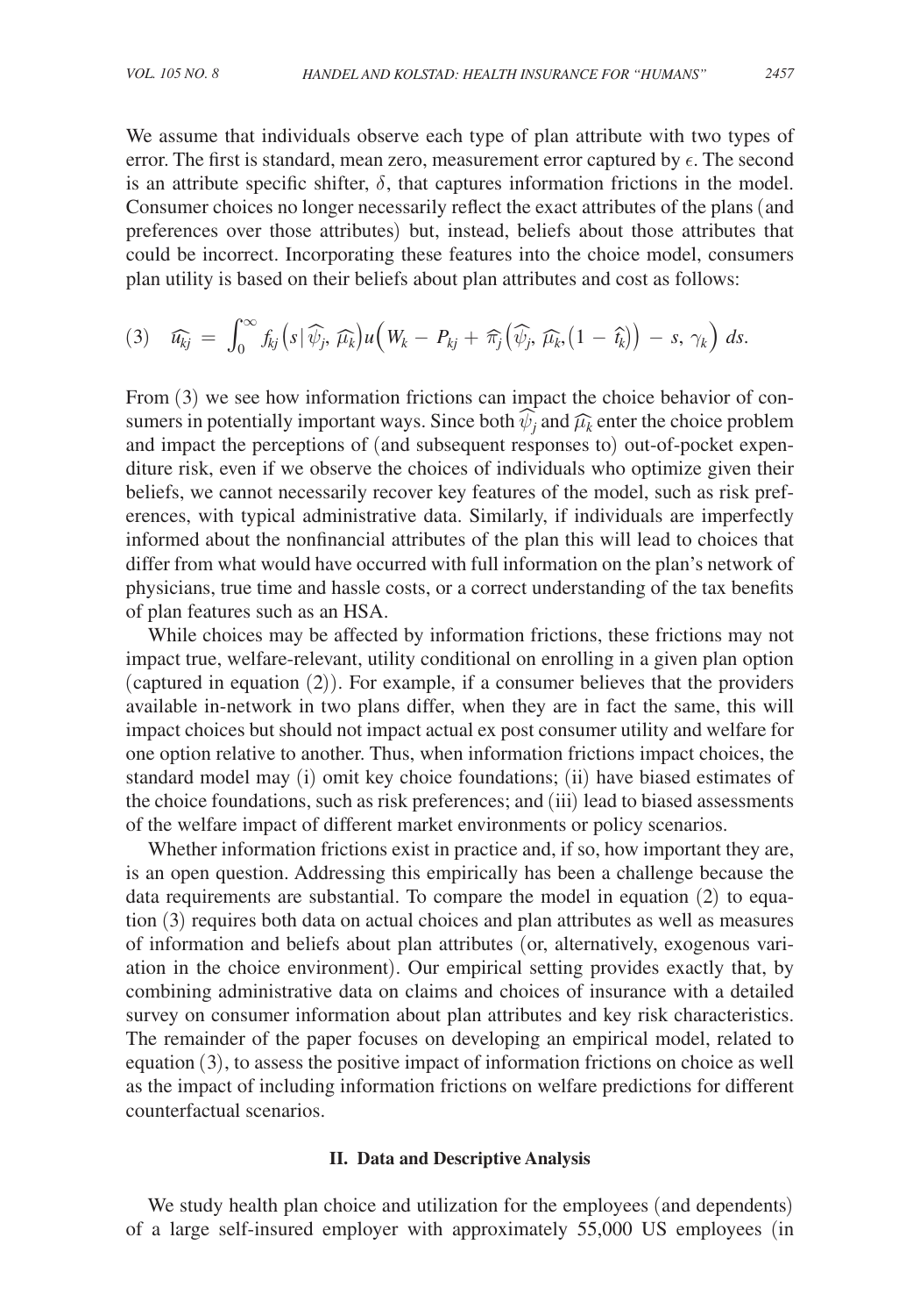We assume that individuals observe each type of plan attribute with two types of error. The first is standard, mean zero, measurement error captured by $\epsilon$. The second is an attribute specific shifter, $\delta$, that captures information frictions in the model. Consumer choices no longer necessarily reflect the exact attributes of the plans (and preferences over those attributes) but, instead, beliefs about those attributes that could be incorrect. Incorporating these features into the choice model, consumers plan utility is based on their beliefs about plan attributes and cost as follows:

$$(3) \quad \widehat{u_{kj}} = \int_0^\infty f_{kj}\big(s \,|\, \widehat{\psi_j}, \widehat{\mu_k}\big) u\Big(W_k - P_{kj} + \widehat{\pi}_j\big(\widehat{\psi_j}, \widehat{\mu_k}, \big(1 - \widehat{t_k}\big)\big) - s, \gamma_k\Big)\, ds.$$

From (3) we see how information frictions can impact the choice behavior of consumers in potentially important ways. Since both $\widehat{\psi_j}$ and $\widehat{\mu_k}$ enter the choice problem and impact the perceptions of (and subsequent responses to) out-of-pocket expenditure risk, even if we observe the choices of individuals who optimize given their beliefs, we cannot necessarily recover key features of the model, such as risk preferences, with typical administrative data. Similarly, if individuals are imperfectly informed about the nonfinancial attributes of the plan this will lead to choices that differ from what would have occurred with full information on the plan's network of physicians, true time and hassle costs, or a correct understanding of the tax benefits of plan features such as an HSA.

While choices may be affected by information frictions, these frictions may not impact true, welfare-relevant, utility conditional on enrolling in a given plan option (captured in equation (2)). For example, if a consumer believes that the providers available in-network in two plans differ, when they are in fact the same, this will impact choices but should not impact actual ex post consumer utility and welfare for one option relative to another. Thus, when information frictions impact choices, the standard model may (i) omit key choice foundations; (ii) have biased estimates of the choice foundations, such as risk preferences; and (iii) lead to biased assessments of the welfare impact of different market environments or policy scenarios.

Whether information frictions exist in practice and, if so, how important they are, is an open question. Addressing this empirically has been a challenge because the data requirements are substantial. To compare the model in equation (2) to equation (3) requires both data on actual choices and plan attributes as well as measures of information and beliefs about plan attributes (or, alternatively, exogenous variation in the choice environment). Our empirical setting provides exactly that, by combining administrative data on claims and choices of insurance with a detailed survey on consumer information about plan attributes and key risk characteristics. The remainder of the paper focuses on developing an empirical model, related to equation (3), to assess the positive impact of information frictions on choice as well as the impact of including information frictions on welfare predictions for different counterfactual scenarios.

## II. Data and Descriptive Analysis

We study health plan choice and utilization for the employees (and dependents) of a large self-insured employer with approximately 55,000 US employees (in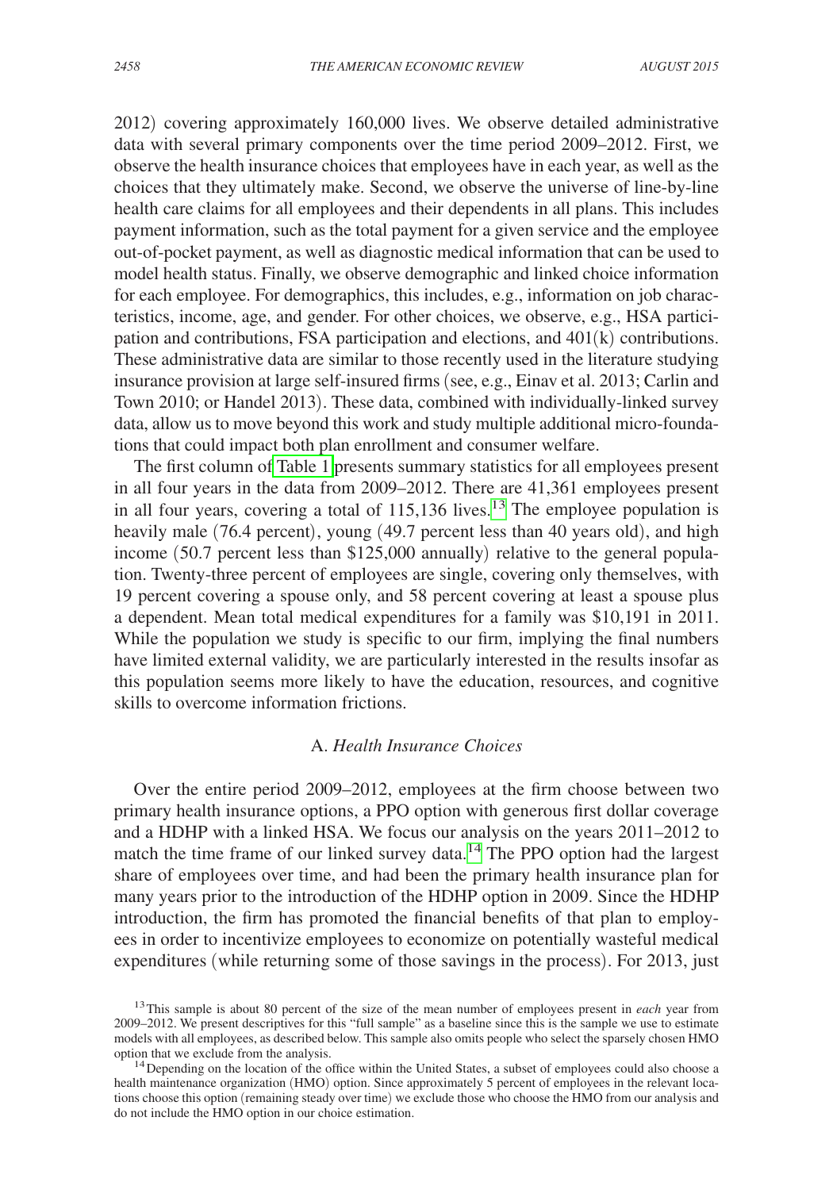2012) covering approximately 160,000 lives. We observe detailed administrative data with several primary components over the time period 2009–2012. First, we observe the health insurance choices that employees have in each year, as well as the choices that they ultimately make. Second, we observe the universe of line-by-line health care claims for all employees and their dependents in all plans. This includes payment information, such as the total payment for a given service and the employee out-of-pocket payment, as well as diagnostic medical information that can be used to model health status. Finally, we observe demographic and linked choice information for each employee. For demographics, this includes, e.g., information on job characteristics, income, age, and gender. For other choices, we observe, e.g., HSA participation and contributions, FSA participation and elections, and 401(k) contributions. These administrative data are similar to those recently used in the literature studying insurance provision at large self-insured firms (see, e.g., Einav et al. 2013; Carlin and Town 2010; or Handel 2013). These data, combined with individually-linked survey data, allow us to move beyond this work and study multiple additional micro-foundations that could impact both plan enrollment and consumer welfare.

The first column of Table 1 presents summary statistics for all employees present in all four years in the data from 2009–2012. There are 41,361 employees present in all four years, covering a total of 115,136 lives.[13] The employee population is heavily male (76.4 percent), young (49.7 percent less than 40 years old), and high income (50.7 percent less than $125,000 annually) relative to the general population. Twenty-three percent of employees are single, covering only themselves, with 19 percent covering a spouse only, and 58 percent covering at least a spouse plus a dependent. Mean total medical expenditures for a family was $10,191 in 2011. While the population we study is specific to our firm, implying the final numbers have limited external validity, we are particularly interested in the results insofar as this population seems more likely to have the education, resources, and cognitive skills to overcome information frictions.

### A. *Health Insurance Choices*

Over the entire period 2009–2012, employees at the firm choose between two primary health insurance options, a PPO option with generous first dollar coverage and a HDHP with a linked HSA. We focus our analysis on the years 2011–2012 to match the time frame of our linked survey data.[14] The PPO option had the largest share of employees over time, and had been the primary health insurance plan for many years prior to the introduction of the HDHP option in 2009. Since the HDHP introduction, the firm has promoted the financial benefits of that plan to employees in order to incentivize employees to economize on potentially wasteful medical expenditures (while returning some of those savings in the process). For 2013, just

[13] This sample is about 80 percent of the size of the mean number of employees present in *each* year from 2009–2012. We present descriptives for this "full sample" as a baseline since this is the sample we use to estimate models with all employees, as described below. This sample also omits people who select the sparsely chosen HMO option that we exclude from the analysis.

[14] Depending on the location of the office within the United States, a subset of employees could also choose a health maintenance organization (HMO) option. Since approximately 5 percent of employees in the relevant locations choose this option (remaining steady over time) we exclude those who choose the HMO from our analysis and do not include the HMO option in our choice estimation.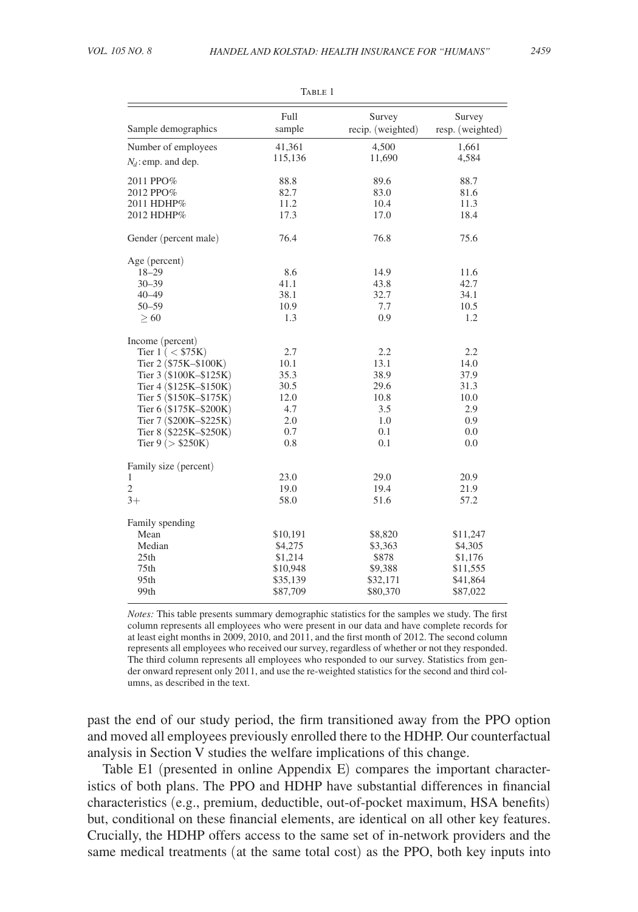Table 1

| Sample demographics | Full sample | Survey recip. (weighted) | Survey resp. (weighted) |
|---|---|---|---|
| Number of employees | 41,361 | 4,500 | 1,661 |
| $N_d$: emp. and dep. | 115,136 | 11,690 | 4,584 |
| 2011 PPO% | 88.8 | 89.6 | 88.7 |
| 2012 PPO% | 82.7 | 83.0 | 81.6 |
| 2011 HDHP% | 11.2 | 10.4 | 11.3 |
| 2012 HDHP% | 17.3 | 17.0 | 18.4 |
| Gender (percent male) | 76.4 | 76.8 | 75.6 |
| Age (percent) | | | |
| 18–29 | 8.6 | 14.9 | 11.6 |
| 30–39 | 41.1 | 43.8 | 42.7 |
| 40–49 | 38.1 | 32.7 | 34.1 |
| 50–59 | 10.9 | 7.7 | 10.5 |
| $\geq 60$ | 1.3 | 0.9 | 1.2 |
| Income (percent) | | | |
| Tier 1 ( < \$75K) | 2.7 | 2.2 | 2.2 |
| Tier 2 (\$75K–\$100K) | 10.1 | 13.1 | 14.0 |
| Tier 3 (\$100K–\$125K) | 35.3 | 38.9 | 37.9 |
| Tier 4 (\$125K–\$150K) | 30.5 | 29.6 | 31.3 |
| Tier 5 (\$150K–\$175K) | 12.0 | 10.8 | 10.0 |
| Tier 6 (\$175K–\$200K) | 4.7 | 3.5 | 2.9 |
| Tier 7 (\$200K–\$225K) | 2.0 | 1.0 | 0.9 |
| Tier 8 (\$225K–\$250K) | 0.7 | 0.1 | 0.0 |
| Tier 9 (> \$250K) | 0.8 | 0.1 | 0.0 |
| Family size (percent) | | | |
| 1 | 23.0 | 29.0 | 20.9 |
| 2 | 19.0 | 19.4 | 21.9 |
| 3+ | 58.0 | 51.6 | 57.2 |
| Family spending | | | |
| Mean | \$10,191 | \$8,820 | \$11,247 |
| Median | \$4,275 | \$3,363 | \$4,305 |
| 25th | \$1,214 | \$878 | \$1,176 |
| 75th | \$10,948 | \$9,388 | \$11,555 |
| 95th | \$35,139 | \$32,171 | \$41,864 |
| 99th | \$87,709 | \$80,370 | \$87,022 |

*Notes:* This table presents summary demographic statistics for the samples we study. The first column represents all employees who were present in our data and have complete records for at least eight months in 2009, 2010, and 2011, and the first month of 2012. The second column represents all employees who received our survey, regardless of whether or not they responded. The third column represents all employees who responded to our survey. Statistics from gender onward represent only 2011, and use the re-weighted statistics for the second and third columns, as described in the text.

past the end of our study period, the firm transitioned away from the PPO option and moved all employees previously enrolled there to the HDHP. Our counterfactual analysis in Section V studies the welfare implications of this change.

Table E1 (presented in online Appendix E) compares the important characteristics of both plans. The PPO and HDHP have substantial differences in financial characteristics (e.g., premium, deductible, out-of-pocket maximum, HSA benefits) but, conditional on these financial elements, are identical on all other key features. Crucially, the HDHP offers access to the same set of in-network providers and the same medical treatments (at the same total cost) as the PPO, both key inputs into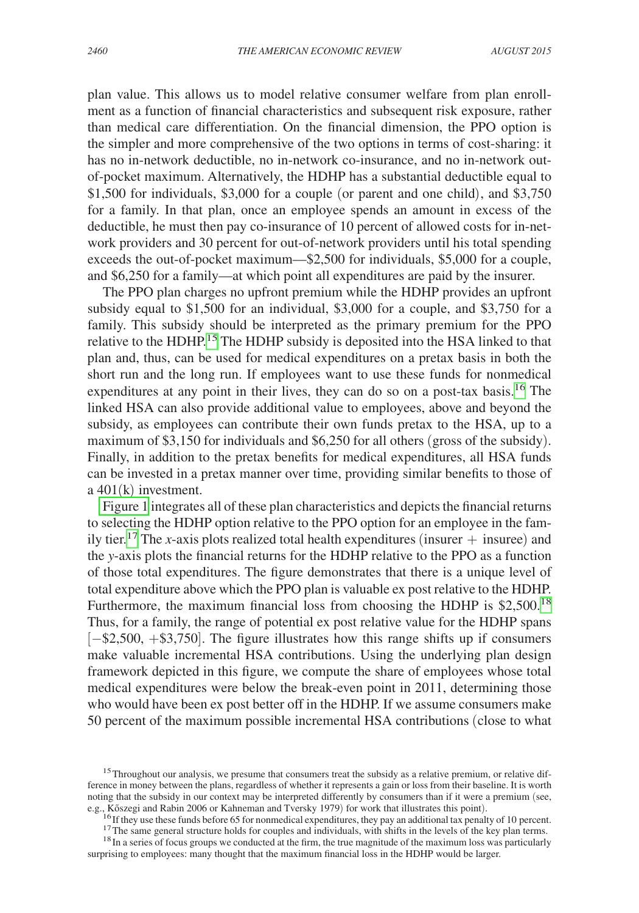plan value. This allows us to model relative consumer welfare from plan enrollment as a function of financial characteristics and subsequent risk exposure, rather than medical care differentiation. On the financial dimension, the PPO option is the simpler and more comprehensive of the two options in terms of cost-sharing: it has no in-network deductible, no in-network co-insurance, and no in-network out-of-pocket maximum. Alternatively, the HDHP has a substantial deductible equal to \$1,500 for individuals, \$3,000 for a couple (or parent and one child), and \$3,750 for a family. In that plan, once an employee spends an amount in excess of the deductible, he must then pay co-insurance of 10 percent of allowed costs for in-network providers and 30 percent for out-of-network providers until his total spending exceeds the out-of-pocket maximum—\$2,500 for individuals, \$5,000 for a couple, and \$6,250 for a family—at which point all expenditures are paid by the insurer.

The PPO plan charges no upfront premium while the HDHP provides an upfront subsidy equal to \$1,500 for an individual, \$3,000 for a couple, and \$3,750 for a family. This subsidy should be interpreted as the primary premium for the PPO relative to the HDHP.[15] The HDHP subsidy is deposited into the HSA linked to that plan and, thus, can be used for medical expenditures on a pretax basis in both the short run and the long run. If employees want to use these funds for nonmedical expenditures at any point in their lives, they can do so on a post-tax basis.[16] The linked HSA can also provide additional value to employees, above and beyond the subsidy, as employees can contribute their own funds pretax to the HSA, up to a maximum of \$3,150 for individuals and \$6,250 for all others (gross of the subsidy). Finally, in addition to the pretax benefits for medical expenditures, all HSA funds can be invested in a pretax manner over time, providing similar benefits to those of a 401(k) investment.

Figure 1 integrates all of these plan characteristics and depicts the financial returns to selecting the HDHP option relative to the PPO option for an employee in the family tier.[17] The *x*-axis plots realized total health expenditures (insurer + insuree) and the *y*-axis plots the financial returns for the HDHP relative to the PPO as a function of those total expenditures. The figure demonstrates that there is a unique level of total expenditure above which the PPO plan is valuable ex post relative to the HDHP. Furthermore, the maximum financial loss from choosing the HDHP is \$2,500.[18] Thus, for a family, the range of potential ex post relative value for the HDHP spans [−\$2,500, +\$3,750]. The figure illustrates how this range shifts up if consumers make valuable incremental HSA contributions. Using the underlying plan design framework depicted in this figure, we compute the share of employees whose total medical expenditures were below the break-even point in 2011, determining those who would have been ex post better off in the HDHP. If we assume consumers make 50 percent of the maximum possible incremental HSA contributions (close to what

---

[15] Throughout our analysis, we presume that consumers treat the subsidy as a relative premium, or relative difference in money between the plans, regardless of whether it represents a gain or loss from their baseline. It is worth noting that the subsidy in our context may be interpreted differently by consumers than if it were a premium (see, e.g., Kőszegi and Rabin 2006 or Kahneman and Tversky 1979) for work that illustrates this point).

[16] If they use these funds before 65 for nonmedical expenditures, they pay an additional tax penalty of 10 percent.

[17] The same general structure holds for couples and individuals, with shifts in the levels of the key plan terms.

[18] In a series of focus groups we conducted at the firm, the true magnitude of the maximum loss was particularly surprising to employees: many thought that the maximum financial loss in the HDHP would be larger.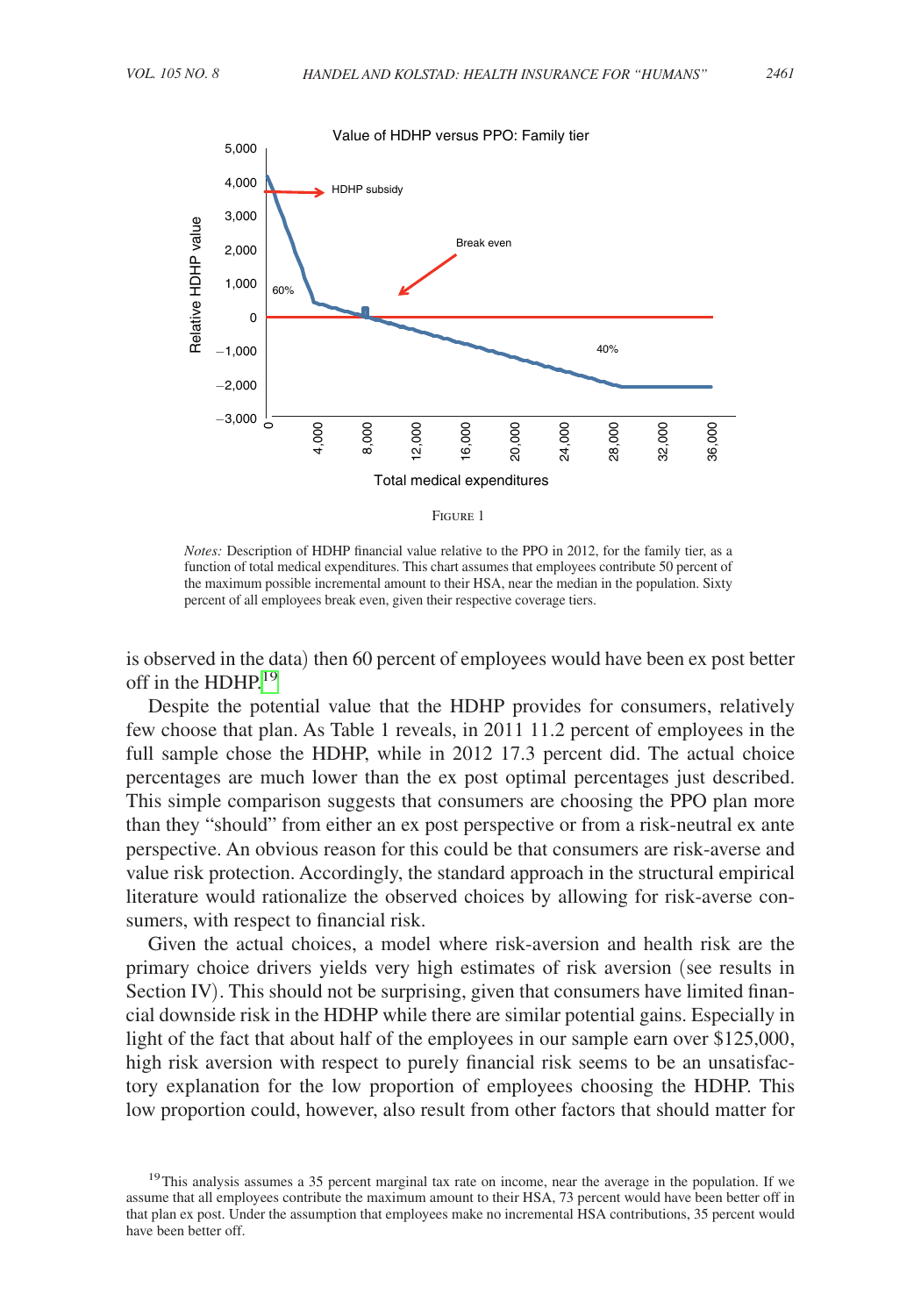FIGURE 1

*Notes:* Description of HDHP financial value relative to the PPO in 2012, for the family tier, as a function of total medical expenditures. This chart assumes that employees contribute 50 percent of the maximum possible incremental amount to their HSA, near the median in the population. Sixty percent of all employees break even, given their respective coverage tiers.

is observed in the data) then 60 percent of employees would have been ex post better off in the HDHP.[19]

Despite the potential value that the HDHP provides for consumers, relatively few choose that plan. As Table 1 reveals, in 2011 11.2 percent of employees in the full sample chose the HDHP, while in 2012 17.3 percent did. The actual choice percentages are much lower than the ex post optimal percentages just described. This simple comparison suggests that consumers are choosing the PPO plan more than they "should" from either an ex post perspective or from a risk-neutral ex ante perspective. An obvious reason for this could be that consumers are risk-averse and value risk protection. Accordingly, the standard approach in the structural empirical literature would rationalize the observed choices by allowing for risk-averse consumers, with respect to financial risk.

Given the actual choices, a model where risk-aversion and health risk are the primary choice drivers yields very high estimates of risk aversion (see results in Section IV). This should not be surprising, given that consumers have limited financial downside risk in the HDHP while there are similar potential gains. Especially in light of the fact that about half of the employees in our sample earn over \$125,000, high risk aversion with respect to purely financial risk seems to be an unsatisfactory explanation for the low proportion of employees choosing the HDHP. This low proportion could, however, also result from other factors that should matter for

[19] This analysis assumes a 35 percent marginal tax rate on income, near the average in the population. If we assume that all employees contribute the maximum amount to their HSA, 73 percent would have been better off in that plan ex post. Under the assumption that employees make no incremental HSA contributions, 35 percent would have been better off.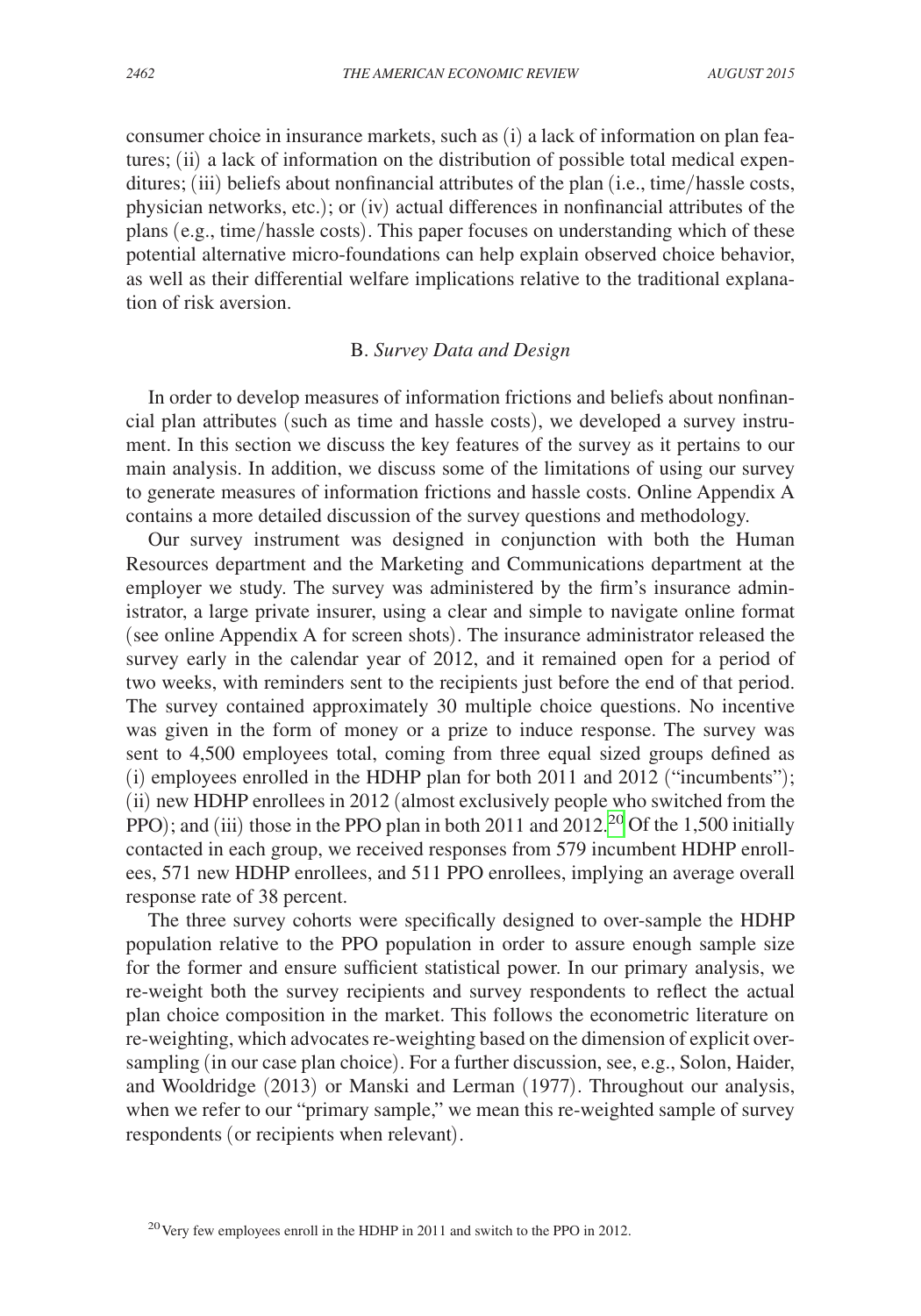consumer choice in insurance markets, such as (i) a lack of information on plan features; (ii) a lack of information on the distribution of possible total medical expenditures; (iii) beliefs about nonfinancial attributes of the plan (i.e., time/hassle costs, physician networks, etc.); or (iv) actual differences in nonfinancial attributes of the plans (e.g., time/hassle costs). This paper focuses on understanding which of these potential alternative micro-foundations can help explain observed choice behavior, as well as their differential welfare implications relative to the traditional explanation of risk aversion.

### B. *Survey Data and Design*

In order to develop measures of information frictions and beliefs about nonfinancial plan attributes (such as time and hassle costs), we developed a survey instrument. In this section we discuss the key features of the survey as it pertains to our main analysis. In addition, we discuss some of the limitations of using our survey to generate measures of information frictions and hassle costs. Online Appendix A contains a more detailed discussion of the survey questions and methodology.

Our survey instrument was designed in conjunction with both the Human Resources department and the Marketing and Communications department at the employer we study. The survey was administered by the firm's insurance administrator, a large private insurer, using a clear and simple to navigate online format (see online Appendix A for screen shots). The insurance administrator released the survey early in the calendar year of 2012, and it remained open for a period of two weeks, with reminders sent to the recipients just before the end of that period. The survey contained approximately 30 multiple choice questions. No incentive was given in the form of money or a prize to induce response. The survey was sent to 4,500 employees total, coming from three equal sized groups defined as (i) employees enrolled in the HDHP plan for both 2011 and 2012 ("incumbents"); (ii) new HDHP enrollees in 2012 (almost exclusively people who switched from the PPO); and (iii) those in the PPO plan in both 2011 and 2012.[20] Of the 1,500 initially contacted in each group, we received responses from 579 incumbent HDHP enrollees, 571 new HDHP enrollees, and 511 PPO enrollees, implying an average overall response rate of 38 percent.

The three survey cohorts were specifically designed to over-sample the HDHP population relative to the PPO population in order to assure enough sample size for the former and ensure sufficient statistical power. In our primary analysis, we re-weight both the survey recipients and survey respondents to reflect the actual plan choice composition in the market. This follows the econometric literature on re-weighting, which advocates re-weighting based on the dimension of explicit over-sampling (in our case plan choice). For a further discussion, see, e.g., Solon, Haider, and Wooldridge (2013) or Manski and Lerman (1977). Throughout our analysis, when we refer to our "primary sample," we mean this re-weighted sample of survey respondents (or recipients when relevant).

[20] Very few employees enroll in the HDHP in 2011 and switch to the PPO in 2012.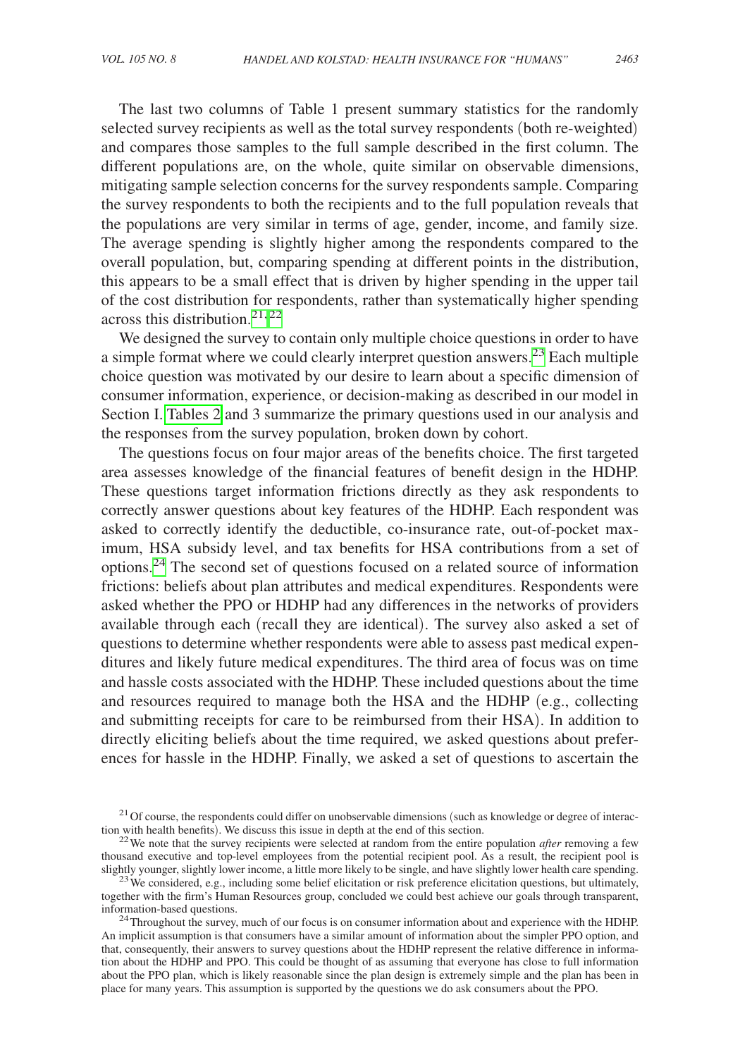The last two columns of Table 1 present summary statistics for the randomly selected survey recipients as well as the total survey respondents (both re-weighted) and compares those samples to the full sample described in the first column. The different populations are, on the whole, quite similar on observable dimensions, mitigating sample selection concerns for the survey respondents sample. Comparing the survey respondents to both the recipients and to the full population reveals that the populations are very similar in terms of age, gender, income, and family size. The average spending is slightly higher among the respondents compared to the overall population, but, comparing spending at different points in the distribution, this appears to be a small effect that is driven by higher spending in the upper tail of the cost distribution for respondents, rather than systematically higher spending across this distribution.[21,22]

We designed the survey to contain only multiple choice questions in order to have a simple format where we could clearly interpret question answers.[23] Each multiple choice question was motivated by our desire to learn about a specific dimension of consumer information, experience, or decision-making as described in our model in Section I. Tables 2 and 3 summarize the primary questions used in our analysis and the responses from the survey population, broken down by cohort.

The questions focus on four major areas of the benefits choice. The first targeted area assesses knowledge of the financial features of benefit design in the HDHP. These questions target information frictions directly as they ask respondents to correctly answer questions about key features of the HDHP. Each respondent was asked to correctly identify the deductible, co-insurance rate, out-of-pocket maximum, HSA subsidy level, and tax benefits for HSA contributions from a set of options.[24] The second set of questions focused on a related source of information frictions: beliefs about plan attributes and medical expenditures. Respondents were asked whether the PPO or HDHP had any differences in the networks of providers available through each (recall they are identical). The survey also asked a set of questions to determine whether respondents were able to assess past medical expenditures and likely future medical expenditures. The third area of focus was on time and hassle costs associated with the HDHP. These included questions about the time and resources required to manage both the HSA and the HDHP (e.g., collecting and submitting receipts for care to be reimbursed from their HSA). In addition to directly eliciting beliefs about the time required, we asked questions about preferences for hassle in the HDHP. Finally, we asked a set of questions to ascertain the

[21] Of course, the respondents could differ on unobservable dimensions (such as knowledge or degree of interaction with health benefits). We discuss this issue in depth at the end of this section.

[22] We note that the survey recipients were selected at random from the entire population *after* removing a few thousand executive and top-level employees from the potential recipient pool. As a result, the recipient pool is slightly younger, slightly lower income, a little more likely to be single, and have slightly lower health care spending.

[23] We considered, e.g., including some belief elicitation or risk preference elicitation questions, but ultimately, together with the firm's Human Resources group, concluded we could best achieve our goals through transparent, information-based questions.

[24] Throughout the survey, much of our focus is on consumer information about and experience with the HDHP. An implicit assumption is that consumers have a similar amount of information about the simpler PPO option, and that, consequently, their answers to survey questions about the HDHP represent the relative difference in information about the HDHP and PPO. This could be thought of as assuming that everyone has close to full information about the PPO plan, which is likely reasonable since the plan design is extremely simple and the plan has been in place for many years. This assumption is supported by the questions we do ask consumers about the PPO.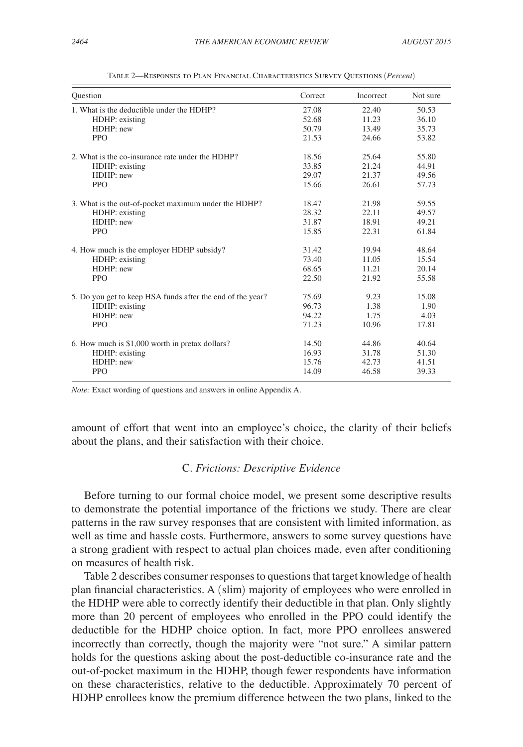Table 2—Responses to Plan Financial Characteristics Survey Questions (*Percent*)

| Question | Correct | Incorrect | Not sure |
|---|---|---|---|
| 1. What is the deductible under the HDHP? | 27.08 | 22.40 | 50.53 |
| HDHP: existing | 52.68 | 11.23 | 36.10 |
| HDHP: new | 50.79 | 13.49 | 35.73 |
| PPO | 21.53 | 24.66 | 53.82 |
| 2. What is the co-insurance rate under the HDHP? | 18.56 | 25.64 | 55.80 |
| HDHP: existing | 33.85 | 21.24 | 44.91 |
| HDHP: new | 29.07 | 21.37 | 49.56 |
| PPO | 15.66 | 26.61 | 57.73 |
| 3. What is the out-of-pocket maximum under the HDHP? | 18.47 | 21.98 | 59.55 |
| HDHP: existing | 28.32 | 22.11 | 49.57 |
| HDHP: new | 31.87 | 18.91 | 49.21 |
| PPO | 15.85 | 22.31 | 61.84 |
| 4. How much is the employer HDHP subsidy? | 31.42 | 19.94 | 48.64 |
| HDHP: existing | 73.40 | 11.05 | 15.54 |
| HDHP: new | 68.65 | 11.21 | 20.14 |
| PPO | 22.50 | 21.92 | 55.58 |
| 5. Do you get to keep HSA funds after the end of the year? | 75.69 | 9.23 | 15.08 |
| HDHP: existing | 96.73 | 1.38 | 1.90 |
| HDHP: new | 94.22 | 1.75 | 4.03 |
| PPO | 71.23 | 10.96 | 17.81 |
| 6. How much is $1,000 worth in pretax dollars? | 14.50 | 44.86 | 40.64 |
| HDHP: existing | 16.93 | 31.78 | 51.30 |
| HDHP: new | 15.76 | 42.73 | 41.51 |
| PPO | 14.09 | 46.58 | 39.33 |

*Note:* Exact wording of questions and answers in online Appendix A.

amount of effort that went into an employee's choice, the clarity of their beliefs about the plans, and their satisfaction with their choice.

### C. *Frictions: Descriptive Evidence*

Before turning to our formal choice model, we present some descriptive results to demonstrate the potential importance of the frictions we study. There are clear patterns in the raw survey responses that are consistent with limited information, as well as time and hassle costs. Furthermore, answers to some survey questions have a strong gradient with respect to actual plan choices made, even after conditioning on measures of health risk.

Table 2 describes consumer responses to questions that target knowledge of health plan financial characteristics. A (slim) majority of employees who were enrolled in the HDHP were able to correctly identify their deductible in that plan. Only slightly more than 20 percent of employees who enrolled in the PPO could identify the deductible for the HDHP choice option. In fact, more PPO enrollees answered incorrectly than correctly, though the majority were "not sure." A similar pattern holds for the questions asking about the post-deductible co-insurance rate and the out-of-pocket maximum in the HDHP, though fewer respondents have information on these characteristics, relative to the deductible. Approximately 70 percent of HDHP enrollees know the premium difference between the two plans, linked to the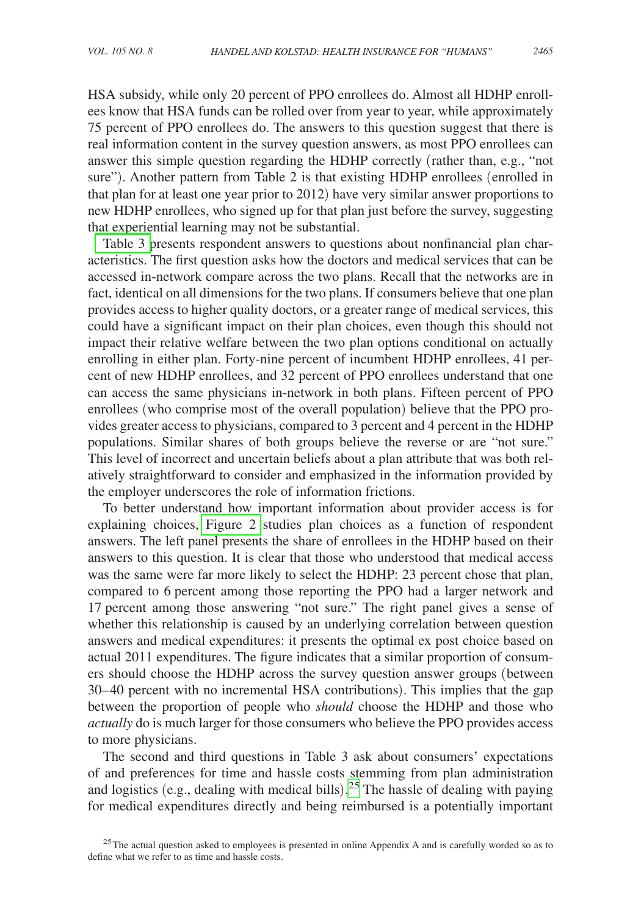HSA subsidy, while only 20 percent of PPO enrollees do. Almost all HDHP enrollees know that HSA funds can be rolled over from year to year, while approximately 75 percent of PPO enrollees do. The answers to this question suggest that there is real information content in the survey question answers, as most PPO enrollees can answer this simple question regarding the HDHP correctly (rather than, e.g., "not sure"). Another pattern from Table 2 is that existing HDHP enrollees (enrolled in that plan for at least one year prior to 2012) have very similar answer proportions to new HDHP enrollees, who signed up for that plan just before the survey, suggesting that experiential learning may not be substantial.

Table 3 presents respondent answers to questions about nonfinancial plan characteristics. The first question asks how the doctors and medical services that can be accessed in-network compare across the two plans. Recall that the networks are in fact, identical on all dimensions for the two plans. If consumers believe that one plan provides access to higher quality doctors, or a greater range of medical services, this could have a significant impact on their plan choices, even though this should not impact their relative welfare between the two plan options conditional on actually enrolling in either plan. Forty-nine percent of incumbent HDHP enrollees, 41 percent of new HDHP enrollees, and 32 percent of PPO enrollees understand that one can access the same physicians in-network in both plans. Fifteen percent of PPO enrollees (who comprise most of the overall population) believe that the PPO provides greater access to physicians, compared to 3 percent and 4 percent in the HDHP populations. Similar shares of both groups believe the reverse or are "not sure." This level of incorrect and uncertain beliefs about a plan attribute that was both relatively straightforward to consider and emphasized in the information provided by the employer underscores the role of information frictions.

To better understand how important information about provider access is for explaining choices, Figure 2 studies plan choices as a function of respondent answers. The left panel presents the share of enrollees in the HDHP based on their answers to this question. It is clear that those who understood that medical access was the same were far more likely to select the HDHP: 23 percent chose that plan, compared to 6 percent among those reporting the PPO had a larger network and 17 percent among those answering "not sure." The right panel gives a sense of whether this relationship is caused by an underlying correlation between question answers and medical expenditures: it presents the optimal ex post choice based on actual 2011 expenditures. The figure indicates that a similar proportion of consumers should choose the HDHP across the survey question answer groups (between 30–40 percent with no incremental HSA contributions). This implies that the gap between the proportion of people who *should* choose the HDHP and those who *actually* do is much larger for those consumers who believe the PPO provides access to more physicians.

The second and third questions in Table 3 ask about consumers' expectations of and preferences for time and hassle costs stemming from plan administration and logistics (e.g., dealing with medical bills).[25] The hassle of dealing with paying for medical expenditures directly and being reimbursed is a potentially important

[25] The actual question asked to employees is presented in online Appendix A and is carefully worded so as to define what we refer to as time and hassle costs.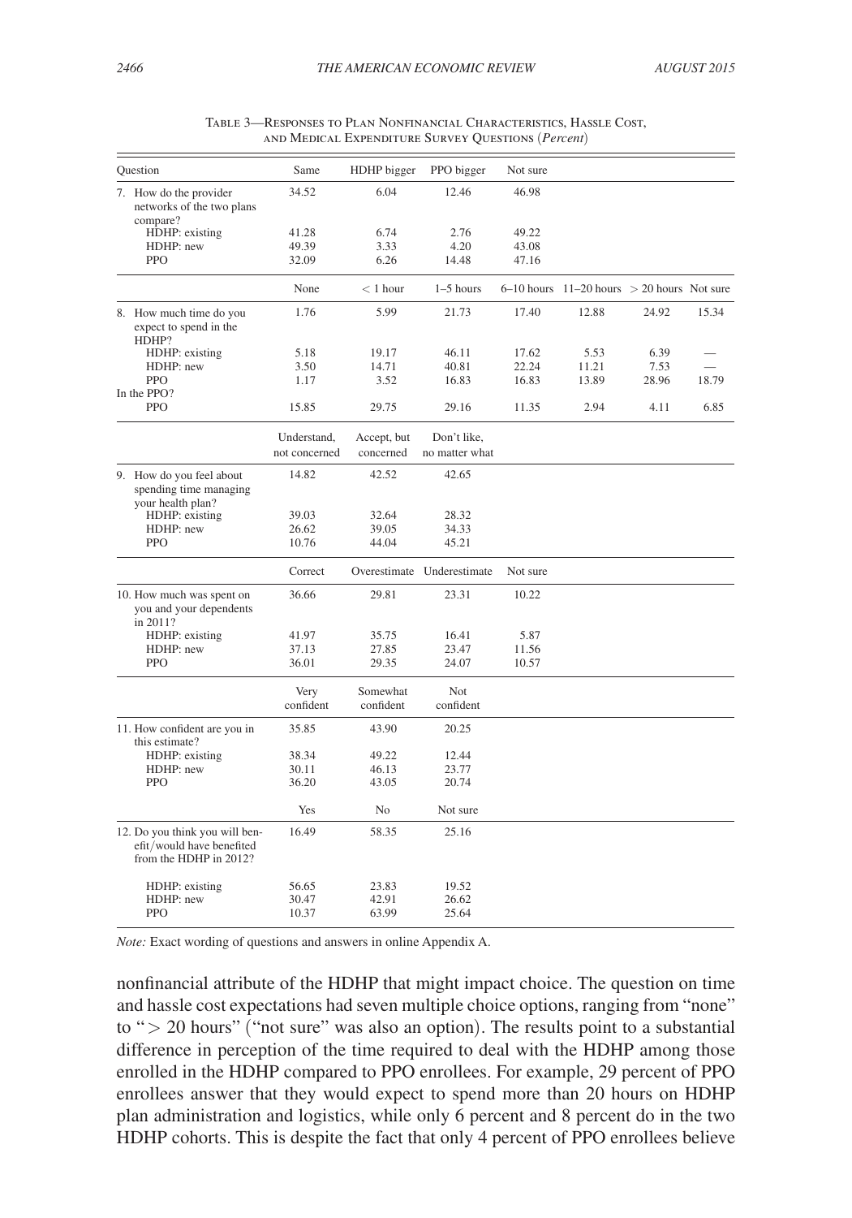Table 3—Responses to Plan Nonfinancial Characteristics, Hassle Cost, and Medical Expenditure Survey Questions (*Percent*)

| Question | Same | HDHP bigger | PPO bigger | Not sure | | | |
|---|---|---|---|---|---|---|---|
| 7. How do the provider networks of the two plans compare? | 34.52 | 6.04 | 12.46 | 46.98 | | | |
| HDHP: existing | 41.28 | 6.74 | 2.76 | 49.22 | | | |
| HDHP: new | 49.39 | 3.33 | 4.20 | 43.08 | | | |
| PPO | 32.09 | 6.26 | 14.48 | 47.16 | | | |
| | None | < 1 hour | 1–5 hours | 6–10 hours | 11–20 hours | > 20 hours | Not sure |
| 8. How much time do you expect to spend in the HDHP? | 1.76 | 5.99 | 21.73 | 17.40 | 12.88 | 24.92 | 15.34 |
| HDHP: existing | 5.18 | 19.17 | 46.11 | 17.62 | 5.53 | 6.39 | — |
| HDHP: new | 3.50 | 14.71 | 40.81 | 22.24 | 11.21 | 7.53 | — |
| PPO | 1.17 | 3.52 | 16.83 | 16.83 | 13.89 | 28.96 | 18.79 |
| In the PPO? | | | | | | | |
| PPO | 15.85 | 29.75 | 29.16 | 11.35 | 2.94 | 4.11 | 6.85 |
| | Understand, not concerned | Accept, but concerned | Don't like, no matter what | | | | |
| 9. How do you feel about spending time managing your health plan? | 14.82 | 42.52 | 42.65 | | | | |
| HDHP: existing | 39.03 | 32.64 | 28.32 | | | | |
| HDHP: new | 26.62 | 39.05 | 34.33 | | | | |
| PPO | 10.76 | 44.04 | 45.21 | | | | |
| | Correct | Overestimate | Underestimate | Not sure | | | |
| 10. How much was spent on you and your dependents in 2011? | 36.66 | 29.81 | 23.31 | 10.22 | | | |
| HDHP: existing | 41.97 | 35.75 | 16.41 | 5.87 | | | |
| HDHP: new | 37.13 | 27.85 | 23.47 | 11.56 | | | |
| PPO | 36.01 | 29.35 | 24.07 | 10.57 | | | |
| | Very confident | Somewhat confident | Not confident | | | | |
| 11. How confident are you in this estimate? | 35.85 | 43.90 | 20.25 | | | | |
| HDHP: existing | 38.34 | 49.22 | 12.44 | | | | |
| HDHP: new | 30.11 | 46.13 | 23.77 | | | | |
| PPO | 36.20 | 43.05 | 20.74 | | | | |
| | Yes | No | Not sure | | | | |
| 12. Do you think you will benefit/would have benefited from the HDHP in 2012? | 16.49 | 58.35 | 25.16 | | | | |
| HDHP: existing | 56.65 | 23.83 | 19.52 | | | | |
| HDHP: new | 30.47 | 42.91 | 26.62 | | | | |
| PPO | 10.37 | 63.99 | 25.64 | | | | |

*Note:* Exact wording of questions and answers in online Appendix A.

nonfinancial attribute of the HDHP that might impact choice. The question on time and hassle cost expectations had seven multiple choice options, ranging from "none" to "> 20 hours" ("not sure" was also an option). The results point to a substantial difference in perception of the time required to deal with the HDHP among those enrolled in the HDHP compared to PPO enrollees. For example, 29 percent of PPO enrollees answer that they would expect to spend more than 20 hours on HDHP plan administration and logistics, while only 6 percent and 8 percent do in the two HDHP cohorts. This is despite the fact that only 4 percent of PPO enrollees believe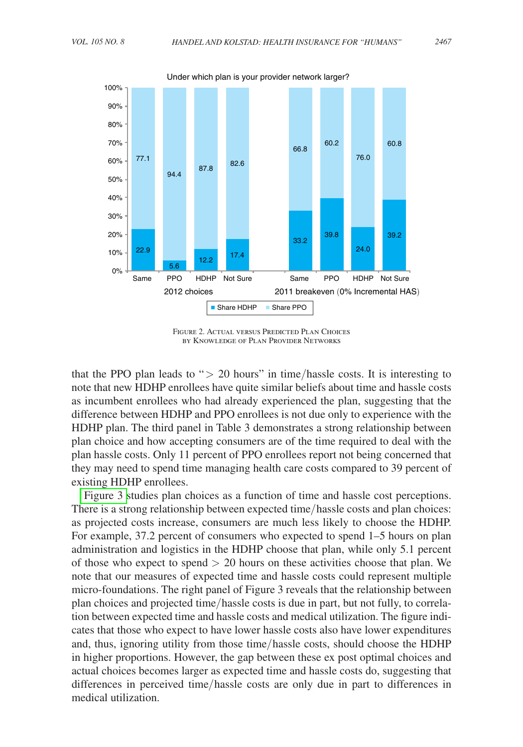FIGURE 2. ACTUAL VERSUS PREDICTED PLAN CHOICES BY KNOWLEDGE OF PLAN PROVIDER NETWORKS

that the PPO plan leads to "$>$ 20 hours" in time/hassle costs. It is interesting to note that new HDHP enrollees have quite similar beliefs about time and hassle costs as incumbent enrollees who had already experienced the plan, suggesting that the difference between HDHP and PPO enrollees is not due only to experience with the HDHP plan. The third panel in Table 3 demonstrates a strong relationship between plan choice and how accepting consumers are of the time required to deal with the plan hassle costs. Only 11 percent of PPO enrollees report not being concerned that they may need to spend time managing health care costs compared to 39 percent of existing HDHP enrollees.

Figure 3 studies plan choices as a function of time and hassle cost perceptions. There is a strong relationship between expected time/hassle costs and plan choices: as projected costs increase, consumers are much less likely to choose the HDHP. For example, 37.2 percent of consumers who expected to spend 1–5 hours on plan administration and logistics in the HDHP choose that plan, while only 5.1 percent of those who expect to spend $>$ 20 hours on these activities choose that plan. We note that our measures of expected time and hassle costs could represent multiple micro-foundations. The right panel of Figure 3 reveals that the relationship between plan choices and projected time/hassle costs is due in part, but not fully, to correlation between expected time and hassle costs and medical utilization. The figure indicates that those who expect to have lower hassle costs also have lower expenditures and, thus, ignoring utility from those time/hassle costs, should choose the HDHP in higher proportions. However, the gap between these ex post optimal choices and actual choices becomes larger as expected time and hassle costs do, suggesting that differences in perceived time/hassle costs are only due in part to differences in medical utilization.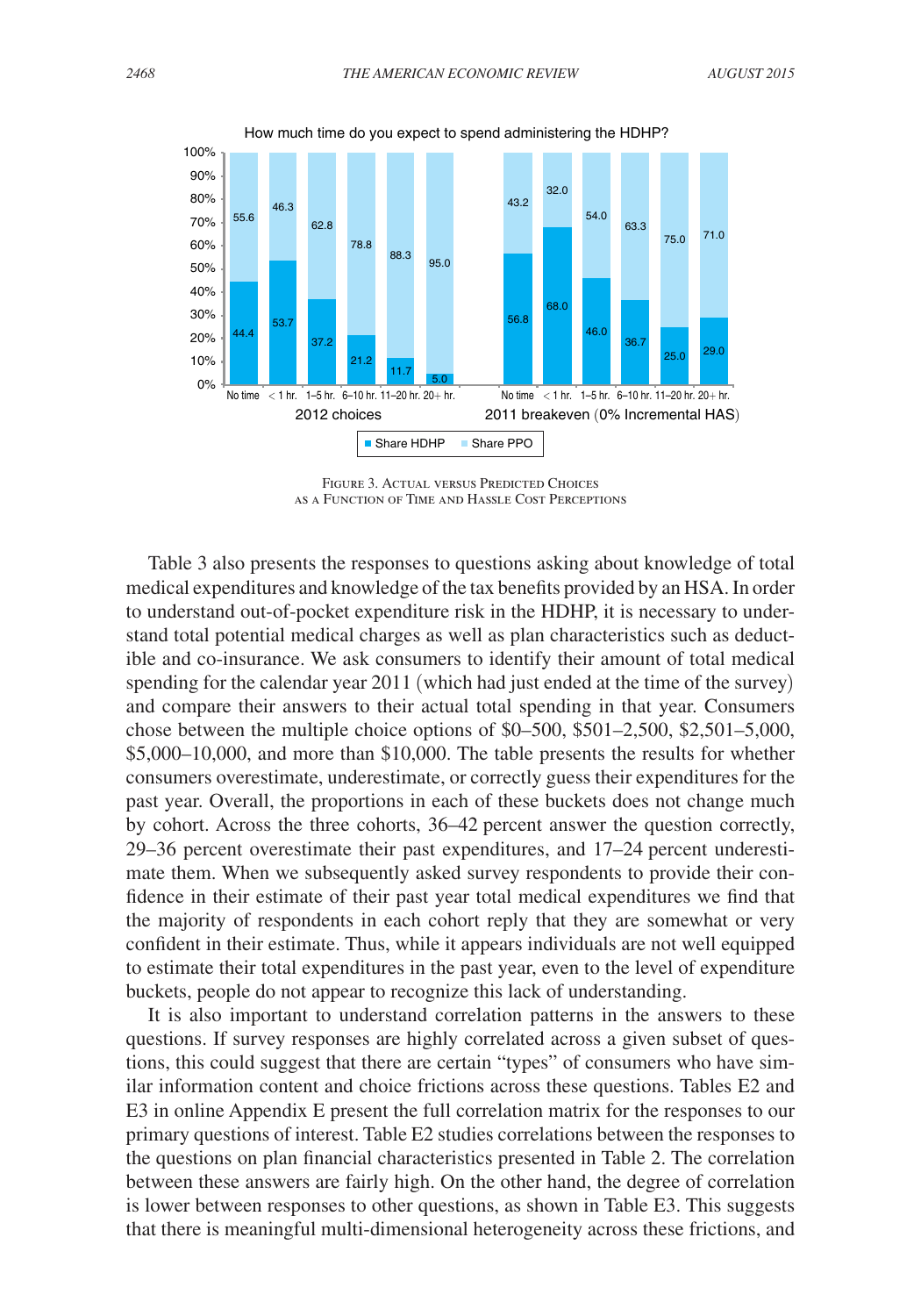How much time do you expect to spend administering the HDHP?

| | 2012 choices | | | | | | 2011 breakeven (0% Incremental HAS) | | | | | |
|---|---|---|---|---|---|---|---|---|---|---|---|---|
| | No time | < 1 hr. | 1–5 hr. | 6–10 hr. | 11–20 hr. | 20+ hr. | No time | < 1 hr. | 1–5 hr. | 6–10 hr. | 11–20 hr. | 20+ hr. |
| Share HDHP | 44.4 | 53.7 | 37.2 | 21.2 | 11.7 | 5.0 | 56.8 | 68.0 | 46.0 | 36.7 | 25.0 | 29.0 |
| Share PPO | 55.6 | 46.3 | 62.8 | 78.8 | 88.3 | 95.0 | 43.2 | 32.0 | 54.0 | 63.3 | 75.0 | 71.0 |

Figure 3. Actual versus Predicted Choices as a Function of Time and Hassle Cost Perceptions

Table 3 also presents the responses to questions asking about knowledge of total medical expenditures and knowledge of the tax benefits provided by an HSA. In order to understand out-of-pocket expenditure risk in the HDHP, it is necessary to understand total potential medical charges as well as plan characteristics such as deductible and co-insurance. We ask consumers to identify their amount of total medical spending for the calendar year 2011 (which had just ended at the time of the survey) and compare their answers to their actual total spending in that year. Consumers chose between the multiple choice options of \$0–500, \$501–2,500, \$2,501–5,000, \$5,000–10,000, and more than \$10,000. The table presents the results for whether consumers overestimate, underestimate, or correctly guess their expenditures for the past year. Overall, the proportions in each of these buckets does not change much by cohort. Across the three cohorts, 36–42 percent answer the question correctly, 29–36 percent overestimate their past expenditures, and 17–24 percent underestimate them. When we subsequently asked survey respondents to provide their confidence in their estimate of their past year total medical expenditures we find that the majority of respondents in each cohort reply that they are somewhat or very confident in their estimate. Thus, while it appears individuals are not well equipped to estimate their total expenditures in the past year, even to the level of expenditure buckets, people do not appear to recognize this lack of understanding.

It is also important to understand correlation patterns in the answers to these questions. If survey responses are highly correlated across a given subset of questions, this could suggest that there are certain "types" of consumers who have similar information content and choice frictions across these questions. Tables E2 and E3 in online Appendix E present the full correlation matrix for the responses to our primary questions of interest. Table E2 studies correlations between the responses to the questions on plan financial characteristics presented in Table 2. The correlation between these answers are fairly high. On the other hand, the degree of correlation is lower between responses to other questions, as shown in Table E3. This suggests that there is meaningful multi-dimensional heterogeneity across these frictions, and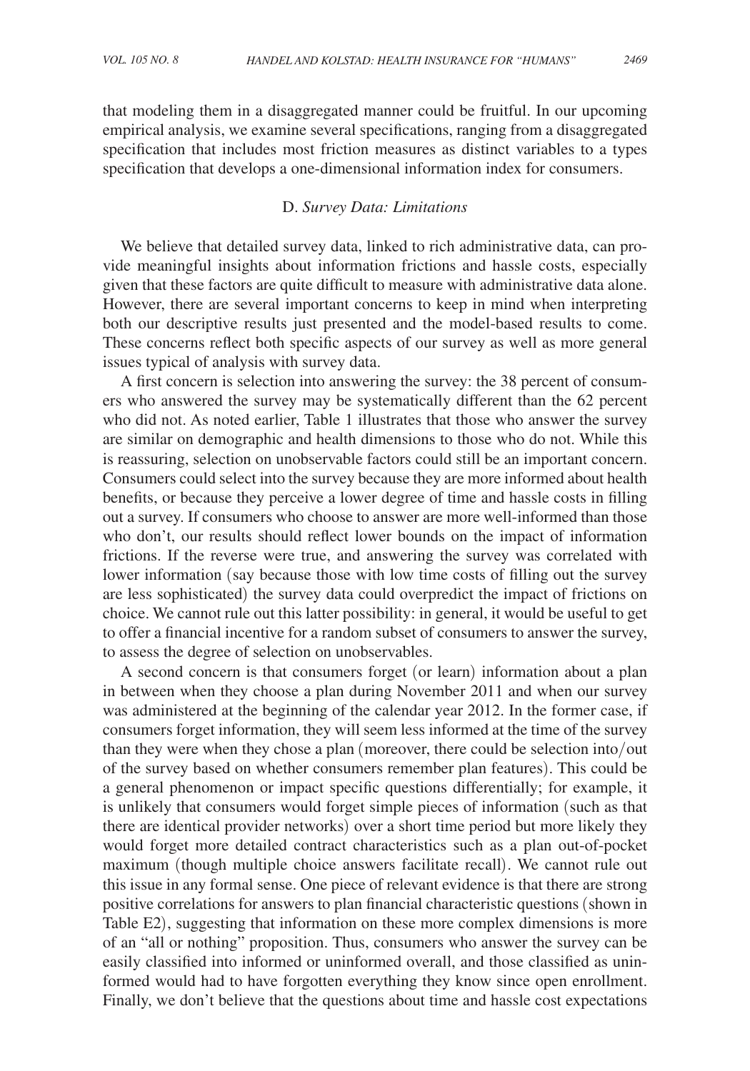that modeling them in a disaggregated manner could be fruitful. In our upcoming empirical analysis, we examine several specifications, ranging from a disaggregated specification that includes most friction measures as distinct variables to a types specification that develops a one-dimensional information index for consumers.

### D. *Survey Data: Limitations*

We believe that detailed survey data, linked to rich administrative data, can provide meaningful insights about information frictions and hassle costs, especially given that these factors are quite difficult to measure with administrative data alone. However, there are several important concerns to keep in mind when interpreting both our descriptive results just presented and the model-based results to come. These concerns reflect both specific aspects of our survey as well as more general issues typical of analysis with survey data.

A first concern is selection into answering the survey: the 38 percent of consumers who answered the survey may be systematically different than the 62 percent who did not. As noted earlier, Table 1 illustrates that those who answer the survey are similar on demographic and health dimensions to those who do not. While this is reassuring, selection on unobservable factors could still be an important concern. Consumers could select into the survey because they are more informed about health benefits, or because they perceive a lower degree of time and hassle costs in filling out a survey. If consumers who choose to answer are more well-informed than those who don't, our results should reflect lower bounds on the impact of information frictions. If the reverse were true, and answering the survey was correlated with lower information (say because those with low time costs of filling out the survey are less sophisticated) the survey data could overpredict the impact of frictions on choice. We cannot rule out this latter possibility: in general, it would be useful to get to offer a financial incentive for a random subset of consumers to answer the survey, to assess the degree of selection on unobservables.

A second concern is that consumers forget (or learn) information about a plan in between when they choose a plan during November 2011 and when our survey was administered at the beginning of the calendar year 2012. In the former case, if consumers forget information, they will seem less informed at the time of the survey than they were when they chose a plan (moreover, there could be selection into/out of the survey based on whether consumers remember plan features). This could be a general phenomenon or impact specific questions differentially; for example, it is unlikely that consumers would forget simple pieces of information (such as that there are identical provider networks) over a short time period but more likely they would forget more detailed contract characteristics such as a plan out-of-pocket maximum (though multiple choice answers facilitate recall). We cannot rule out this issue in any formal sense. One piece of relevant evidence is that there are strong positive correlations for answers to plan financial characteristic questions (shown in Table E2), suggesting that information on these more complex dimensions is more of an "all or nothing" proposition. Thus, consumers who answer the survey can be easily classified into informed or uninformed overall, and those classified as uninformed would had to have forgotten everything they know since open enrollment. Finally, we don't believe that the questions about time and hassle cost expectations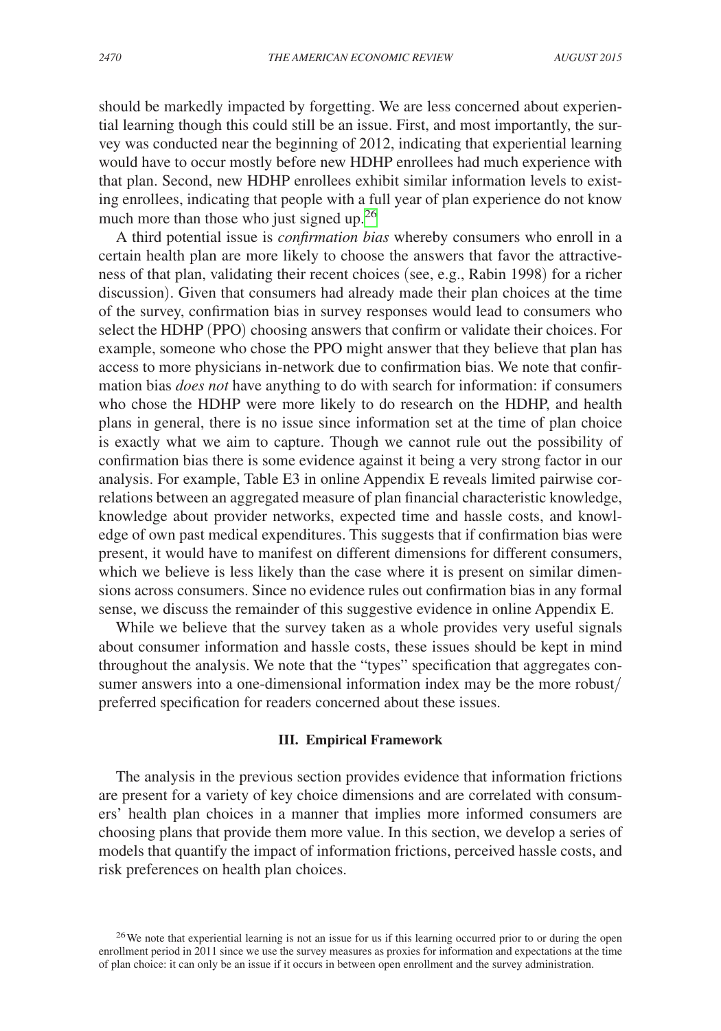should be markedly impacted by forgetting. We are less concerned about experiential learning though this could still be an issue. First, and most importantly, the survey was conducted near the beginning of 2012, indicating that experiential learning would have to occur mostly before new HDHP enrollees had much experience with that plan. Second, new HDHP enrollees exhibit similar information levels to existing enrollees, indicating that people with a full year of plan experience do not know much more than those who just signed up.[26]

A third potential issue is *confirmation bias* whereby consumers who enroll in a certain health plan are more likely to choose the answers that favor the attractiveness of that plan, validating their recent choices (see, e.g., Rabin 1998) for a richer discussion). Given that consumers had already made their plan choices at the time of the survey, confirmation bias in survey responses would lead to consumers who select the HDHP (PPO) choosing answers that confirm or validate their choices. For example, someone who chose the PPO might answer that they believe that plan has access to more physicians in-network due to confirmation bias. We note that confirmation bias *does not* have anything to do with search for information: if consumers who chose the HDHP were more likely to do research on the HDHP, and health plans in general, there is no issue since information set at the time of plan choice is exactly what we aim to capture. Though we cannot rule out the possibility of confirmation bias there is some evidence against it being a very strong factor in our analysis. For example, Table E3 in online Appendix E reveals limited pairwise correlations between an aggregated measure of plan financial characteristic knowledge, knowledge about provider networks, expected time and hassle costs, and knowledge of own past medical expenditures. This suggests that if confirmation bias were present, it would have to manifest on different dimensions for different consumers, which we believe is less likely than the case where it is present on similar dimensions across consumers. Since no evidence rules out confirmation bias in any formal sense, we discuss the remainder of this suggestive evidence in online Appendix E.

While we believe that the survey taken as a whole provides very useful signals about consumer information and hassle costs, these issues should be kept in mind throughout the analysis. We note that the "types" specification that aggregates consumer answers into a one-dimensional information index may be the more robust/preferred specification for readers concerned about these issues.

## III. Empirical Framework

The analysis in the previous section provides evidence that information frictions are present for a variety of key choice dimensions and are correlated with consumers' health plan choices in a manner that implies more informed consumers are choosing plans that provide them more value. In this section, we develop a series of models that quantify the impact of information frictions, perceived hassle costs, and risk preferences on health plan choices.

[26] We note that experiential learning is not an issue for us if this learning occurred prior to or during the open enrollment period in 2011 since we use the survey measures as proxies for information and expectations at the time of plan choice: it can only be an issue if it occurs in between open enrollment and the survey administration.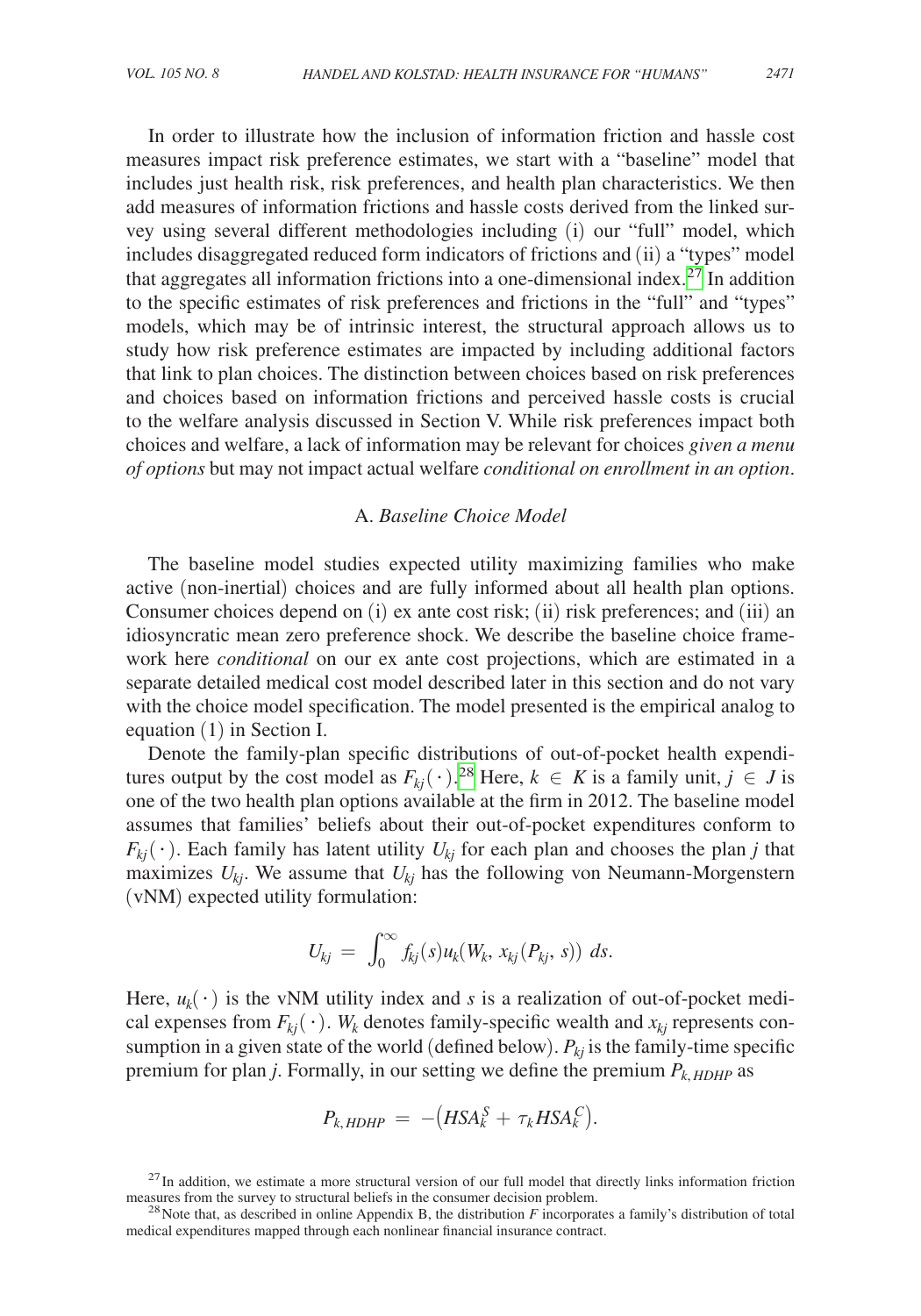In order to illustrate how the inclusion of information friction and hassle cost measures impact risk preference estimates, we start with a "baseline" model that includes just health risk, risk preferences, and health plan characteristics. We then add measures of information frictions and hassle costs derived from the linked survey using several different methodologies including (i) our "full" model, which includes disaggregated reduced form indicators of frictions and (ii) a "types" model that aggregates all information frictions into a one-dimensional index.[27] In addition to the specific estimates of risk preferences and frictions in the "full" and "types" models, which may be of intrinsic interest, the structural approach allows us to study how risk preference estimates are impacted by including additional factors that link to plan choices. The distinction between choices based on risk preferences and choices based on information frictions and perceived hassle costs is crucial to the welfare analysis discussed in Section V. While risk preferences impact both choices and welfare, a lack of information may be relevant for choices *given a menu of options* but may not impact actual welfare *conditional on enrollment in an option*.

## A. *Baseline Choice Model*

The baseline model studies expected utility maximizing families who make active (non-inertial) choices and are fully informed about all health plan options. Consumer choices depend on (i) ex ante cost risk; (ii) risk preferences; and (iii) an idiosyncratic mean zero preference shock. We describe the baseline choice framework here *conditional* on our ex ante cost projections, which are estimated in a separate detailed medical cost model described later in this section and do not vary with the choice model specification. The model presented is the empirical analog to equation (1) in Section I.

Denote the family-plan specific distributions of out-of-pocket health expenditures output by the cost model as $F_{kj}(\cdot)$.[28] Here, $k \in K$ is a family unit, $j \in J$ is one of the two health plan options available at the firm in 2012. The baseline model assumes that families' beliefs about their out-of-pocket expenditures conform to $F_{kj}(\cdot)$. Each family has latent utility $U_{kj}$ for each plan and chooses the plan $j$ that maximizes $U_{kj}$. We assume that $U_{kj}$ has the following von Neumann-Morgenstern (vNM) expected utility formulation:

$$U_{kj} = \int_0^\infty f_{kj}(s) u_k(W_k, x_{kj}(P_{kj}, s))\, ds.$$

Here, $u_k(\cdot)$ is the vNM utility index and $s$ is a realization of out-of-pocket medical expenses from $F_{kj}(\cdot)$. $W_k$ denotes family-specific wealth and $x_{kj}$ represents consumption in a given state of the world (defined below). $P_{kj}$ is the family-time specific premium for plan $j$. Formally, in our setting we define the premium $P_{k,HDHP}$ as

$$P_{k,HDHP} = -\left(HSA_k^S + \tau_k HSA_k^C\right).$$

[27] In addition, we estimate a more structural version of our full model that directly links information friction measures from the survey to structural beliefs in the consumer decision problem.

[28] Note that, as described in online Appendix B, the distribution $F$ incorporates a family's distribution of total medical expenditures mapped through each nonlinear financial insurance contract.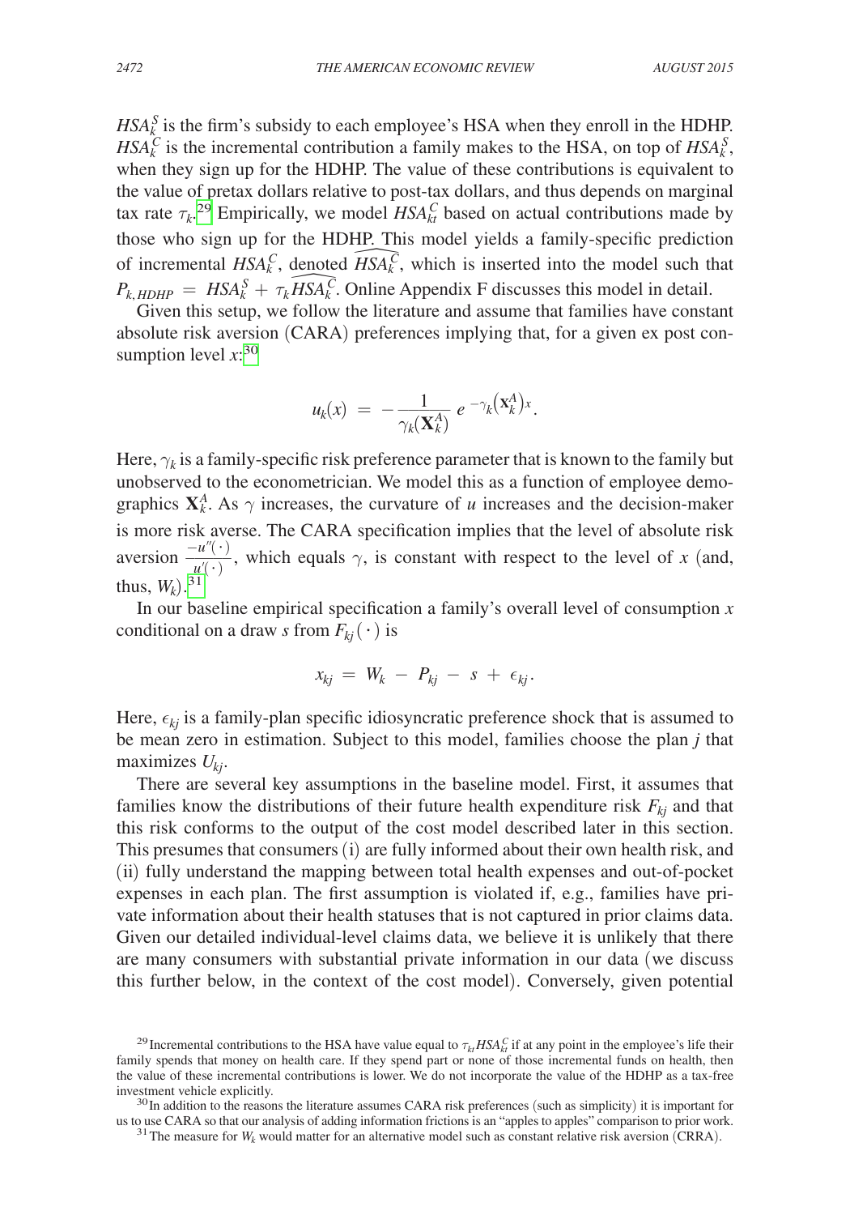$HSA_k^S$ is the firm's subsidy to each employee's HSA when they enroll in the HDHP. $HSA_k^C$ is the incremental contribution a family makes to the HSA, on top of $HSA_k^S$, when they sign up for the HDHP. The value of these contributions is equivalent to the value of pretax dollars relative to post-tax dollars, and thus depends on marginal tax rate $\tau_k$.[29] Empirically, we model $HSA_{kt}^C$ based on actual contributions made by those who sign up for the HDHP. This model yields a family-specific prediction of incremental $HSA_k^C$, denoted $\widehat{HSA_k^C}$, which is inserted into the model such that $P_{k,HDHP} = HSA_k^S + \tau_k \widehat{HSA_k^C}$. Online Appendix F discusses this model in detail.

Given this setup, we follow the literature and assume that families have constant absolute risk aversion (CARA) preferences implying that, for a given ex post consumption level $x$:[30]

$$u_k(x) = -\frac{1}{\gamma_k(\mathbf{X}_k^A)} e^{-\gamma_k(\mathbf{X}_k^A)x}.$$

Here, $\gamma_k$ is a family-specific risk preference parameter that is known to the family but unobserved to the econometrician. We model this as a function of employee demographics $\mathbf{X}_k^A$. As $\gamma$ increases, the curvature of $u$ increases and the decision-maker is more risk averse. The CARA specification implies that the level of absolute risk aversion $\frac{-u''(\cdot)}{u'(\cdot)}$, which equals $\gamma$, is constant with respect to the level of $x$ (and, thus, $W_k$).[31]

In our baseline empirical specification a family's overall level of consumption $x$ conditional on a draw $s$ from $F_{kj}(\cdot)$ is

$$x_{kj} = W_k - P_{kj} - s + \epsilon_{kj}.$$

Here, $\epsilon_{kj}$ is a family-plan specific idiosyncratic preference shock that is assumed to be mean zero in estimation. Subject to this model, families choose the plan $j$ that maximizes $U_{kj}$.

There are several key assumptions in the baseline model. First, it assumes that families know the distributions of their future health expenditure risk $F_{kj}$ and that this risk conforms to the output of the cost model described later in this section. This presumes that consumers (i) are fully informed about their own health risk, and (ii) fully understand the mapping between total health expenses and out-of-pocket expenses in each plan. The first assumption is violated if, e.g., families have private information about their health statuses that is not captured in prior claims data. Given our detailed individual-level claims data, we believe it is unlikely that there are many consumers with substantial private information in our data (we discuss this further below, in the context of the cost model). Conversely, given potential

[29] Incremental contributions to the HSA have value equal to $\tau_{kt} HSA_{kt}^C$ if at any point in the employee's life their family spends that money on health care. If they spend part or none of those incremental funds on health, then the value of these incremental contributions is lower. We do not incorporate the value of the HDHP as a tax-free investment vehicle explicitly.

[30] In addition to the reasons the literature assumes CARA risk preferences (such as simplicity) it is important for us to use CARA so that our analysis of adding information frictions is an "apples to apples" comparison to prior work.

[31] The measure for $W_k$ would matter for an alternative model such as constant relative risk aversion (CRRA).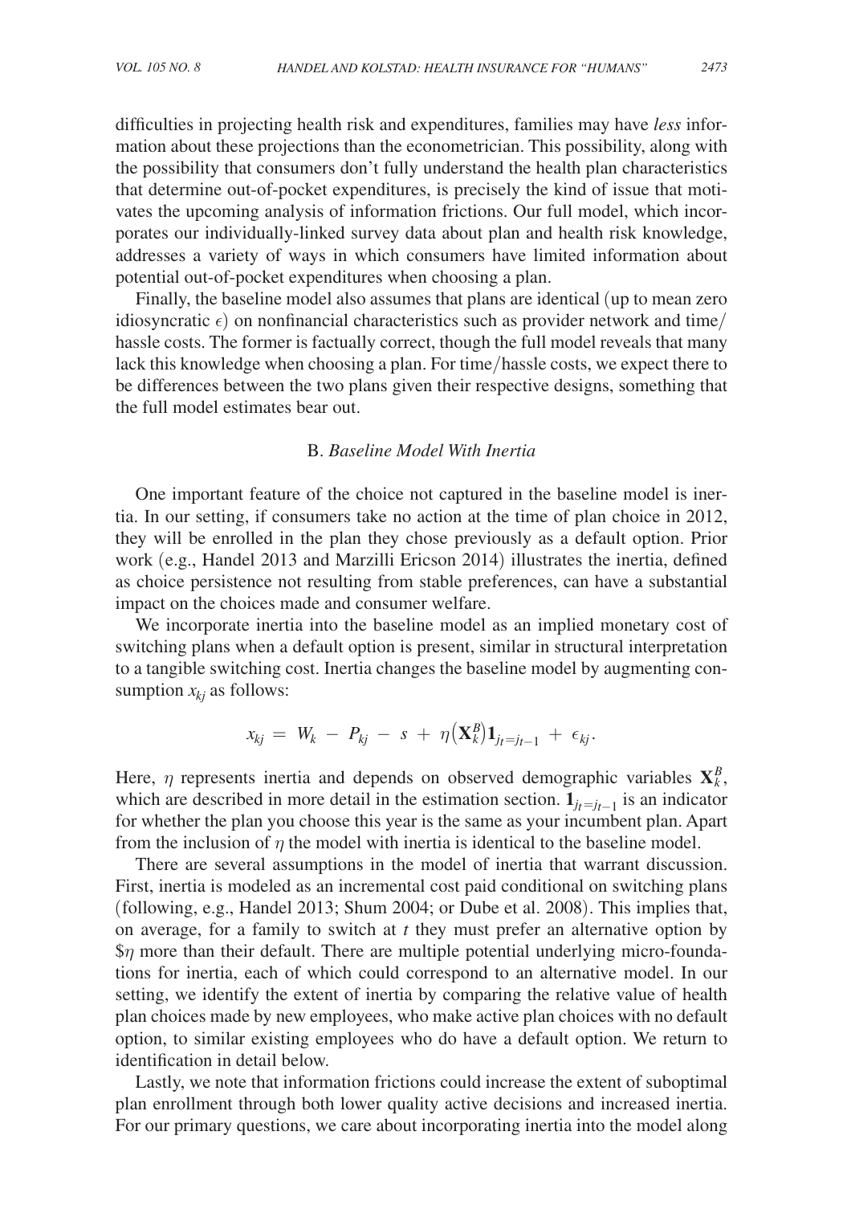difficulties in projecting health risk and expenditures, families may have *less* information about these projections than the econometrician. This possibility, along with the possibility that consumers don't fully understand the health plan characteristics that determine out-of-pocket expenditures, is precisely the kind of issue that motivates the upcoming analysis of information frictions. Our full model, which incorporates our individually-linked survey data about plan and health risk knowledge, addresses a variety of ways in which consumers have limited information about potential out-of-pocket expenditures when choosing a plan.

Finally, the baseline model also assumes that plans are identical (up to mean zero idiosyncratic $\epsilon$) on nonfinancial characteristics such as provider network and time/hassle costs. The former is factually correct, though the full model reveals that many lack this knowledge when choosing a plan. For time/hassle costs, we expect there to be differences between the two plans given their respective designs, something that the full model estimates bear out.

### B. *Baseline Model With Inertia*

One important feature of the choice not captured in the baseline model is inertia. In our setting, if consumers take no action at the time of plan choice in 2012, they will be enrolled in the plan they chose previously as a default option. Prior work (e.g., Handel 2013 and Marzilli Ericson 2014) illustrates the inertia, defined as choice persistence not resulting from stable preferences, can have a substantial impact on the choices made and consumer welfare.

We incorporate inertia into the baseline model as an implied monetary cost of switching plans when a default option is present, similar in structural interpretation to a tangible switching cost. Inertia changes the baseline model by augmenting consumption $x_{kj}$ as follows:

$$x_{kj} = W_k - P_{kj} - s + \eta\left(\mathbf{X}_k^B\right)\mathbf{1}_{j_t = j_{t-1}} + \epsilon_{kj}.$$

Here, $\eta$ represents inertia and depends on observed demographic variables $\mathbf{X}_k^B$, which are described in more detail in the estimation section. $\mathbf{1}_{j_t = j_{t-1}}$ is an indicator for whether the plan you choose this year is the same as your incumbent plan. Apart from the inclusion of $\eta$ the model with inertia is identical to the baseline model.

There are several assumptions in the model of inertia that warrant discussion. First, inertia is modeled as an incremental cost paid conditional on switching plans (following, e.g., Handel 2013; Shum 2004; or Dube et al. 2008). This implies that, on average, for a family to switch at $t$ they must prefer an alternative option by $\$\eta$ more than their default. There are multiple potential underlying micro-foundations for inertia, each of which could correspond to an alternative model. In our setting, we identify the extent of inertia by comparing the relative value of health plan choices made by new employees, who make active plan choices with no default option, to similar existing employees who do have a default option. We return to identification in detail below.

Lastly, we note that information frictions could increase the extent of suboptimal plan enrollment through both lower quality active decisions and increased inertia. For our primary questions, we care about incorporating inertia into the model along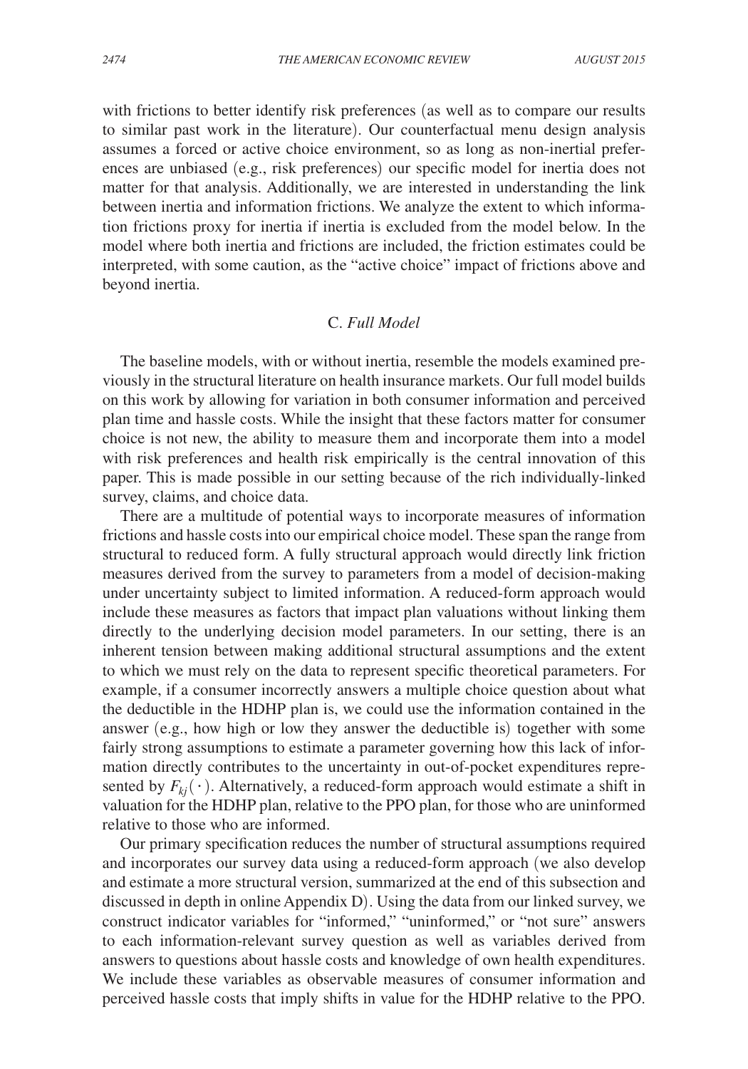with frictions to better identify risk preferences (as well as to compare our results to similar past work in the literature). Our counterfactual menu design analysis assumes a forced or active choice environment, so as long as non-inertial preferences are unbiased (e.g., risk preferences) our specific model for inertia does not matter for that analysis. Additionally, we are interested in understanding the link between inertia and information frictions. We analyze the extent to which information frictions proxy for inertia if inertia is excluded from the model below. In the model where both inertia and frictions are included, the friction estimates could be interpreted, with some caution, as the "active choice" impact of frictions above and beyond inertia.

### C. *Full Model*

The baseline models, with or without inertia, resemble the models examined previously in the structural literature on health insurance markets. Our full model builds on this work by allowing for variation in both consumer information and perceived plan time and hassle costs. While the insight that these factors matter for consumer choice is not new, the ability to measure them and incorporate them into a model with risk preferences and health risk empirically is the central innovation of this paper. This is made possible in our setting because of the rich individually-linked survey, claims, and choice data.

There are a multitude of potential ways to incorporate measures of information frictions and hassle costs into our empirical choice model. These span the range from structural to reduced form. A fully structural approach would directly link friction measures derived from the survey to parameters from a model of decision-making under uncertainty subject to limited information. A reduced-form approach would include these measures as factors that impact plan valuations without linking them directly to the underlying decision model parameters. In our setting, there is an inherent tension between making additional structural assumptions and the extent to which we must rely on the data to represent specific theoretical parameters. For example, if a consumer incorrectly answers a multiple choice question about what the deductible in the HDHP plan is, we could use the information contained in the answer (e.g., how high or low they answer the deductible is) together with some fairly strong assumptions to estimate a parameter governing how this lack of information directly contributes to the uncertainty in out-of-pocket expenditures represented by $F_{kj}(\cdot)$. Alternatively, a reduced-form approach would estimate a shift in valuation for the HDHP plan, relative to the PPO plan, for those who are uninformed relative to those who are informed.

Our primary specification reduces the number of structural assumptions required and incorporates our survey data using a reduced-form approach (we also develop and estimate a more structural version, summarized at the end of this subsection and discussed in depth in online Appendix D). Using the data from our linked survey, we construct indicator variables for "informed," "uninformed," or "not sure" answers to each information-relevant survey question as well as variables derived from answers to questions about hassle costs and knowledge of own health expenditures. We include these variables as observable measures of consumer information and perceived hassle costs that imply shifts in value for the HDHP relative to the PPO.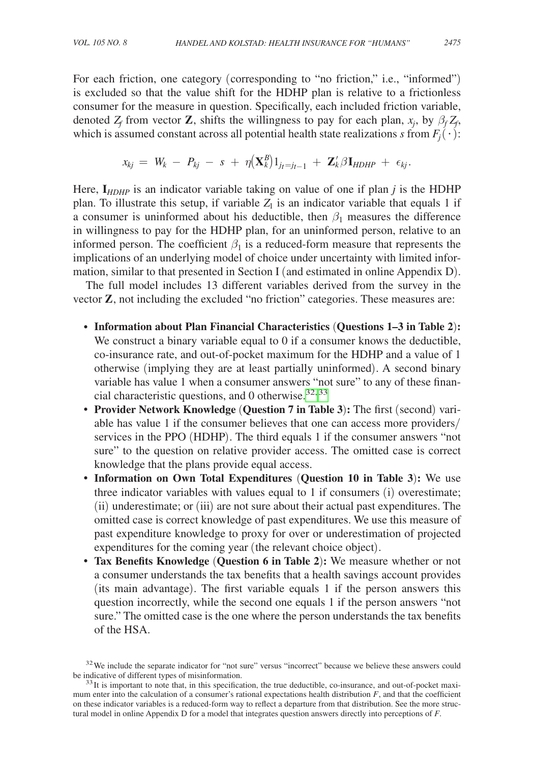For each friction, one category (corresponding to "no friction," i.e., "informed") is excluded so that the value shift for the HDHP plan is relative to a frictionless consumer for the measure in question. Specifically, each included friction variable, denoted $Z_f$ from vector $\mathbf{Z}$, shifts the willingness to pay for each plan, $x_j$, by $\beta_f Z_f$, which is assumed constant across all potential health state realizations $s$ from $F_j(\cdot)$:

$$x_{kj} \, = \, W_k \, - \, P_{kj} \, - \, s \, + \, \eta(\mathbf{X}_k^B)1_{j_t = j_{t-1}} \, + \, \mathbf{Z}_k' \beta \mathbf{I}_{HDHP} \, + \, \epsilon_{kj}.$$

Here, $\mathbf{I}_{HDHP}$ is an indicator variable taking on value of one if plan $j$ is the HDHP plan. To illustrate this setup, if variable $Z_1$ is an indicator variable that equals 1 if a consumer is uninformed about his deductible, then $\beta_1$ measures the difference in willingness to pay for the HDHP plan, for an uninformed person, relative to an informed person. The coefficient $\beta_1$ is a reduced-form measure that represents the implications of an underlying model of choice under uncertainty with limited information, similar to that presented in Section I (and estimated in online Appendix D).

The full model includes 13 different variables derived from the survey in the vector $\mathbf{Z}$, not including the excluded "no friction" categories. These measures are:

- **Information about Plan Financial Characteristics** (**Questions 1–3 in Table 2**)**:** We construct a binary variable equal to 0 if a consumer knows the deductible, co-insurance rate, and out-of-pocket maximum for the HDHP and a value of 1 otherwise (implying they are at least partially uninformed). A second binary variable has value 1 when a consumer answers "not sure" to any of these financial characteristic questions, and 0 otherwise.[32,33]
- **Provider Network Knowledge** (**Question 7 in Table 3**)**:** The first (second) variable has value 1 if the consumer believes that one can access more providers/services in the PPO (HDHP). The third equals 1 if the consumer answers "not sure" to the question on relative provider access. The omitted case is correct knowledge that the plans provide equal access.
- **Information on Own Total Expenditures** (**Question 10 in Table 3**)**:** We use three indicator variables with values equal to 1 if consumers (i) overestimate; (ii) underestimate; or (iii) are not sure about their actual past expenditures. The omitted case is correct knowledge of past expenditures. We use this measure of past expenditure knowledge to proxy for over or underestimation of projected expenditures for the coming year (the relevant choice object).
- **Tax Benefits Knowledge** (**Question 6 in Table 2**)**:** We measure whether or not a consumer understands the tax benefits that a health savings account provides (its main advantage). The first variable equals 1 if the person answers this question incorrectly, while the second one equals 1 if the person answers "not sure." The omitted case is the one where the person understands the tax benefits of the HSA.

[32] We include the separate indicator for "not sure" versus "incorrect" because we believe these answers could be indicative of different types of misinformation.

[33] It is important to note that, in this specification, the true deductible, co-insurance, and out-of-pocket maximum enter into the calculation of a consumer's rational expectations health distribution $F$, and that the coefficient on these indicator variables is a reduced-form way to reflect a departure from that distribution. See the more structural model in online Appendix D for a model that integrates question answers directly into perceptions of $F$.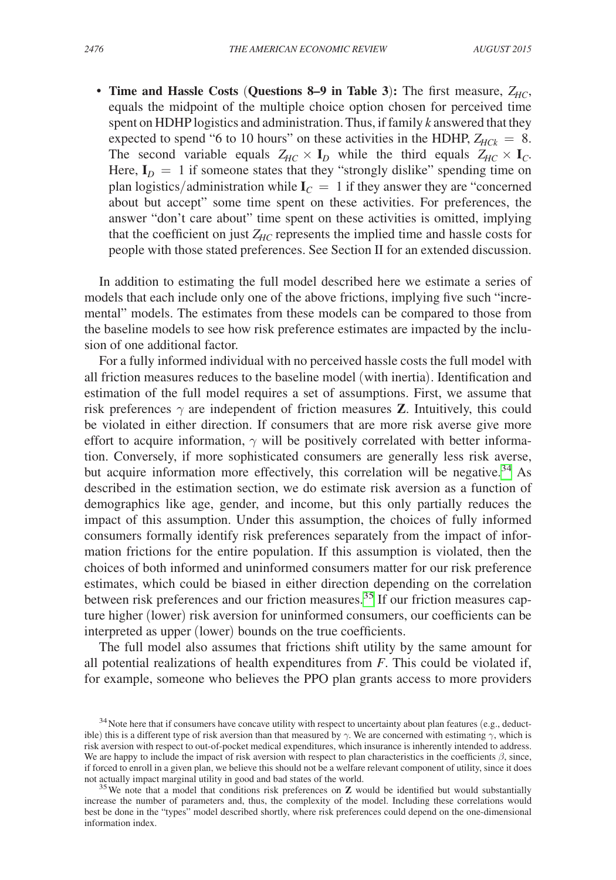- **Time and Hassle Costs (Questions 8–9 in Table 3):** The first measure, $Z_{HC}$, equals the midpoint of the multiple choice option chosen for perceived time spent on HDHP logistics and administration. Thus, if family $k$ answered that they expected to spend "6 to 10 hours" on these activities in the HDHP, $Z_{HCk} = 8$. The second variable equals $Z_{HC} \times \mathbf{I}_D$ while the third equals $Z_{HC} \times \mathbf{I}_C$. Here, $\mathbf{I}_D = 1$ if someone states that they "strongly dislike" spending time on plan logistics/administration while $\mathbf{I}_C = 1$ if they answer they are "concerned about but accept" some time spent on these activities. For preferences, the answer "don't care about" time spent on these activities is omitted, implying that the coefficient on just $Z_{HC}$ represents the implied time and hassle costs for people with those stated preferences. See Section II for an extended discussion.

In addition to estimating the full model described here we estimate a series of models that each include only one of the above frictions, implying five such "incremental" models. The estimates from these models can be compared to those from the baseline models to see how risk preference estimates are impacted by the inclusion of one additional factor.

For a fully informed individual with no perceived hassle costs the full model with all friction measures reduces to the baseline model (with inertia). Identification and estimation of the full model requires a set of assumptions. First, we assume that risk preferences $\gamma$ are independent of friction measures $\mathbf{Z}$. Intuitively, this could be violated in either direction. If consumers that are more risk averse give more effort to acquire information, $\gamma$ will be positively correlated with better information. Conversely, if more sophisticated consumers are generally less risk averse, but acquire information more effectively, this correlation will be negative.[34] As described in the estimation section, we do estimate risk aversion as a function of demographics like age, gender, and income, but this only partially reduces the impact of this assumption. Under this assumption, the choices of fully informed consumers formally identify risk preferences separately from the impact of information frictions for the entire population. If this assumption is violated, then the choices of both informed and uninformed consumers matter for our risk preference estimates, which could be biased in either direction depending on the correlation between risk preferences and our friction measures.[35] If our friction measures capture higher (lower) risk aversion for uninformed consumers, our coefficients can be interpreted as upper (lower) bounds on the true coefficients.

The full model also assumes that frictions shift utility by the same amount for all potential realizations of health expenditures from $F$. This could be violated if, for example, someone who believes the PPO plan grants access to more providers

[34] Note here that if consumers have concave utility with respect to uncertainty about plan features (e.g., deductible) this is a different type of risk aversion than that measured by $\gamma$. We are concerned with estimating $\gamma$, which is risk aversion with respect to out-of-pocket medical expenditures, which insurance is inherently intended to address. We are happy to include the impact of risk aversion with respect to plan characteristics in the coefficients $\beta$, since, if forced to enroll in a given plan, we believe this should not be a welfare relevant component of utility, since it does not actually impact marginal utility in good and bad states of the world.

[35] We note that a model that conditions risk preferences on $\mathbf{Z}$ would be identified but would substantially increase the number of parameters and, thus, the complexity of the model. Including these correlations would best be done in the "types" model described shortly, where risk preferences could depend on the one-dimensional information index.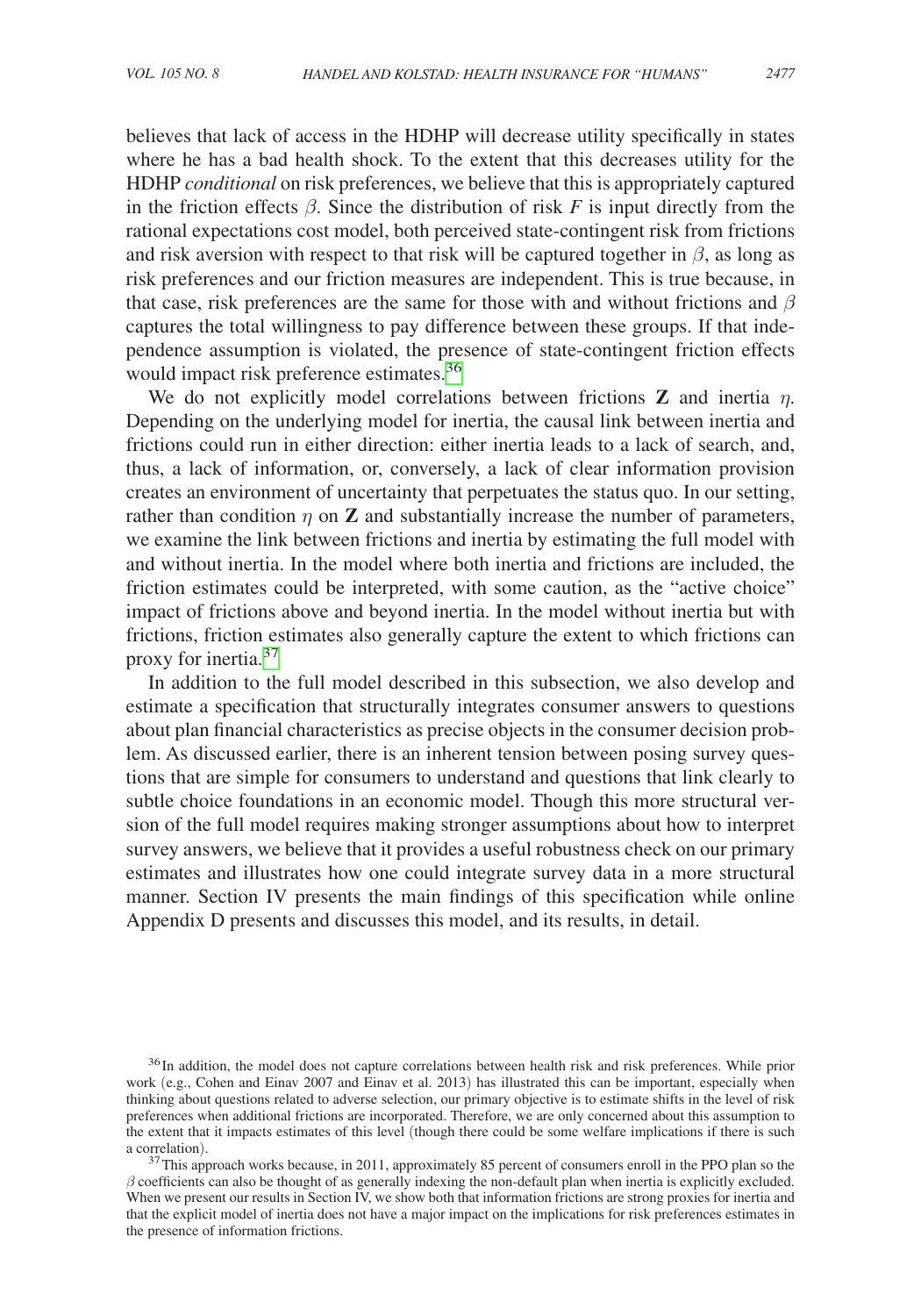believes that lack of access in the HDHP will decrease utility specifically in states where he has a bad health shock. To the extent that this decreases utility for the HDHP *conditional* on risk preferences, we believe that this is appropriately captured in the friction effects $\beta$. Since the distribution of risk $F$ is input directly from the rational expectations cost model, both perceived state-contingent risk from frictions and risk aversion with respect to that risk will be captured together in $\beta$, as long as risk preferences and our friction measures are independent. This is true because, in that case, risk preferences are the same for those with and without frictions and $\beta$ captures the total willingness to pay difference between these groups. If that independence assumption is violated, the presence of state-contingent friction effects would impact risk preference estimates.[36]

We do not explicitly model correlations between frictions $\mathbf{Z}$ and inertia $\eta$. Depending on the underlying model for inertia, the causal link between inertia and frictions could run in either direction: either inertia leads to a lack of search, and, thus, a lack of information, or, conversely, a lack of clear information provision creates an environment of uncertainty that perpetuates the status quo. In our setting, rather than condition $\eta$ on $\mathbf{Z}$ and substantially increase the number of parameters, we examine the link between frictions and inertia by estimating the full model with and without inertia. In the model where both inertia and frictions are included, the friction estimates could be interpreted, with some caution, as the "active choice" impact of frictions above and beyond inertia. In the model without inertia but with frictions, friction estimates also generally capture the extent to which frictions can proxy for inertia.[37]

In addition to the full model described in this subsection, we also develop and estimate a specification that structurally integrates consumer answers to questions about plan financial characteristics as precise objects in the consumer decision problem. As discussed earlier, there is an inherent tension between posing survey questions that are simple for consumers to understand and questions that link clearly to subtle choice foundations in an economic model. Though this more structural version of the full model requires making stronger assumptions about how to interpret survey answers, we believe that it provides a useful robustness check on our primary estimates and illustrates how one could integrate survey data in a more structural manner. Section IV presents the main findings of this specification while online Appendix D presents and discusses this model, and its results, in detail.

[36] In addition, the model does not capture correlations between health risk and risk preferences. While prior work (e.g., Cohen and Einav 2007 and Einav et al. 2013) has illustrated this can be important, especially when thinking about questions related to adverse selection, our primary objective is to estimate shifts in the level of risk preferences when additional frictions are incorporated. Therefore, we are only concerned about this assumption to the extent that it impacts estimates of this level (though there could be some welfare implications if there is such a correlation).

[37] This approach works because, in 2011, approximately 85 percent of consumers enroll in the PPO plan so the $\beta$ coefficients can also be thought of as generally indexing the non-default plan when inertia is explicitly excluded. When we present our results in Section IV, we show both that information frictions are strong proxies for inertia and that the explicit model of inertia does not have a major impact on the implications for risk preferences estimates in the presence of information frictions.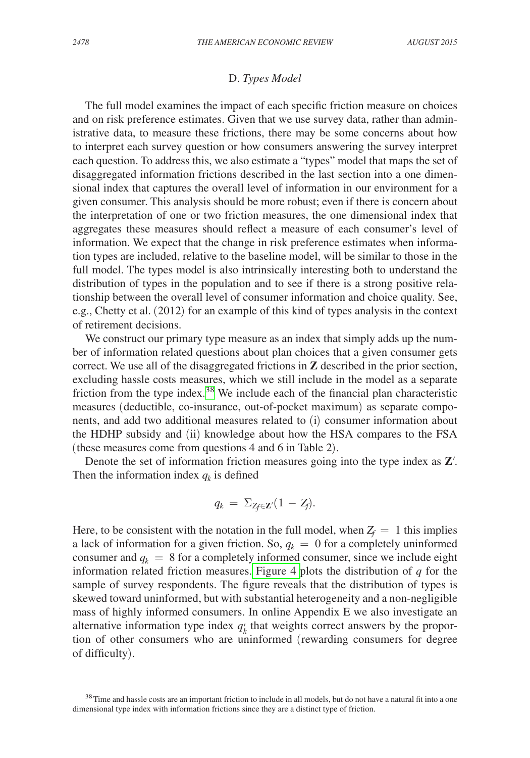### D. *Types Model*

The full model examines the impact of each specific friction measure on choices and on risk preference estimates. Given that we use survey data, rather than administrative data, to measure these frictions, there may be some concerns about how to interpret each survey question or how consumers answering the survey interpret each question. To address this, we also estimate a "types" model that maps the set of disaggregated information frictions described in the last section into a one dimensional index that captures the overall level of information in our environment for a given consumer. This analysis should be more robust; even if there is concern about the interpretation of one or two friction measures, the one dimensional index that aggregates these measures should reflect a measure of each consumer's level of information. We expect that the change in risk preference estimates when information types are included, relative to the baseline model, will be similar to those in the full model. The types model is also intrinsically interesting both to understand the distribution of types in the population and to see if there is a strong positive relationship between the overall level of consumer information and choice quality. See, e.g., Chetty et al. (2012) for an example of this kind of types analysis in the context of retirement decisions.

We construct our primary type measure as an index that simply adds up the number of information related questions about plan choices that a given consumer gets correct. We use all of the disaggregated frictions in **Z** described in the prior section, excluding hassle costs measures, which we still include in the model as a separate friction from the type index.[38] We include each of the financial plan characteristic measures (deductible, co-insurance, out-of-pocket maximum) as separate components, and add two additional measures related to (i) consumer information about the HDHP subsidy and (ii) knowledge about how the HSA compares to the FSA (these measures come from questions 4 and 6 in Table 2).

Denote the set of information friction measures going into the type index as $\mathbf{Z}'$. Then the information index $q_k$ is defined

$$q_k = \Sigma_{Z_f \in \mathbf{Z}'}(1 - Z_f).$$

Here, to be consistent with the notation in the full model, when $Z_f = 1$ this implies a lack of information for a given friction. So, $q_k = 0$ for a completely uninformed consumer and $q_k = 8$ for a completely informed consumer, since we include eight information related friction measures. Figure 4 plots the distribution of $q$ for the sample of survey respondents. The figure reveals that the distribution of types is skewed toward uninformed, but with substantial heterogeneity and a non-negligible mass of highly informed consumers. In online Appendix E we also investigate an alternative information type index $q_k'$ that weights correct answers by the proportion of other consumers who are uninformed (rewarding consumers for degree of difficulty).

[38] Time and hassle costs are an important friction to include in all models, but do not have a natural fit into a one dimensional type index with information frictions since they are a distinct type of friction.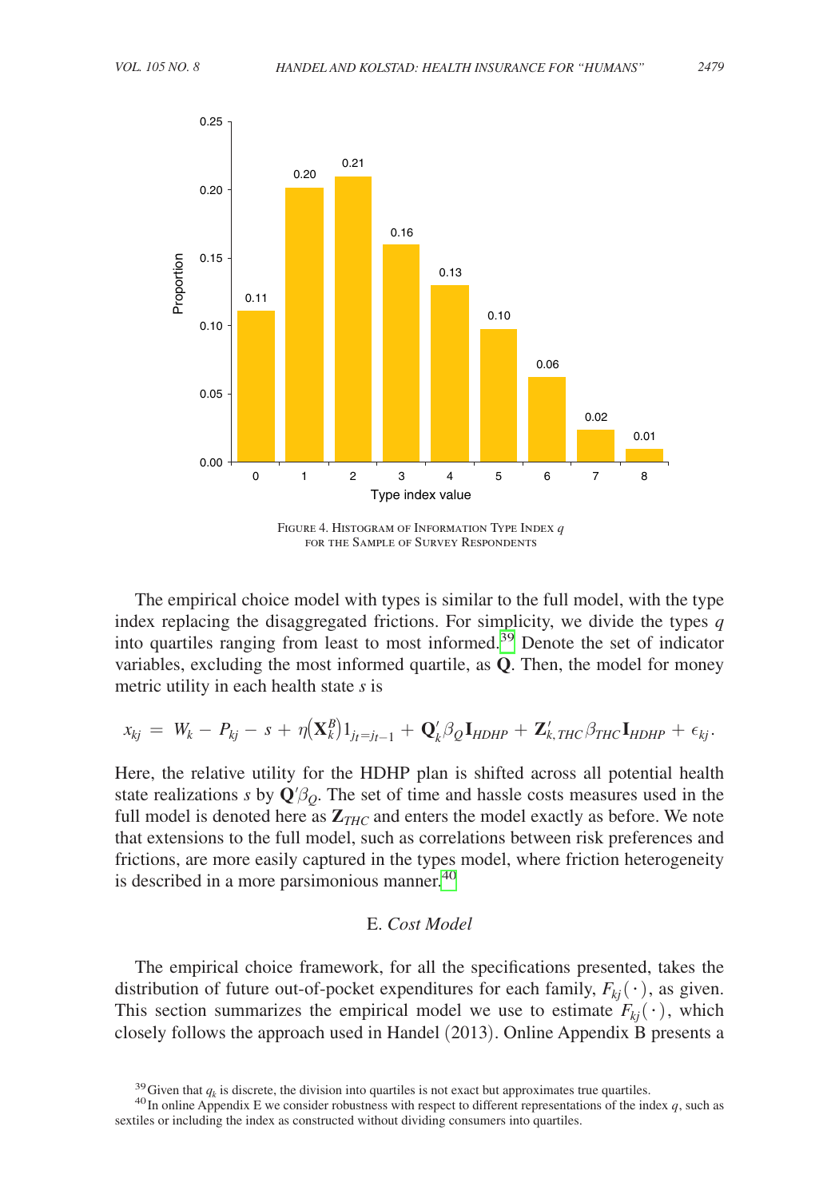| Type index value | Proportion |
|---|---|
| 0 | 0.11 |
| 1 | 0.20 |
| 2 | 0.21 |
| 3 | 0.16 |
| 4 | 0.13 |
| 5 | 0.10 |
| 6 | 0.06 |
| 7 | 0.02 |
| 8 | 0.01 |

Figure 4. Histogram of Information Type Index $q$ for the Sample of Survey Respondents

The empirical choice model with types is similar to the full model, with the type index replacing the disaggregated frictions. For simplicity, we divide the types $q$ into quartiles ranging from least to most informed.[39] Denote the set of indicator variables, excluding the most informed quartile, as $\mathbf{Q}$. Then, the model for money metric utility in each health state $s$ is

$$x_{kj} = W_k - P_{kj} - s + \eta(\mathbf{X}_k^B) 1_{j_t = j_{t-1}} + \mathbf{Q}_k' \beta_Q \mathbf{I}_{HDHP} + \mathbf{Z}_{k,THC}' \beta_{THC} \mathbf{I}_{HDHP} + \epsilon_{kj}.$$

Here, the relative utility for the HDHP plan is shifted across all potential health state realizations $s$ by $\mathbf{Q}'\beta_Q$. The set of time and hassle costs measures used in the full model is denoted here as $\mathbf{Z}_{THC}$ and enters the model exactly as before. We note that extensions to the full model, such as correlations between risk preferences and frictions, are more easily captured in the types model, where friction heterogeneity is described in a more parsimonious manner.[40]

## E. *Cost Model*

The empirical choice framework, for all the specifications presented, takes the distribution of future out-of-pocket expenditures for each family, $F_{kj}(\cdot)$, as given. This section summarizes the empirical model we use to estimate $F_{kj}(\cdot)$, which closely follows the approach used in Handel (2013). Online Appendix B presents a

[39] Given that $q_k$ is discrete, the division into quartiles is not exact but approximates true quartiles.

[40] In online Appendix E we consider robustness with respect to different representations of the index $q$, such as sextiles or including the index as constructed without dividing consumers into quartiles.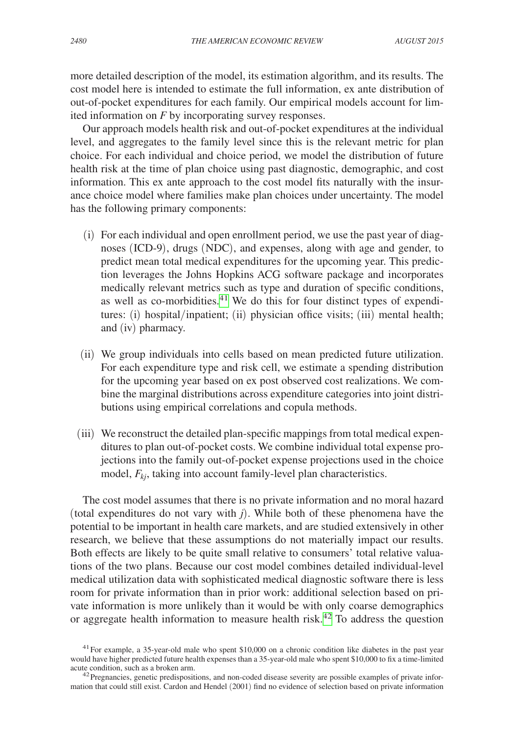more detailed description of the model, its estimation algorithm, and its results. The cost model here is intended to estimate the full information, ex ante distribution of out-of-pocket expenditures for each family. Our empirical models account for limited information on $F$ by incorporating survey responses.

Our approach models health risk and out-of-pocket expenditures at the individual level, and aggregates to the family level since this is the relevant metric for plan choice. For each individual and choice period, we model the distribution of future health risk at the time of plan choice using past diagnostic, demographic, and cost information. This ex ante approach to the cost model fits naturally with the insurance choice model where families make plan choices under uncertainty. The model has the following primary components:

(i) For each individual and open enrollment period, we use the past year of diagnoses (ICD-9), drugs (NDC), and expenses, along with age and gender, to predict mean total medical expenditures for the upcoming year. This prediction leverages the Johns Hopkins ACG software package and incorporates medically relevant metrics such as type and duration of specific conditions, as well as co-morbidities.[41] We do this for four distinct types of expenditures: (i) hospital/inpatient; (ii) physician office visits; (iii) mental health; and (iv) pharmacy.

(ii) We group individuals into cells based on mean predicted future utilization. For each expenditure type and risk cell, we estimate a spending distribution for the upcoming year based on ex post observed cost realizations. We combine the marginal distributions across expenditure categories into joint distributions using empirical correlations and copula methods.

(iii) We reconstruct the detailed plan-specific mappings from total medical expenditures to plan out-of-pocket costs. We combine individual total expense projections into the family out-of-pocket expense projections used in the choice model, $F_{kj}$, taking into account family-level plan characteristics.

The cost model assumes that there is no private information and no moral hazard (total expenditures do not vary with $j$). While both of these phenomena have the potential to be important in health care markets, and are studied extensively in other research, we believe that these assumptions do not materially impact our results. Both effects are likely to be quite small relative to consumers' total relative valuations of the two plans. Because our cost model combines detailed individual-level medical utilization data with sophisticated medical diagnostic software there is less room for private information than in prior work: additional selection based on private information is more unlikely than it would be with only coarse demographics or aggregate health information to measure health risk.[42] To address the question

[41] For example, a 35-year-old male who spent \$10,000 on a chronic condition like diabetes in the past year would have higher predicted future health expenses than a 35-year-old male who spent \$10,000 to fix a time-limited acute condition, such as a broken arm.

[42] Pregnancies, genetic predispositions, and non-coded disease severity are possible examples of private information that could still exist. Cardon and Hendel (2001) find no evidence of selection based on private information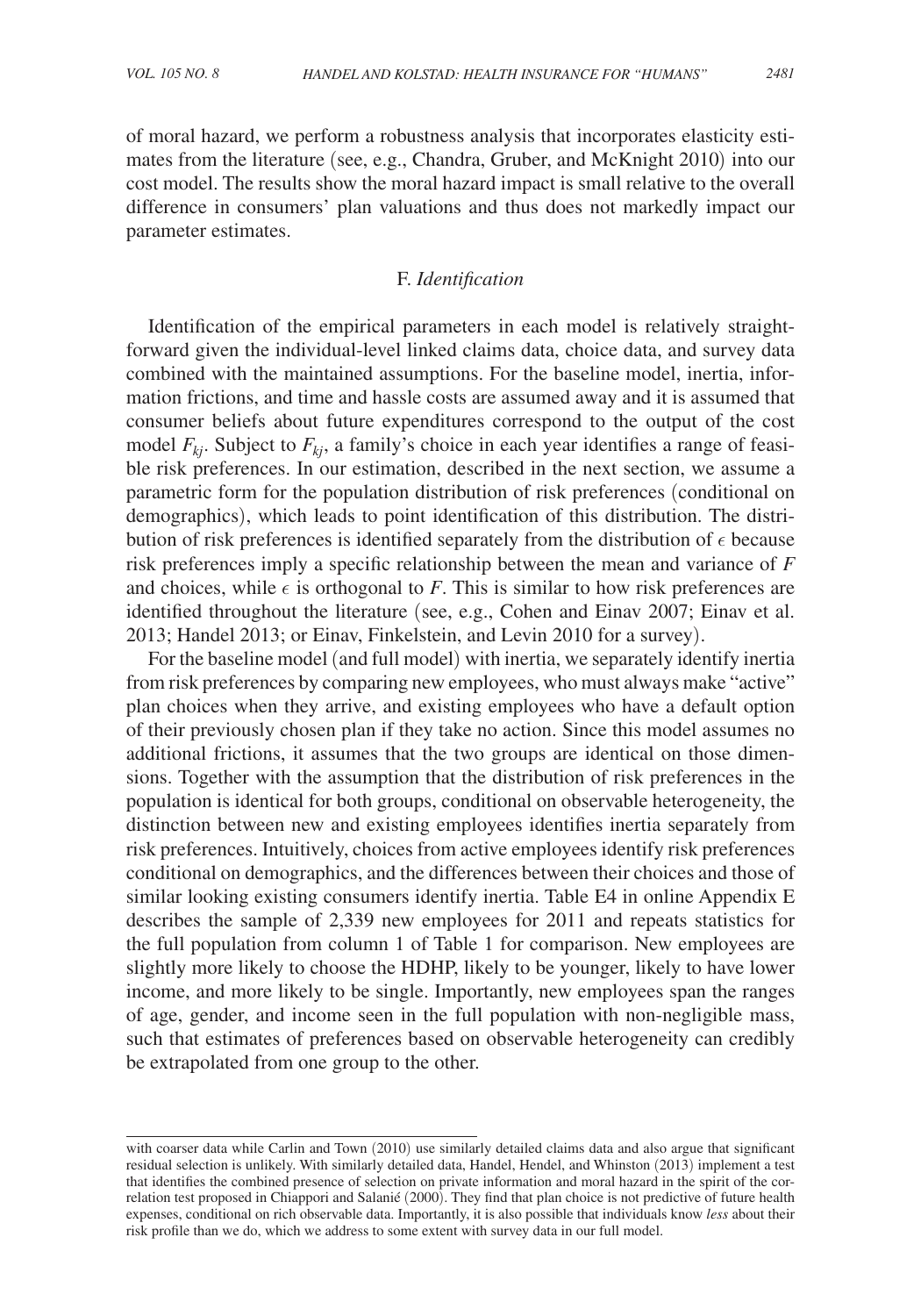of moral hazard, we perform a robustness analysis that incorporates elasticity estimates from the literature (see, e.g., Chandra, Gruber, and McKnight 2010) into our cost model. The results show the moral hazard impact is small relative to the overall difference in consumers' plan valuations and thus does not markedly impact our parameter estimates.

### F. *Identification*

Identification of the empirical parameters in each model is relatively straightforward given the individual-level linked claims data, choice data, and survey data combined with the maintained assumptions. For the baseline model, inertia, information frictions, and time and hassle costs are assumed away and it is assumed that consumer beliefs about future expenditures correspond to the output of the cost model $F_{kj}$. Subject to $F_{kj}$, a family's choice in each year identifies a range of feasible risk preferences. In our estimation, described in the next section, we assume a parametric form for the population distribution of risk preferences (conditional on demographics), which leads to point identification of this distribution. The distribution of risk preferences is identified separately from the distribution of $\epsilon$ because risk preferences imply a specific relationship between the mean and variance of $F$ and choices, while $\epsilon$ is orthogonal to $F$. This is similar to how risk preferences are identified throughout the literature (see, e.g., Cohen and Einav 2007; Einav et al. 2013; Handel 2013; or Einav, Finkelstein, and Levin 2010 for a survey).

For the baseline model (and full model) with inertia, we separately identify inertia from risk preferences by comparing new employees, who must always make "active" plan choices when they arrive, and existing employees who have a default option of their previously chosen plan if they take no action. Since this model assumes no additional frictions, it assumes that the two groups are identical on those dimensions. Together with the assumption that the distribution of risk preferences in the population is identical for both groups, conditional on observable heterogeneity, the distinction between new and existing employees identifies inertia separately from risk preferences. Intuitively, choices from active employees identify risk preferences conditional on demographics, and the differences between their choices and those of similar looking existing consumers identify inertia. Table E4 in online Appendix E describes the sample of 2,339 new employees for 2011 and repeats statistics for the full population from column 1 of Table 1 for comparison. New employees are slightly more likely to choose the HDHP, likely to be younger, likely to have lower income, and more likely to be single. Importantly, new employees span the ranges of age, gender, and income seen in the full population with non-negligible mass, such that estimates of preferences based on observable heterogeneity can credibly be extrapolated from one group to the other.

with coarser data while Carlin and Town (2010) use similarly detailed claims data and also argue that significant residual selection is unlikely. With similarly detailed data, Handel, Hendel, and Whinston (2013) implement a test that identifies the combined presence of selection on private information and moral hazard in the spirit of the correlation test proposed in Chiappori and Salanié (2000). They find that plan choice is not predictive of future health expenses, conditional on rich observable data. Importantly, it is also possible that individuals know *less* about their risk profile than we do, which we address to some extent with survey data in our full model.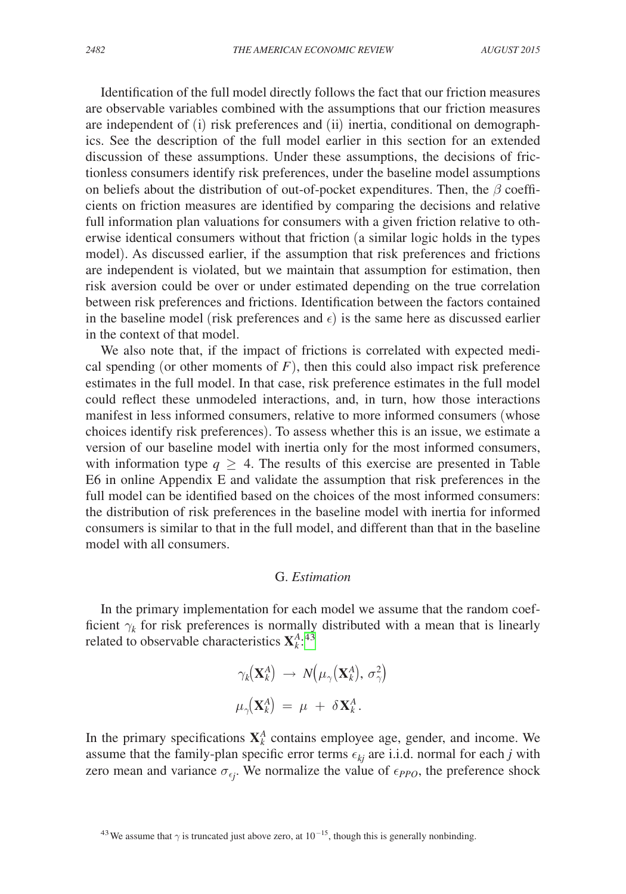Identification of the full model directly follows the fact that our friction measures are observable variables combined with the assumptions that our friction measures are independent of (i) risk preferences and (ii) inertia, conditional on demographics. See the description of the full model earlier in this section for an extended discussion of these assumptions. Under these assumptions, the decisions of frictionless consumers identify risk preferences, under the baseline model assumptions on beliefs about the distribution of out-of-pocket expenditures. Then, the $\beta$ coefficients on friction measures are identified by comparing the decisions and relative full information plan valuations for consumers with a given friction relative to otherwise identical consumers without that friction (a similar logic holds in the types model). As discussed earlier, if the assumption that risk preferences and frictions are independent is violated, but we maintain that assumption for estimation, then risk aversion could be over or under estimated depending on the true correlation between risk preferences and frictions. Identification between the factors contained in the baseline model (risk preferences and $\epsilon$) is the same here as discussed earlier in the context of that model.

We also note that, if the impact of frictions is correlated with expected medical spending (or other moments of $F$), then this could also impact risk preference estimates in the full model. In that case, risk preference estimates in the full model could reflect these unmodeled interactions, and, in turn, how those interactions manifest in less informed consumers, relative to more informed consumers (whose choices identify risk preferences). To assess whether this is an issue, we estimate a version of our baseline model with inertia only for the most informed consumers, with information type $q \geq 4$. The results of this exercise are presented in Table E6 in online Appendix E and validate the assumption that risk preferences in the full model can be identified based on the choices of the most informed consumers: the distribution of risk preferences in the baseline model with inertia for informed consumers is similar to that in the full model, and different than that in the baseline model with all consumers.

### G. *Estimation*

In the primary implementation for each model we assume that the random coefficient $\gamma_k$ for risk preferences is normally distributed with a mean that is linearly related to observable characteristics $\mathbf{X}_k^A$:[43]

$$\gamma_k(\mathbf{X}_k^A) \rightarrow N(\mu_\gamma(\mathbf{X}_k^A), \sigma_\gamma^2)$$

$$\mu_\gamma(\mathbf{X}_k^A) = \mu + \delta \mathbf{X}_k^A.$$

In the primary specifications $\mathbf{X}_k^A$ contains employee age, gender, and income. We assume that the family-plan specific error terms $\epsilon_{kj}$ are i.i.d. normal for each $j$ with zero mean and variance $\sigma_{\epsilon_j}$. We normalize the value of $\epsilon_{PPO}$, the preference shock

[43] We assume that $\gamma$ is truncated just above zero, at $10^{-15}$, though this is generally nonbinding.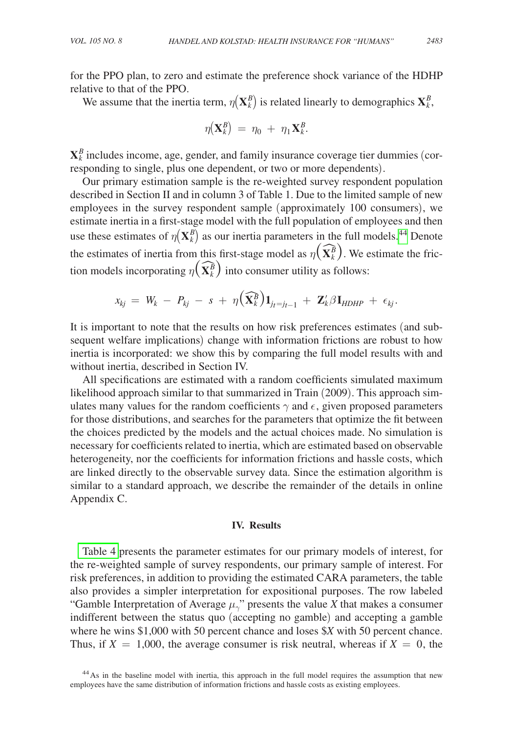for the PPO plan, to zero and estimate the preference shock variance of the HDHP relative to that of the PPO.

We assume that the inertia term, $\eta(\mathbf{X}_k^B)$ is related linearly to demographics $\mathbf{X}_k^B$,

$$\eta(\mathbf{X}_k^B) = \eta_0 + \eta_1 \mathbf{X}_k^B.$$

$\mathbf{X}_k^B$ includes income, age, gender, and family insurance coverage tier dummies (corresponding to single, plus one dependent, or two or more dependents).

Our primary estimation sample is the re-weighted survey respondent population described in Section II and in column 3 of Table 1. Due to the limited sample of new employees in the survey respondent sample (approximately 100 consumers), we estimate inertia in a first-stage model with the full population of employees and then use these estimates of $\eta(\mathbf{X}_k^B)$ as our inertia parameters in the full models.[44] Denote the estimates of inertia from this first-stage model as $\eta(\widehat{\mathbf{X}_k^B})$. We estimate the friction models incorporating $\eta(\widehat{\mathbf{X}_k^B})$ into consumer utility as follows:

$$x_{kj} = W_k - P_{kj} - s + \eta(\widehat{\mathbf{X}_k^B})\mathbf{1}_{j_t = j_{t-1}} + \mathbf{Z}_k' \beta \mathbf{I}_{HDHP} + \epsilon_{kj}.$$

It is important to note that the results on how risk preferences estimates (and subsequent welfare implications) change with information frictions are robust to how inertia is incorporated: we show this by comparing the full model results with and without inertia, described in Section IV.

All specifications are estimated with a random coefficients simulated maximum likelihood approach similar to that summarized in Train (2009). This approach simulates many values for the random coefficients $\gamma$ and $\epsilon$, given proposed parameters for those distributions, and searches for the parameters that optimize the fit between the choices predicted by the models and the actual choices made. No simulation is necessary for coefficients related to inertia, which are estimated based on observable heterogeneity, nor the coefficients for information frictions and hassle costs, which are linked directly to the observable survey data. Since the estimation algorithm is similar to a standard approach, we describe the remainder of the details in online Appendix C.

## IV. Results

Table 4 presents the parameter estimates for our primary models of interest, for the re-weighted sample of survey respondents, our primary sample of interest. For risk preferences, in addition to providing the estimated CARA parameters, the table also provides a simpler interpretation for expositional purposes. The row labeled "Gamble Interpretation of Average $\mu_\gamma$" presents the value $X$ that makes a consumer indifferent between the status quo (accepting no gamble) and accepting a gamble where he wins \$1,000 with 50 percent chance and loses \$$X$ with 50 percent chance. Thus, if $X = 1{,}000$, the average consumer is risk neutral, whereas if $X = 0$, the

[44] As in the baseline model with inertia, this approach in the full model requires the assumption that new employees have the same distribution of information frictions and hassle costs as existing employees.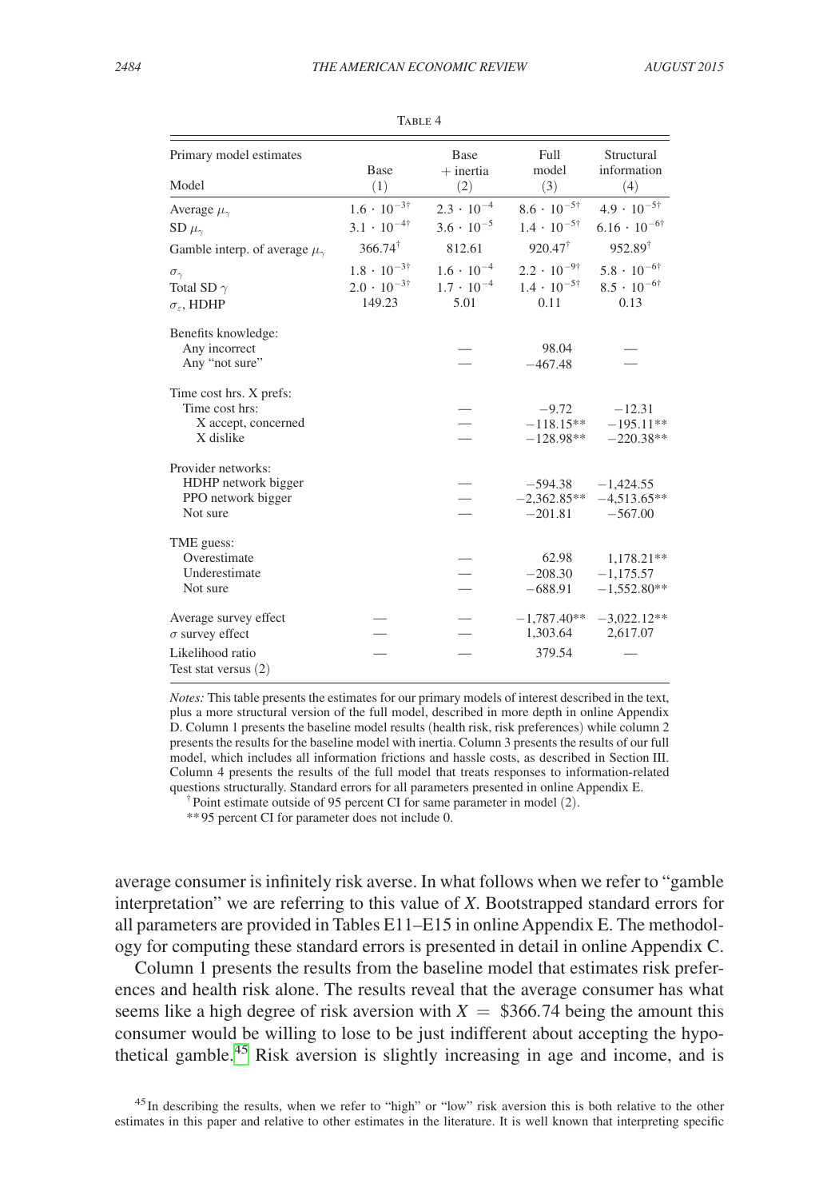Table 4

| Primary model estimates<br>Model | Base<br>(1) | Base<br>+ inertia<br>(2) | Full<br>model<br>(3) | Structural<br>information<br>(4) |
|---|---|---|---|---|
| Average $\mu_\gamma$ | $1.6 \cdot 10^{-3\dagger}$ | $2.3 \cdot 10^{-4}$ | $8.6 \cdot 10^{-5\dagger}$ | $4.9 \cdot 10^{-5\dagger}$ |
| SD $\mu_\gamma$ | $3.1 \cdot 10^{-4\dagger}$ | $3.6 \cdot 10^{-5}$ | $1.4 \cdot 10^{-5\dagger}$ | $6.16 \cdot 10^{-6\dagger}$ |
| Gamble interp. of average $\mu_\gamma$ | $366.74^{\dagger}$ | 812.61 | $920.47^{\dagger}$ | $952.89^{\dagger}$ |
| $\sigma_\gamma$ | $1.8 \cdot 10^{-3\dagger}$ | $1.6 \cdot 10^{-4}$ | $2.2 \cdot 10^{-9\dagger}$ | $5.8 \cdot 10^{-6\dagger}$ |
| Total SD $\gamma$ | $2.0 \cdot 10^{-3\dagger}$ | $1.7 \cdot 10^{-4}$ | $1.4 \cdot 10^{-5\dagger}$ | $8.5 \cdot 10^{-6\dagger}$ |
| $\sigma_\varepsilon$, HDHP | 149.23 | 5.01 | 0.11 | 0.13 |
| Benefits knowledge: | | | | |
| Any incorrect | | — | 98.04 | — |
| Any "not sure" | | — | −467.48 | — |
| Time cost hrs. X prefs: | | | | |
| Time cost hrs: | | — | −9.72 | −12.31 |
| X accept, concerned | | — | −118.15** | −195.11** |
| X dislike | | — | −128.98** | −220.38** |
| Provider networks: | | | | |
| HDHP network bigger | | — | −594.38 | −1,424.55 |
| PPO network bigger | | — | −2,362.85** | −4,513.65** |
| Not sure | | — | −201.81 | −567.00 |
| TME guess: | | | | |
| Overestimate | | — | 62.98 | 1,178.21** |
| Underestimate | | — | −208.30 | −1,175.57 |
| Not sure | | — | −688.91 | −1,552.80** |
| Average survey effect | — | — | −1,787.40** | −3,022.12** |
| $\sigma$ survey effect | — | — | 1,303.64 | 2,617.07 |
| Likelihood ratio<br>Test stat versus (2) | — | — | 379.54 | — |

*Notes:* This table presents the estimates for our primary models of interest described in the text, plus a more structural version of the full model, described in more depth in online Appendix D. Column 1 presents the baseline model results (health risk, risk preferences) while column 2 presents the results for the baseline model with inertia. Column 3 presents the results of our full model, which includes all information frictions and hassle costs, as described in Section III. Column 4 presents the results of the full model that treats responses to information-related questions structurally. Standard errors for all parameters presented in online Appendix E.

† Point estimate outside of 95 percent CI for same parameter in model (2).

** 95 percent CI for parameter does not include 0.

average consumer is infinitely risk averse. In what follows when we refer to "gamble interpretation" we are referring to this value of $X$. Bootstrapped standard errors for all parameters are provided in Tables E11–E15 in online Appendix E. The methodology for computing these standard errors is presented in detail in online Appendix C.

Column 1 presents the results from the baseline model that estimates risk preferences and health risk alone. The results reveal that the average consumer has what seems like a high degree of risk aversion with $X =$ \$366.74 being the amount this consumer would be willing to lose to be just indifferent about accepting the hypothetical gamble.[45] Risk aversion is slightly increasing in age and income, and is

[45] In describing the results, when we refer to "high" or "low" risk aversion this is both relative to the other estimates in this paper and relative to other estimates in the literature. It is well known that interpreting specific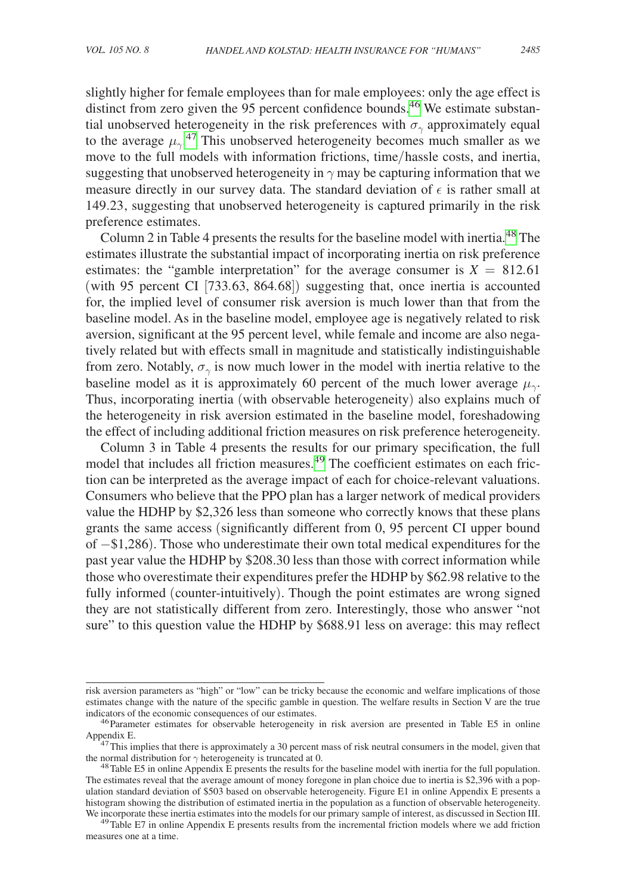slightly higher for female employees than for male employees: only the age effect is distinct from zero given the 95 percent confidence bounds.[46] We estimate substantial unobserved heterogeneity in the risk preferences with $\sigma_\gamma$ approximately equal to the average $\mu_\gamma$.[47] This unobserved heterogeneity becomes much smaller as we move to the full models with information frictions, time/hassle costs, and inertia, suggesting that unobserved heterogeneity in $\gamma$ may be capturing information that we measure directly in our survey data. The standard deviation of $\epsilon$ is rather small at 149.23, suggesting that unobserved heterogeneity is captured primarily in the risk preference estimates.

Column 2 in Table 4 presents the results for the baseline model with inertia.[48] The estimates illustrate the substantial impact of incorporating inertia on risk preference estimates: the "gamble interpretation" for the average consumer is $X = 812.61$ (with 95 percent CI [733.63, 864.68]) suggesting that, once inertia is accounted for, the implied level of consumer risk aversion is much lower than that from the baseline model. As in the baseline model, employee age is negatively related to risk aversion, significant at the 95 percent level, while female and income are also negatively related but with effects small in magnitude and statistically indistinguishable from zero. Notably, $\sigma_\gamma$ is now much lower in the model with inertia relative to the baseline model as it is approximately 60 percent of the much lower average $\mu_\gamma$. Thus, incorporating inertia (with observable heterogeneity) also explains much of the heterogeneity in risk aversion estimated in the baseline model, foreshadowing the effect of including additional friction measures on risk preference heterogeneity.

Column 3 in Table 4 presents the results for our primary specification, the full model that includes all friction measures.[49] The coefficient estimates on each friction can be interpreted as the average impact of each for choice-relevant valuations. Consumers who believe that the PPO plan has a larger network of medical providers value the HDHP by \$2,326 less than someone who correctly knows that these plans grants the same access (significantly different from 0, 95 percent CI upper bound of −\$1,286). Those who underestimate their own total medical expenditures for the past year value the HDHP by \$208.30 less than those with correct information while those who overestimate their expenditures prefer the HDHP by \$62.98 relative to the fully informed (counter-intuitively). Though the point estimates are wrong signed they are not statistically different from zero. Interestingly, those who answer "not sure" to this question value the HDHP by \$688.91 less on average: this may reflect

risk aversion parameters as "high" or "low" can be tricky because the economic and welfare implications of those estimates change with the nature of the specific gamble in question. The welfare results in Section V are the true indicators of the economic consequences of our estimates.

[46] Parameter estimates for observable heterogeneity in risk aversion are presented in Table E5 in online Appendix E.

[47] This implies that there is approximately a 30 percent mass of risk neutral consumers in the model, given that the normal distribution for $\gamma$ heterogeneity is truncated at 0.

[48] Table E5 in online Appendix E presents the results for the baseline model with inertia for the full population. The estimates reveal that the average amount of money foregone in plan choice due to inertia is \$2,396 with a population standard deviation of \$503 based on observable heterogeneity. Figure E1 in online Appendix E presents a histogram showing the distribution of estimated inertia in the population as a function of observable heterogeneity. We incorporate these inertia estimates into the models for our primary sample of interest, as discussed in Section III.

[49] Table E7 in online Appendix E presents results from the incremental friction models where we add friction measures one at a time.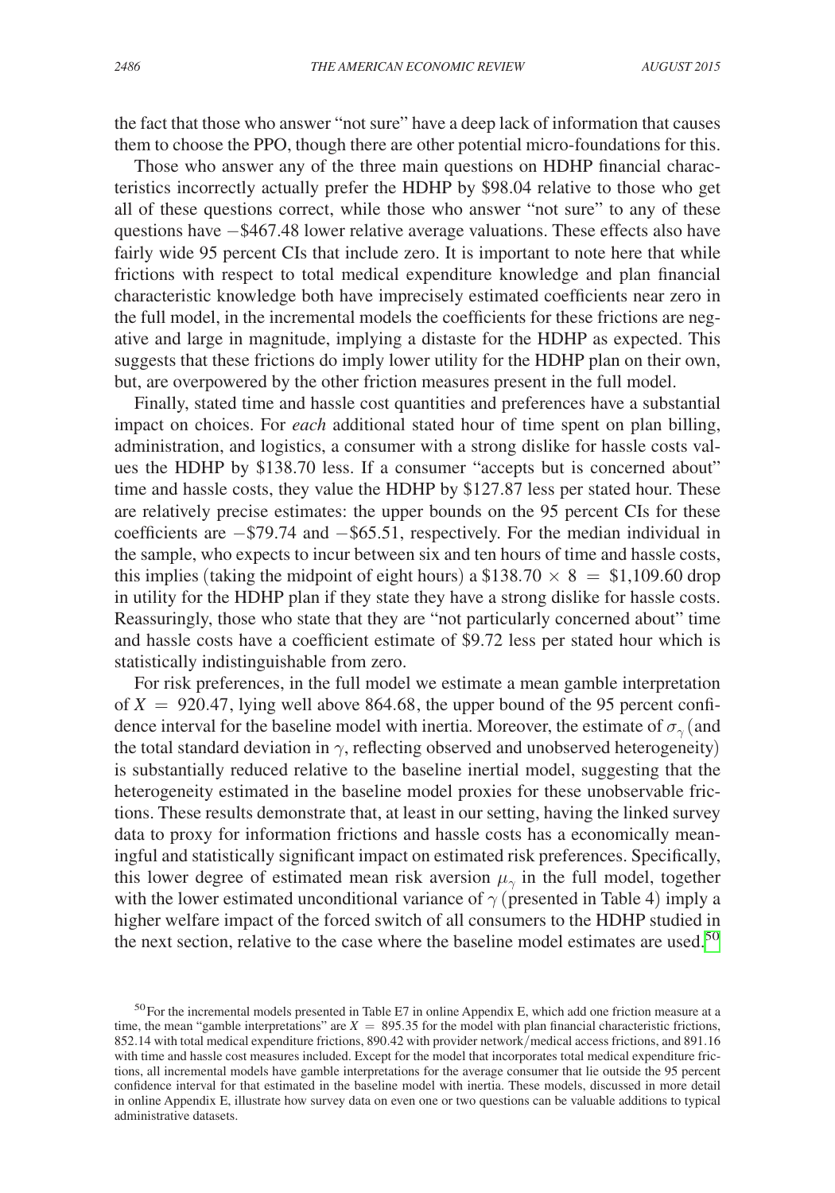the fact that those who answer "not sure" have a deep lack of information that causes them to choose the PPO, though there are other potential micro-foundations for this.

Those who answer any of the three main questions on HDHP financial characteristics incorrectly actually prefer the HDHP by \$98.04 relative to those who get all of these questions correct, while those who answer "not sure" to any of these questions have −\$467.48 lower relative average valuations. These effects also have fairly wide 95 percent CIs that include zero. It is important to note here that while frictions with respect to total medical expenditure knowledge and plan financial characteristic knowledge both have imprecisely estimated coefficients near zero in the full model, in the incremental models the coefficients for these frictions are negative and large in magnitude, implying a distaste for the HDHP as expected. This suggests that these frictions do imply lower utility for the HDHP plan on their own, but, are overpowered by the other friction measures present in the full model.

Finally, stated time and hassle cost quantities and preferences have a substantial impact on choices. For *each* additional stated hour of time spent on plan billing, administration, and logistics, a consumer with a strong dislike for hassle costs values the HDHP by \$138.70 less. If a consumer "accepts but is concerned about" time and hassle costs, they value the HDHP by \$127.87 less per stated hour. These are relatively precise estimates: the upper bounds on the 95 percent CIs for these coefficients are −\$79.74 and −\$65.51, respectively. For the median individual in the sample, who expects to incur between six and ten hours of time and hassle costs, this implies (taking the midpoint of eight hours) a $\$138.70 \times 8 = \$1{,}109.60$ drop in utility for the HDHP plan if they state they have a strong dislike for hassle costs. Reassuringly, those who state that they are "not particularly concerned about" time and hassle costs have a coefficient estimate of \$9.72 less per stated hour which is statistically indistinguishable from zero.

For risk preferences, in the full model we estimate a mean gamble interpretation of $X = 920.47$, lying well above 864.68, the upper bound of the 95 percent confidence interval for the baseline model with inertia. Moreover, the estimate of $\sigma_\gamma$ (and the total standard deviation in $\gamma$, reflecting observed and unobserved heterogeneity) is substantially reduced relative to the baseline inertial model, suggesting that the heterogeneity estimated in the baseline model proxies for these unobservable frictions. These results demonstrate that, at least in our setting, having the linked survey data to proxy for information frictions and hassle costs has a economically meaningful and statistically significant impact on estimated risk preferences. Specifically, this lower degree of estimated mean risk aversion $\mu_\gamma$ in the full model, together with the lower estimated unconditional variance of $\gamma$ (presented in Table 4) imply a higher welfare impact of the forced switch of all consumers to the HDHP studied in the next section, relative to the case where the baseline model estimates are used.[50]

[50] For the incremental models presented in Table E7 in online Appendix E, which add one friction measure at a time, the mean "gamble interpretations" are $X = 895.35$ for the model with plan financial characteristic frictions, 852.14 with total medical expenditure frictions, 890.42 with provider network/medical access frictions, and 891.16 with time and hassle cost measures included. Except for the model that incorporates total medical expenditure frictions, all incremental models have gamble interpretations for the average consumer that lie outside the 95 percent confidence interval for that estimated in the baseline model with inertia. These models, discussed in more detail in online Appendix E, illustrate how survey data on even one or two questions can be valuable additions to typical administrative datasets.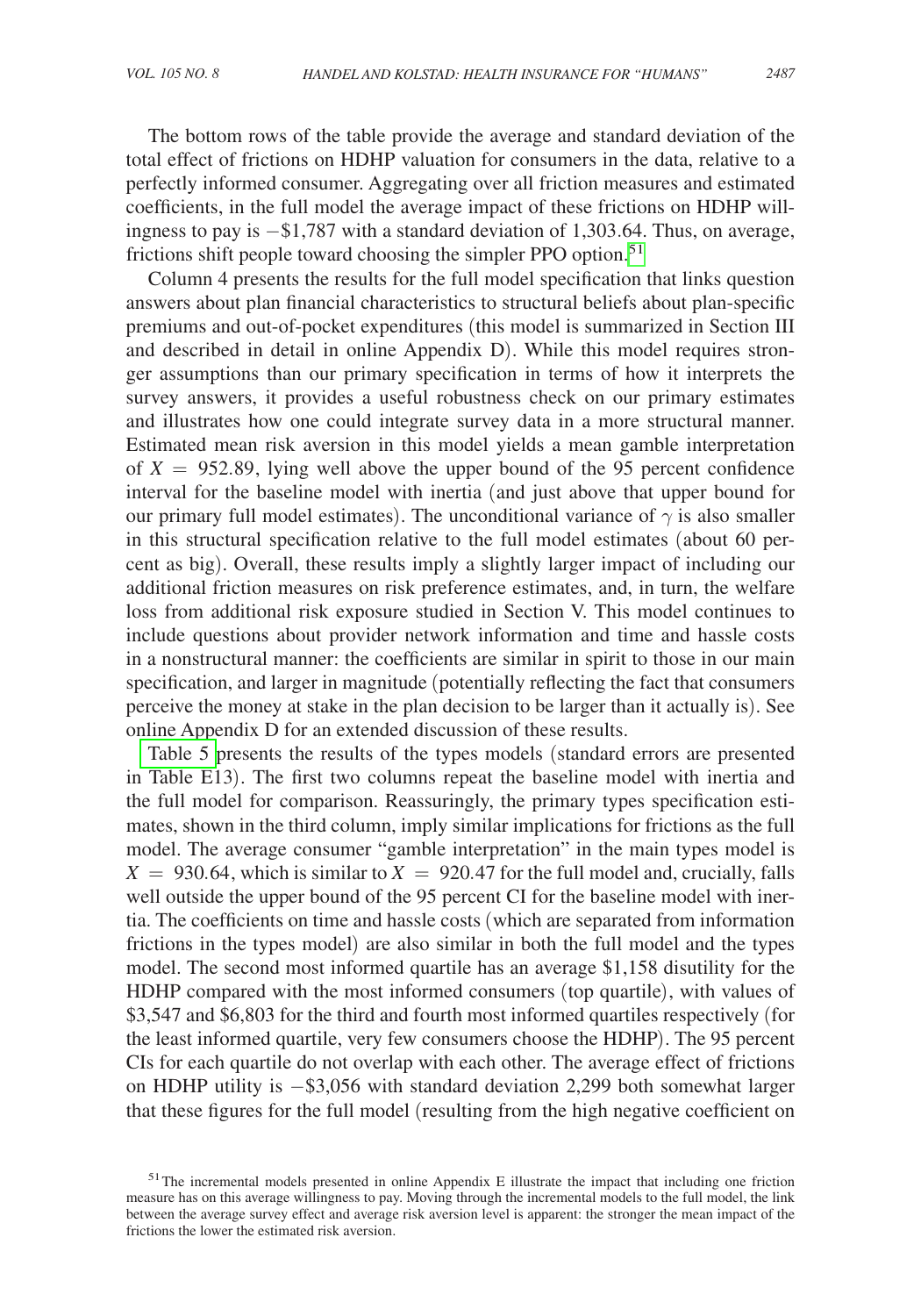The bottom rows of the table provide the average and standard deviation of the total effect of frictions on HDHP valuation for consumers in the data, relative to a perfectly informed consumer. Aggregating over all friction measures and estimated coefficients, in the full model the average impact of these frictions on HDHP willingness to pay is −\$1,787 with a standard deviation of 1,303.64. Thus, on average, frictions shift people toward choosing the simpler PPO option.[51]

Column 4 presents the results for the full model specification that links question answers about plan financial characteristics to structural beliefs about plan-specific premiums and out-of-pocket expenditures (this model is summarized in Section III and described in detail in online Appendix D). While this model requires stronger assumptions than our primary specification in terms of how it interprets the survey answers, it provides a useful robustness check on our primary estimates and illustrates how one could integrate survey data in a more structural manner. Estimated mean risk aversion in this model yields a mean gamble interpretation of $X = 952.89$, lying well above the upper bound of the 95 percent confidence interval for the baseline model with inertia (and just above that upper bound for our primary full model estimates). The unconditional variance of $\gamma$ is also smaller in this structural specification relative to the full model estimates (about 60 percent as big). Overall, these results imply a slightly larger impact of including our additional friction measures on risk preference estimates, and, in turn, the welfare loss from additional risk exposure studied in Section V. This model continues to include questions about provider network information and time and hassle costs in a nonstructural manner: the coefficients are similar in spirit to those in our main specification, and larger in magnitude (potentially reflecting the fact that consumers perceive the money at stake in the plan decision to be larger than it actually is). See online Appendix D for an extended discussion of these results.

Table 5 presents the results of the types models (standard errors are presented in Table E13). The first two columns repeat the baseline model with inertia and the full model for comparison. Reassuringly, the primary types specification estimates, shown in the third column, imply similar implications for frictions as the full model. The average consumer "gamble interpretation" in the main types model is $X = 930.64$, which is similar to $X = 920.47$ for the full model and, crucially, falls well outside the upper bound of the 95 percent CI for the baseline model with inertia. The coefficients on time and hassle costs (which are separated from information frictions in the types model) are also similar in both the full model and the types model. The second most informed quartile has an average \$1,158 disutility for the HDHP compared with the most informed consumers (top quartile), with values of \$3,547 and \$6,803 for the third and fourth most informed quartiles respectively (for the least informed quartile, very few consumers choose the HDHP). The 95 percent CIs for each quartile do not overlap with each other. The average effect of frictions on HDHP utility is −\$3,056 with standard deviation 2,299 both somewhat larger that these figures for the full model (resulting from the high negative coefficient on

[51] The incremental models presented in online Appendix E illustrate the impact that including one friction measure has on this average willingness to pay. Moving through the incremental models to the full model, the link between the average survey effect and average risk aversion level is apparent: the stronger the mean impact of the frictions the lower the estimated risk aversion.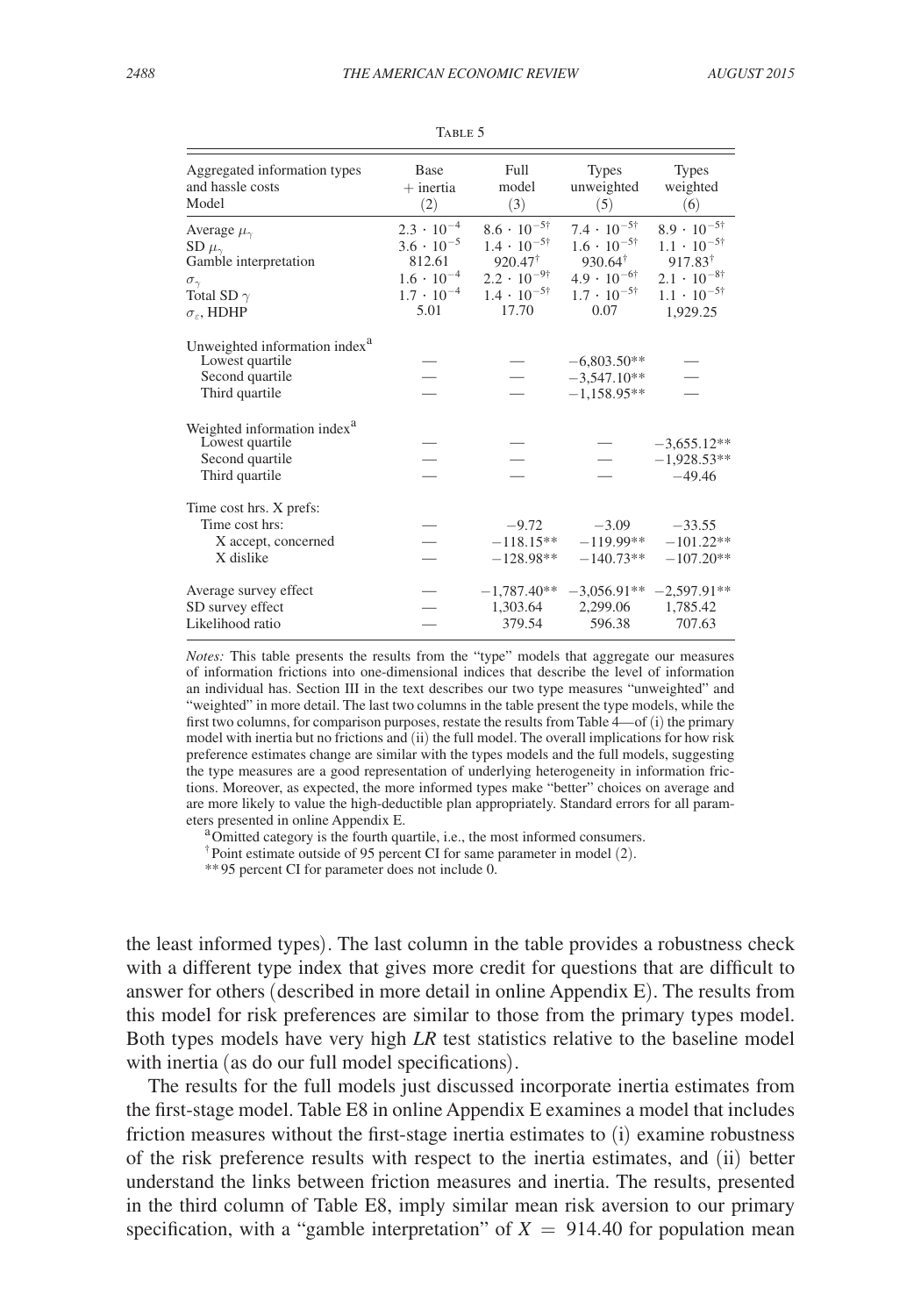Table 5

| Aggregated information types and hassle costs Model | Base + inertia (2) | Full model (3) | Types unweighted (5) | Types weighted (6) |
|---|---|---|---|---|
| Average $\mu_\gamma$ | $2.3 \cdot 10^{-4}$ | $8.6 \cdot 10^{-5\dagger}$ | $7.4 \cdot 10^{-5\dagger}$ | $8.9 \cdot 10^{-5\dagger}$ |
| SD $\mu_\gamma$ | $3.6 \cdot 10^{-5}$ | $1.4 \cdot 10^{-5\dagger}$ | $1.6 \cdot 10^{-5\dagger}$ | $1.1 \cdot 10^{-5\dagger}$ |
| Gamble interpretation | 812.61 | 920.47[†] | 930.64[†] | 917.83[†] |
| $\sigma_\gamma$ | $1.6 \cdot 10^{-4}$ | $2.2 \cdot 10^{-9\dagger}$ | $4.9 \cdot 10^{-6\dagger}$ | $2.1 \cdot 10^{-8\dagger}$ |
| Total SD $\gamma$ | $1.7 \cdot 10^{-4}$ | $1.4 \cdot 10^{-5\dagger}$ | $1.7 \cdot 10^{-5\dagger}$ | $1.1 \cdot 10^{-5\dagger}$ |
| $\sigma_\varepsilon$, HDHP | 5.01 | 17.70 | 0.07 | 1,929.25 |
| Unweighted information index[a] | | | | |
| Lowest quartile | — | — | −6,803.50** | — |
| Second quartile | — | — | −3,547.10** | — |
| Third quartile | — | — | −1,158.95** | — |
| Weighted information index[a] | | | | |
| Lowest quartile | — | — | — | −3,655.12** |
| Second quartile | — | — | — | −1,928.53** |
| Third quartile | — | — | — | −49.46 |
| Time cost hrs. X prefs: | | | | |
| Time cost hrs: | — | −9.72 | −3.09 | −33.55 |
| X accept, concerned | — | −118.15** | −119.99** | −101.22** |
| X dislike | — | −128.98** | −140.73** | −107.20** |
| Average survey effect | — | −1,787.40** | −3,056.91** | −2,597.91** |
| SD survey effect | — | 1,303.64 | 2,299.06 | 1,785.42 |
| Likelihood ratio | — | 379.54 | 596.38 | 707.63 |

*Notes:* This table presents the results from the "type" models that aggregate our measures of information frictions into one-dimensional indices that describe the level of information an individual has. Section III in the text describes our two type measures "unweighted" and "weighted" in more detail. The last two columns in the table present the type models, while the first two columns, for comparison purposes, restate the results from Table 4—of (i) the primary model with inertia but no frictions and (ii) the full model. The overall implications for how risk preference estimates change are similar with the types models and the full models, suggesting the type measures are a good representation of underlying heterogeneity in information frictions. Moreover, as expected, the more informed types make "better" choices on average and are more likely to value the high-deductible plan appropriately. Standard errors for all parameters presented in online Appendix E.

[a] Omitted category is the fourth quartile, i.e., the most informed consumers.

[†] Point estimate outside of 95 percent CI for same parameter in model (2).

** 95 percent CI for parameter does not include 0.

the least informed types). The last column in the table provides a robustness check with a different type index that gives more credit for questions that are difficult to answer for others (described in more detail in online Appendix E). The results from this model for risk preferences are similar to those from the primary types model. Both types models have very high *LR* test statistics relative to the baseline model with inertia (as do our full model specifications).

The results for the full models just discussed incorporate inertia estimates from the first-stage model. Table E8 in online Appendix E examines a model that includes friction measures without the first-stage inertia estimates to (i) examine robustness of the risk preference results with respect to the inertia estimates, and (ii) better understand the links between friction measures and inertia. The results, presented in the third column of Table E8, imply similar mean risk aversion to our primary specification, with a "gamble interpretation" of $X = 914.40$ for population mean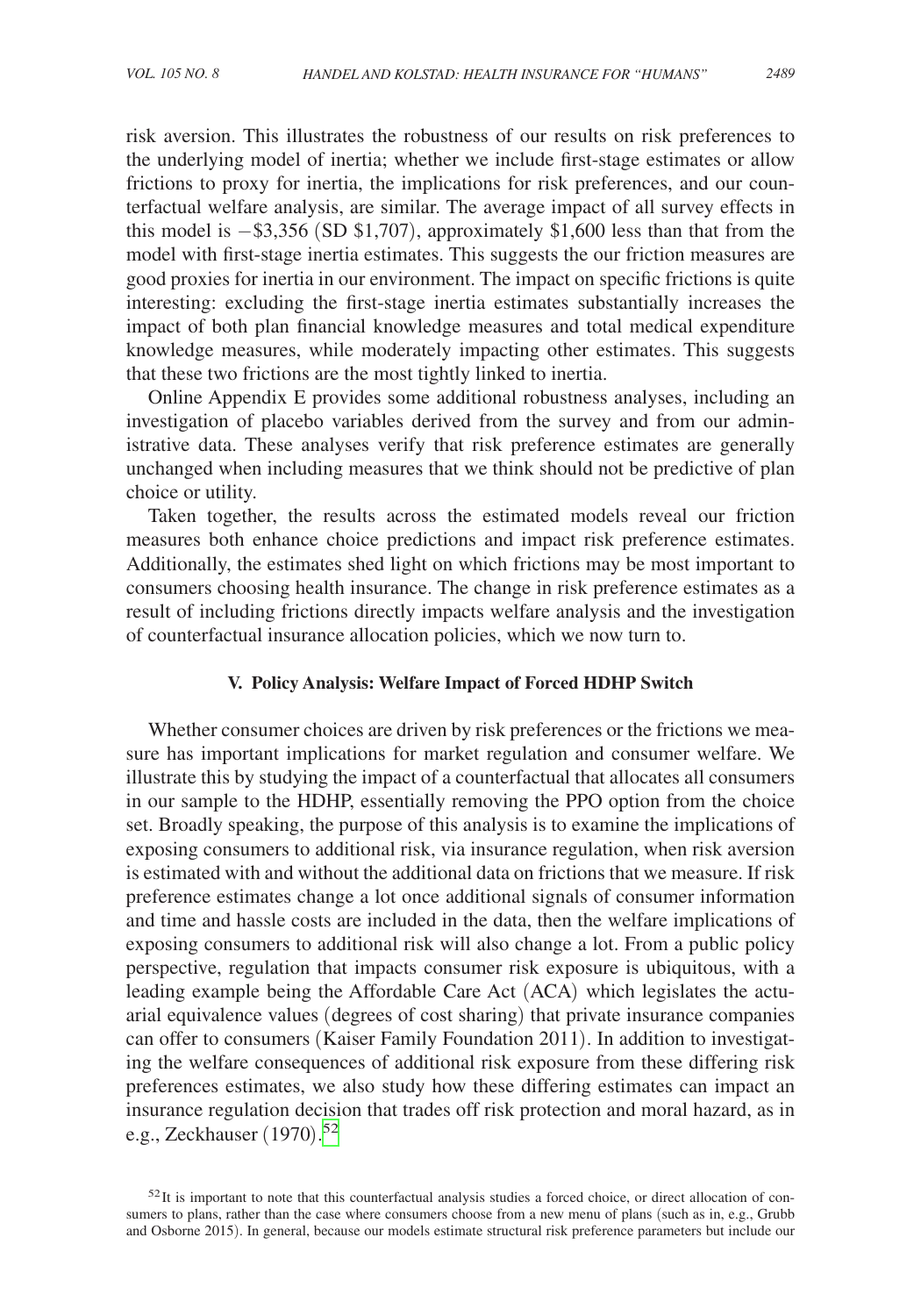risk aversion. This illustrates the robustness of our results on risk preferences to the underlying model of inertia; whether we include first-stage estimates or allow frictions to proxy for inertia, the implications for risk preferences, and our counterfactual welfare analysis, are similar. The average impact of all survey effects in this model is −$3,356 (SD $1,707), approximately $1,600 less than that from the model with first-stage inertia estimates. This suggests the our friction measures are good proxies for inertia in our environment. The impact on specific frictions is quite interesting: excluding the first-stage inertia estimates substantially increases the impact of both plan financial knowledge measures and total medical expenditure knowledge measures, while moderately impacting other estimates. This suggests that these two frictions are the most tightly linked to inertia.

Online Appendix E provides some additional robustness analyses, including an investigation of placebo variables derived from the survey and from our administrative data. These analyses verify that risk preference estimates are generally unchanged when including measures that we think should not be predictive of plan choice or utility.

Taken together, the results across the estimated models reveal our friction measures both enhance choice predictions and impact risk preference estimates. Additionally, the estimates shed light on which frictions may be most important to consumers choosing health insurance. The change in risk preference estimates as a result of including frictions directly impacts welfare analysis and the investigation of counterfactual insurance allocation policies, which we now turn to.

## V. Policy Analysis: Welfare Impact of Forced HDHP Switch

Whether consumer choices are driven by risk preferences or the frictions we measure has important implications for market regulation and consumer welfare. We illustrate this by studying the impact of a counterfactual that allocates all consumers in our sample to the HDHP, essentially removing the PPO option from the choice set. Broadly speaking, the purpose of this analysis is to examine the implications of exposing consumers to additional risk, via insurance regulation, when risk aversion is estimated with and without the additional data on frictions that we measure. If risk preference estimates change a lot once additional signals of consumer information and time and hassle costs are included in the data, then the welfare implications of exposing consumers to additional risk will also change a lot. From a public policy perspective, regulation that impacts consumer risk exposure is ubiquitous, with a leading example being the Affordable Care Act (ACA) which legislates the actuarial equivalence values (degrees of cost sharing) that private insurance companies can offer to consumers (Kaiser Family Foundation 2011). In addition to investigating the welfare consequences of additional risk exposure from these differing risk preferences estimates, we also study how these differing estimates can impact an insurance regulation decision that trades off risk protection and moral hazard, as in e.g., Zeckhauser (1970).[52]

[52] It is important to note that this counterfactual analysis studies a forced choice, or direct allocation of consumers to plans, rather than the case where consumers choose from a new menu of plans (such as in, e.g., Grubb and Osborne 2015). In general, because our models estimate structural risk preference parameters but include our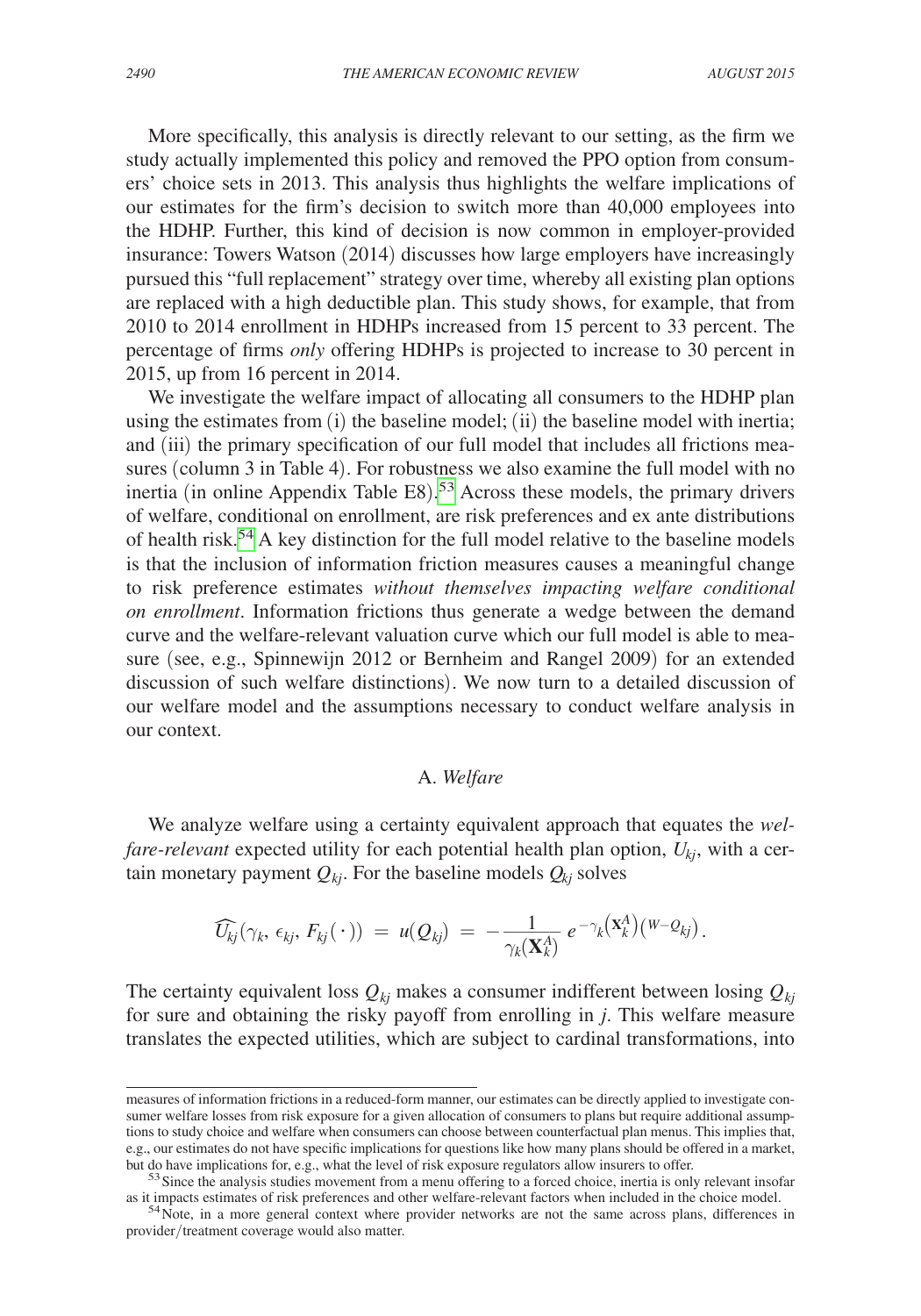More specifically, this analysis is directly relevant to our setting, as the firm we study actually implemented this policy and removed the PPO option from consumers' choice sets in 2013. This analysis thus highlights the welfare implications of our estimates for the firm's decision to switch more than 40,000 employees into the HDHP. Further, this kind of decision is now common in employer-provided insurance: Towers Watson (2014) discusses how large employers have increasingly pursued this "full replacement" strategy over time, whereby all existing plan options are replaced with a high deductible plan. This study shows, for example, that from 2010 to 2014 enrollment in HDHPs increased from 15 percent to 33 percent. The percentage of firms *only* offering HDHPs is projected to increase to 30 percent in 2015, up from 16 percent in 2014.

We investigate the welfare impact of allocating all consumers to the HDHP plan using the estimates from (i) the baseline model; (ii) the baseline model with inertia; and (iii) the primary specification of our full model that includes all frictions measures (column 3 in Table 4). For robustness we also examine the full model with no inertia (in online Appendix Table E8).[53] Across these models, the primary drivers of welfare, conditional on enrollment, are risk preferences and ex ante distributions of health risk.[54] A key distinction for the full model relative to the baseline models is that the inclusion of information friction measures causes a meaningful change to risk preference estimates *without themselves impacting welfare conditional on enrollment*. Information frictions thus generate a wedge between the demand curve and the welfare-relevant valuation curve which our full model is able to measure (see, e.g., Spinnewijn 2012 or Bernheim and Rangel 2009) for an extended discussion of such welfare distinctions). We now turn to a detailed discussion of our welfare model and the assumptions necessary to conduct welfare analysis in our context.

## A. *Welfare*

We analyze welfare using a certainty equivalent approach that equates the *welfare-relevant* expected utility for each potential health plan option, $U_{kj}$, with a certain monetary payment $Q_{kj}$. For the baseline models $Q_{kj}$ solves

$$\widehat{U_{kj}}(\gamma_k, \epsilon_{kj}, F_{kj}(\cdot)) = u(Q_{kj}) = -\frac{1}{\gamma_k(\mathbf{X}_k^A)} e^{-\gamma_k(\mathbf{X}_k^A)(W - Q_{kj})}.$$

The certainty equivalent loss $Q_{kj}$ makes a consumer indifferent between losing $Q_{kj}$ for sure and obtaining the risky payoff from enrolling in $j$. This welfare measure translates the expected utilities, which are subject to cardinal transformations, into

measures of information frictions in a reduced-form manner, our estimates can be directly applied to investigate consumer welfare losses from risk exposure for a given allocation of consumers to plans but require additional assumptions to study choice and welfare when consumers can choose between counterfactual plan menus. This implies that, e.g., our estimates do not have specific implications for questions like how many plans should be offered in a market, but do have implications for, e.g., what the level of risk exposure regulators allow insurers to offer.

[53] Since the analysis studies movement from a menu offering to a forced choice, inertia is only relevant insofar as it impacts estimates of risk preferences and other welfare-relevant factors when included in the choice model.

[54] Note, in a more general context where provider networks are not the same across plans, differences in provider/treatment coverage would also matter.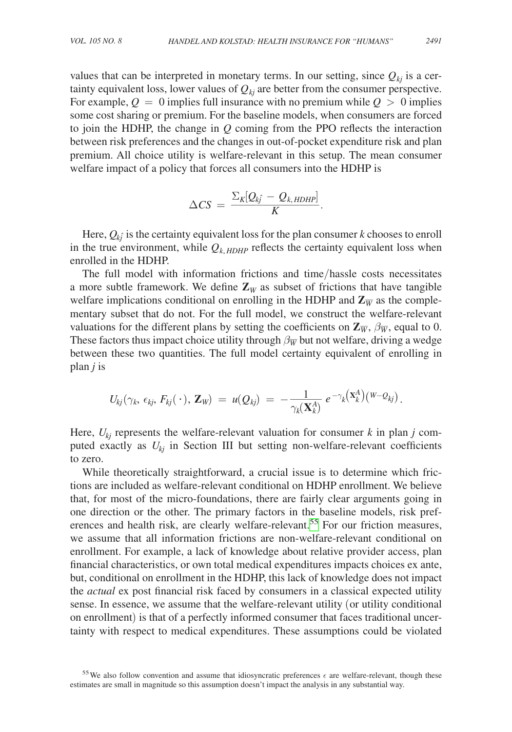values that can be interpreted in monetary terms. In our setting, since $Q_{kj}$ is a certainty equivalent loss, lower values of $Q_{kj}$ are better from the consumer perspective. For example, $Q = 0$ implies full insurance with no premium while $Q > 0$ implies some cost sharing or premium. For the baseline models, when consumers are forced to join the HDHP, the change in $Q$ coming from the PPO reflects the interaction between risk preferences and the changes in out-of-pocket expenditure risk and plan premium. All choice utility is welfare-relevant in this setup. The mean consumer welfare impact of a policy that forces all consumers into the HDHP is

$$\Delta CS = \frac{\Sigma_K[Q_{k\hat{j}} - Q_{k,HDHP}]}{K}.$$

Here, $Q_{k\hat{j}}$ is the certainty equivalent loss for the plan consumer $k$ chooses to enroll in the true environment, while $Q_{k,HDHP}$ reflects the certainty equivalent loss when enrolled in the HDHP.

The full model with information frictions and time/hassle costs necessitates a more subtle framework. We define $\mathbf{Z}_W$ as subset of frictions that have tangible welfare implications conditional on enrolling in the HDHP and $\mathbf{Z}_{\overline{W}}$ as the complementary subset that do not. For the full model, we construct the welfare-relevant valuations for the different plans by setting the coefficients on $\mathbf{Z}_{\overline{W}}$, $\beta_{\overline{W}}$, equal to 0. These factors thus impact choice utility through $\beta_{\overline{W}}$ but not welfare, driving a wedge between these two quantities. The full model certainty equivalent of enrolling in plan $j$ is

$$U_{kj}(\gamma_k, \epsilon_{kj}, F_{kj}(\cdot), \mathbf{Z}_W) = u(Q_{kj}) = -\frac{1}{\gamma_k(\mathbf{X}_k^A)} e^{-\gamma_k(\mathbf{X}_k^A)(W - Q_{kj})}.$$

Here, $U_{kj}$ represents the welfare-relevant valuation for consumer $k$ in plan $j$ computed exactly as $U_{kj}$ in Section III but setting non-welfare-relevant coefficients to zero.

While theoretically straightforward, a crucial issue is to determine which frictions are included as welfare-relevant conditional on HDHP enrollment. We believe that, for most of the micro-foundations, there are fairly clear arguments going in one direction or the other. The primary factors in the baseline models, risk preferences and health risk, are clearly welfare-relevant.[55] For our friction measures, we assume that all information frictions are non-welfare-relevant conditional on enrollment. For example, a lack of knowledge about relative provider access, plan financial characteristics, or own total medical expenditures impacts choices ex ante, but, conditional on enrollment in the HDHP, this lack of knowledge does not impact the *actual* ex post financial risk faced by consumers in a classical expected utility sense. In essence, we assume that the welfare-relevant utility (or utility conditional on enrollment) is that of a perfectly informed consumer that faces traditional uncertainty with respect to medical expenditures. These assumptions could be violated

[55] We also follow convention and assume that idiosyncratic preferences $\epsilon$ are welfare-relevant, though these estimates are small in magnitude so this assumption doesn't impact the analysis in any substantial way.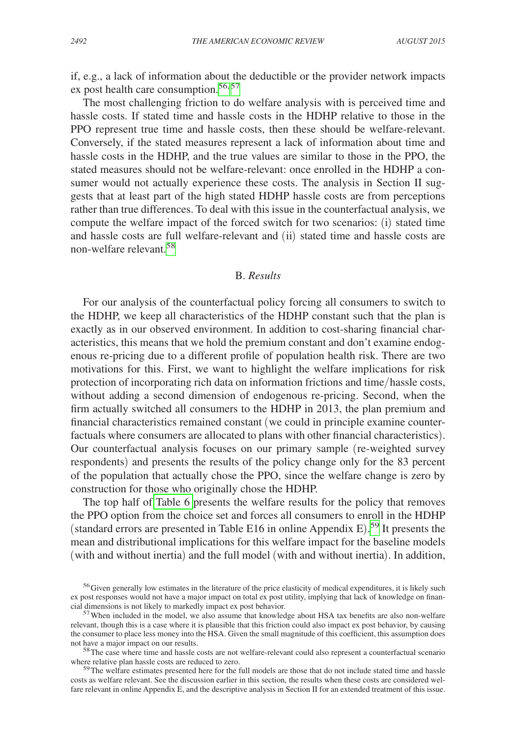if, e.g., a lack of information about the deductible or the provider network impacts ex post health care consumption.[56,57]

The most challenging friction to do welfare analysis with is perceived time and hassle costs. If stated time and hassle costs in the HDHP relative to those in the PPO represent true time and hassle costs, then these should be welfare-relevant. Conversely, if the stated measures represent a lack of information about time and hassle costs in the HDHP, and the true values are similar to those in the PPO, the stated measures should not be welfare-relevant: once enrolled in the HDHP a consumer would not actually experience these costs. The analysis in Section II suggests that at least part of the high stated HDHP hassle costs are from perceptions rather than true differences. To deal with this issue in the counterfactual analysis, we compute the welfare impact of the forced switch for two scenarios: (i) stated time and hassle costs are full welfare-relevant and (ii) stated time and hassle costs are non-welfare relevant.[58]

## B. *Results*

For our analysis of the counterfactual policy forcing all consumers to switch to the HDHP, we keep all characteristics of the HDHP constant such that the plan is exactly as in our observed environment. In addition to cost-sharing financial characteristics, this means that we hold the premium constant and don't examine endogenous re-pricing due to a different profile of population health risk. There are two motivations for this. First, we want to highlight the welfare implications for risk protection of incorporating rich data on information frictions and time/hassle costs, without adding a second dimension of endogenous re-pricing. Second, when the firm actually switched all consumers to the HDHP in 2013, the plan premium and financial characteristics remained constant (we could in principle examine counterfactuals where consumers are allocated to plans with other financial characteristics). Our counterfactual analysis focuses on our primary sample (re-weighted survey respondents) and presents the results of the policy change only for the 83 percent of the population that actually chose the PPO, since the welfare change is zero by construction for those who originally chose the HDHP.

The top half of Table 6 presents the welfare results for the policy that removes the PPO option from the choice set and forces all consumers to enroll in the HDHP (standard errors are presented in Table E16 in online Appendix E).[59] It presents the mean and distributional implications for this welfare impact for the baseline models (with and without inertia) and the full model (with and without inertia). In addition,

[56] Given generally low estimates in the literature of the price elasticity of medical expenditures, it is likely such ex post responses would not have a major impact on total ex post utility, implying that lack of knowledge on financial dimensions is not likely to markedly impact ex post behavior.

[57] When included in the model, we also assume that knowledge about HSA tax benefits are also non-welfare relevant, though this is a case where it is plausible that this friction could also impact ex post behavior, by causing the consumer to place less money into the HSA. Given the small magnitude of this coefficient, this assumption does not have a major impact on our results.

[58] The case where time and hassle costs are not welfare-relevant could also represent a counterfactual scenario where relative plan hassle costs are reduced to zero.

[59] The welfare estimates presented here for the full models are those that do not include stated time and hassle costs as welfare relevant. See the discussion earlier in this section, the results when these costs are considered welfare relevant in online Appendix E, and the descriptive analysis in Section II for an extended treatment of this issue.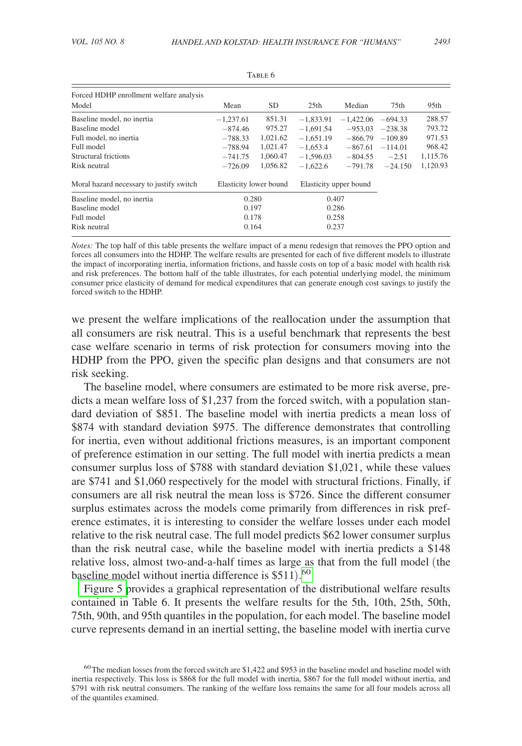Table 6

| Forced HDHP enrollment welfare analysis | | | | | | |
|---|---|---|---|---|---|---|
| Model | Mean | SD | 25th | Median | 75th | 95th |
| Baseline model, no inertia | −1,237.61 | 851.31 | −1,833.91 | −1,422.06 | −694.33 | 288.57 |
| Baseline model | −874.46 | 975.27 | −1,691.54 | −953.03 | −238.38 | 793.72 |
| Full model, no inertia | −788.33 | 1,021.62 | −1,651.19 | −866.79 | −109.89 | 971.53 |
| Full model | −788.94 | 1,021.47 | −1,653.4 | −867.61 | −114.01 | 968.42 |
| Structural frictions | −741.75 | 1,060.47 | −1,596.03 | −804.55 | −2.51 | 1,115.76 |
| Risk neutral | −726.09 | 1,056.82 | −1,622.6 | −791.78 | −24.150 | 1,120.93 |
| Moral hazard necessary to justify switch | Elasticity lower bound | | Elasticity upper bound | | | |
| Baseline model, no inertia | 0.280 | | 0.407 | | | |
| Baseline model | 0.197 | | 0.286 | | | |
| Full model | 0.178 | | 0.258 | | | |
| Risk neutral | 0.164 | | 0.237 | | | |

*Notes:* The top half of this table presents the welfare impact of a menu redesign that removes the PPO option and forces all consumers into the HDHP. The welfare results are presented for each of five different models to illustrate the impact of incorporating inertia, information frictions, and hassle costs on top of a basic model with health risk and risk preferences. The bottom half of the table illustrates, for each potential underlying model, the minimum consumer price elasticity of demand for medical expenditures that can generate enough cost savings to justify the forced switch to the HDHP.

we present the welfare implications of the reallocation under the assumption that all consumers are risk neutral. This is a useful benchmark that represents the best case welfare scenario in terms of risk protection for consumers moving into the HDHP from the PPO, given the specific plan designs and that consumers are not risk seeking.

The baseline model, where consumers are estimated to be more risk averse, predicts a mean welfare loss of \$1,237 from the forced switch, with a population standard deviation of \$851. The baseline model with inertia predicts a mean loss of \$874 with standard deviation \$975. The difference demonstrates that controlling for inertia, even without additional frictions measures, is an important component of preference estimation in our setting. The full model with inertia predicts a mean consumer surplus loss of \$788 with standard deviation \$1,021, while these values are \$741 and \$1,060 respectively for the model with structural frictions. Finally, if consumers are all risk neutral the mean loss is \$726. Since the different consumer surplus estimates across the models come primarily from differences in risk preference estimates, it is interesting to consider the welfare losses under each model relative to the risk neutral case. The full model predicts \$62 lower consumer surplus than the risk neutral case, while the baseline model with inertia predicts a \$148 relative loss, almost two-and-a-half times as large as that from the full model (the baseline model without inertia difference is \$511).[60]

Figure 5 provides a graphical representation of the distributional welfare results contained in Table 6. It presents the welfare results for the 5th, 10th, 25th, 50th, 75th, 90th, and 95th quantiles in the population, for each model. The baseline model curve represents demand in an inertial setting, the baseline model with inertia curve

[60] The median losses from the forced switch are \$1,422 and \$953 in the baseline model and baseline model with inertia respectively. This loss is \$868 for the full model with inertia, \$867 for the full model without inertia, and \$791 with risk neutral consumers. The ranking of the welfare loss remains the same for all four models across all of the quantiles examined.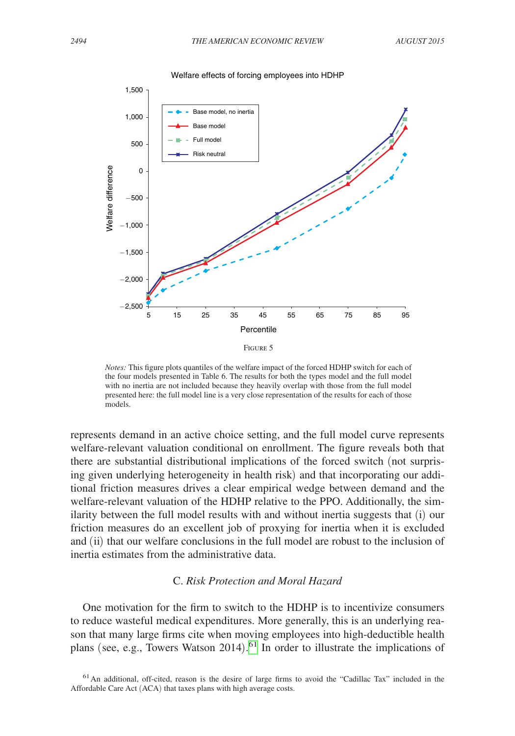Figure 5

*Notes:* This figure plots quantiles of the welfare impact of the forced HDHP switch for each of the four models presented in Table 6. The results for both the types model and the full model with no inertia are not included because they heavily overlap with those from the full model presented here: the full model line is a very close representation of the results for each of those models.

represents demand in an active choice setting, and the full model curve represents welfare-relevant valuation conditional on enrollment. The figure reveals both that there are substantial distributional implications of the forced switch (not surprising given underlying heterogeneity in health risk) and that incorporating our additional friction measures drives a clear empirical wedge between demand and the welfare-relevant valuation of the HDHP relative to the PPO. Additionally, the similarity between the full model results with and without inertia suggests that (i) our friction measures do an excellent job of proxying for inertia when it is excluded and (ii) that our welfare conclusions in the full model are robust to the inclusion of inertia estimates from the administrative data.

### C. *Risk Protection and Moral Hazard*

One motivation for the firm to switch to the HDHP is to incentivize consumers to reduce wasteful medical expenditures. More generally, this is an underlying reason that many large firms cite when moving employees into high-deductible health plans (see, e.g., Towers Watson 2014).[61] In order to illustrate the implications of

[61] An additional, oft-cited, reason is the desire of large firms to avoid the "Cadillac Tax" included in the Affordable Care Act (ACA) that taxes plans with high average costs.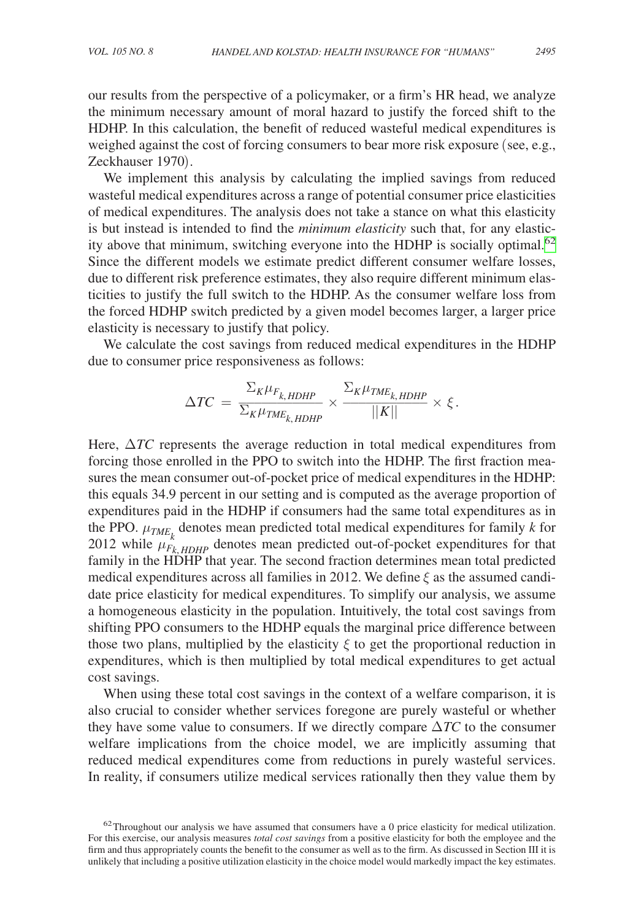our results from the perspective of a policymaker, or a firm's HR head, we analyze the minimum necessary amount of moral hazard to justify the forced shift to the HDHP. In this calculation, the benefit of reduced wasteful medical expenditures is weighed against the cost of forcing consumers to bear more risk exposure (see, e.g., Zeckhauser 1970).

We implement this analysis by calculating the implied savings from reduced wasteful medical expenditures across a range of potential consumer price elasticities of medical expenditures. The analysis does not take a stance on what this elasticity is but instead is intended to find the *minimum elasticity* such that, for any elasticity above that minimum, switching everyone into the HDHP is socially optimal.[62] Since the different models we estimate predict different consumer welfare losses, due to different risk preference estimates, they also require different minimum elasticities to justify the full switch to the HDHP. As the consumer welfare loss from the forced HDHP switch predicted by a given model becomes larger, a larger price elasticity is necessary to justify that policy.

We calculate the cost savings from reduced medical expenditures in the HDHP due to consumer price responsiveness as follows:

$$\Delta TC = \frac{\Sigma_K \mu_{F_{k,HDHP}}}{\Sigma_K \mu_{TME_{k,HDHP}}} \times \frac{\Sigma_K \mu_{TME_{k,HDHP}}}{||K||} \times \xi.$$

Here, $\Delta TC$ represents the average reduction in total medical expenditures from forcing those enrolled in the PPO to switch into the HDHP. The first fraction measures the mean consumer out-of-pocket price of medical expenditures in the HDHP: this equals 34.9 percent in our setting and is computed as the average proportion of expenditures paid in the HDHP if consumers had the same total expenditures as in the PPO. $\mu_{TME_k}$ denotes mean predicted total medical expenditures for family $k$ for 2012 while $\mu_{F_{k,HDHP}}$ denotes mean predicted out-of-pocket expenditures for that family in the HDHP that year. The second fraction determines mean total predicted medical expenditures across all families in 2012. We define $\xi$ as the assumed candidate price elasticity for medical expenditures. To simplify our analysis, we assume a homogeneous elasticity in the population. Intuitively, the total cost savings from shifting PPO consumers to the HDHP equals the marginal price difference between those two plans, multiplied by the elasticity $\xi$ to get the proportional reduction in expenditures, which is then multiplied by total medical expenditures to get actual cost savings.

When using these total cost savings in the context of a welfare comparison, it is also crucial to consider whether services foregone are purely wasteful or whether they have some value to consumers. If we directly compare $\Delta TC$ to the consumer welfare implications from the choice model, we are implicitly assuming that reduced medical expenditures come from reductions in purely wasteful services. In reality, if consumers utilize medical services rationally then they value them by

[62] Throughout our analysis we have assumed that consumers have a 0 price elasticity for medical utilization. For this exercise, our analysis measures *total cost savings* from a positive elasticity for both the employee and the firm and thus appropriately counts the benefit to the consumer as well as to the firm. As discussed in Section III it is unlikely that including a positive utilization elasticity in the choice model would markedly impact the key estimates.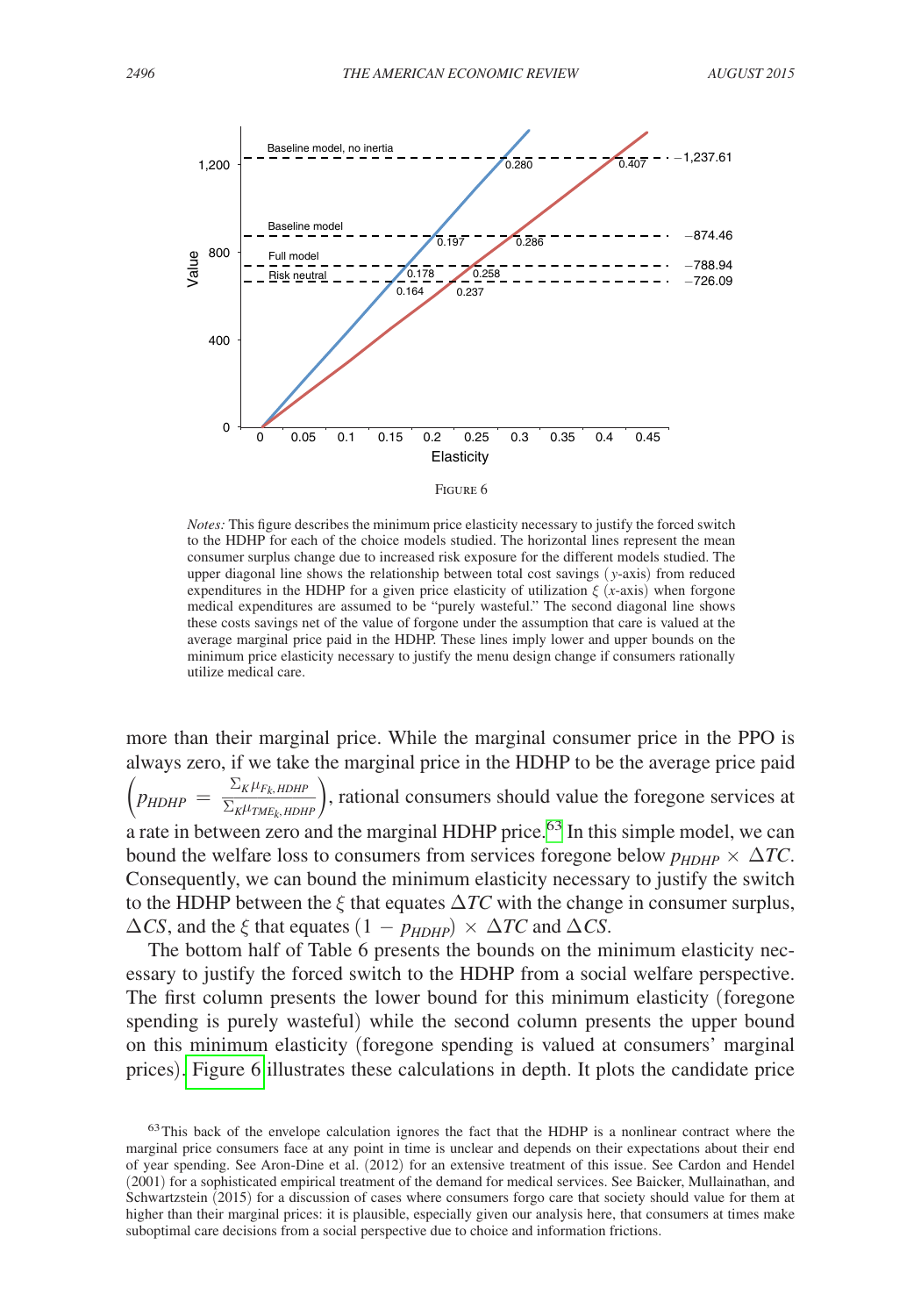Figure 6

*Notes:* This figure describes the minimum price elasticity necessary to justify the forced switch to the HDHP for each of the choice models studied. The horizontal lines represent the mean consumer surplus change due to increased risk exposure for the different models studied. The upper diagonal line shows the relationship between total cost savings ($y$-axis) from reduced expenditures in the HDHP for a given price elasticity of utilization $\xi$ ($x$-axis) when forgone medical expenditures are assumed to be "purely wasteful." The second diagonal line shows these costs savings net of the value of forgone under the assumption that care is valued at the average marginal price paid in the HDHP. These lines imply lower and upper bounds on the minimum price elasticity necessary to justify the menu design change if consumers rationally utilize medical care.

more than their marginal price. While the marginal consumer price in the PPO is always zero, if we take the marginal price in the HDHP to be the average price paid $\left(p_{HDHP} = \frac{\Sigma_K \mu_{F_k, HDHP}}{\Sigma_K \mu_{TME_k, HDHP}}\right)$, rational consumers should value the foregone services at a rate in between zero and the marginal HDHP price.[63] In this simple model, we can bound the welfare loss to consumers from services foregone below $p_{HDHP} \times \Delta TC$. Consequently, we can bound the minimum elasticity necessary to justify the switch to the HDHP between the $\xi$ that equates $\Delta TC$ with the change in consumer surplus, $\Delta CS$, and the $\xi$ that equates $(1 - p_{HDHP}) \times \Delta TC$ and $\Delta CS$.

The bottom half of Table 6 presents the bounds on the minimum elasticity necessary to justify the forced switch to the HDHP from a social welfare perspective. The first column presents the lower bound for this minimum elasticity (foregone spending is purely wasteful) while the second column presents the upper bound on this minimum elasticity (foregone spending is valued at consumers' marginal prices). Figure 6 illustrates these calculations in depth. It plots the candidate price

[63] This back of the envelope calculation ignores the fact that the HDHP is a nonlinear contract where the marginal price consumers face at any point in time is unclear and depends on their expectations about their end of year spending. See Aron-Dine et al. (2012) for an extensive treatment of this issue. See Cardon and Hendel (2001) for a sophisticated empirical treatment of the demand for medical services. See Baicker, Mullainathan, and Schwartzstein (2015) for a discussion of cases where consumers forgo care that society should value for them at higher than their marginal prices: it is plausible, especially given our analysis here, that consumers at times make suboptimal care decisions from a social perspective due to choice and information frictions.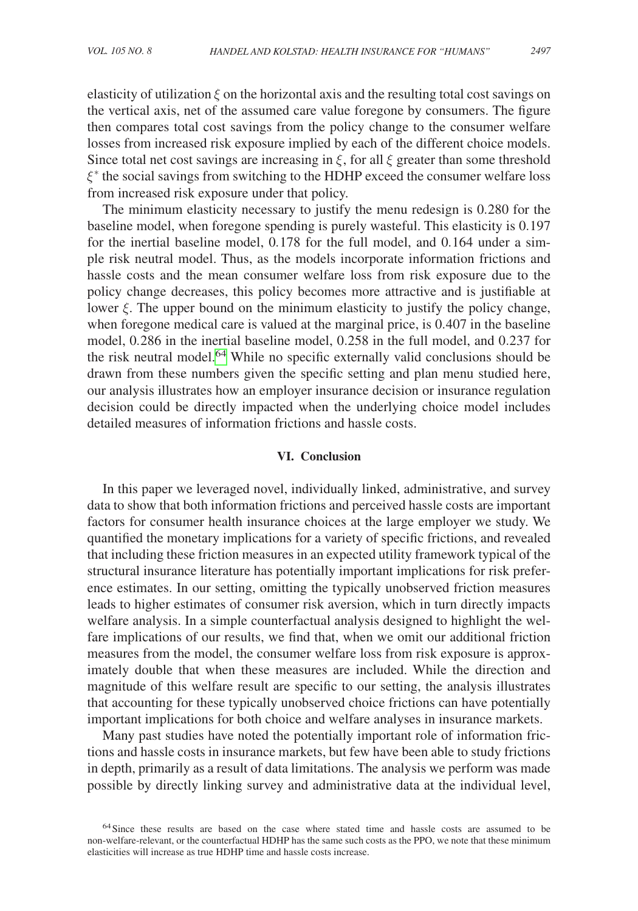elasticity of utilization $\xi$ on the horizontal axis and the resulting total cost savings on the vertical axis, net of the assumed care value foregone by consumers. The figure then compares total cost savings from the policy change to the consumer welfare losses from increased risk exposure implied by each of the different choice models. Since total net cost savings are increasing in $\xi$, for all $\xi$ greater than some threshold $\xi^*$ the social savings from switching to the HDHP exceed the consumer welfare loss from increased risk exposure under that policy.

The minimum elasticity necessary to justify the menu redesign is 0.280 for the baseline model, when foregone spending is purely wasteful. This elasticity is 0.197 for the inertial baseline model, 0.178 for the full model, and 0.164 under a simple risk neutral model. Thus, as the models incorporate information frictions and hassle costs and the mean consumer welfare loss from risk exposure due to the policy change decreases, this policy becomes more attractive and is justifiable at lower $\xi$. The upper bound on the minimum elasticity to justify the policy change, when foregone medical care is valued at the marginal price, is 0.407 in the baseline model, 0.286 in the inertial baseline model, 0.258 in the full model, and 0.237 for the risk neutral model.[64] While no specific externally valid conclusions should be drawn from these numbers given the specific setting and plan menu studied here, our analysis illustrates how an employer insurance decision or insurance regulation decision could be directly impacted when the underlying choice model includes detailed measures of information frictions and hassle costs.

## VI. Conclusion

In this paper we leveraged novel, individually linked, administrative, and survey data to show that both information frictions and perceived hassle costs are important factors for consumer health insurance choices at the large employer we study. We quantified the monetary implications for a variety of specific frictions, and revealed that including these friction measures in an expected utility framework typical of the structural insurance literature has potentially important implications for risk preference estimates. In our setting, omitting the typically unobserved friction measures leads to higher estimates of consumer risk aversion, which in turn directly impacts welfare analysis. In a simple counterfactual analysis designed to highlight the welfare implications of our results, we find that, when we omit our additional friction measures from the model, the consumer welfare loss from risk exposure is approximately double that when these measures are included. While the direction and magnitude of this welfare result are specific to our setting, the analysis illustrates that accounting for these typically unobserved choice frictions can have potentially important implications for both choice and welfare analyses in insurance markets.

Many past studies have noted the potentially important role of information frictions and hassle costs in insurance markets, but few have been able to study frictions in depth, primarily as a result of data limitations. The analysis we perform was made possible by directly linking survey and administrative data at the individual level,

[64] Since these results are based on the case where stated time and hassle costs are assumed to be non-welfare-relevant, or the counterfactual HDHP has the same such costs as the PPO, we note that these minimum elasticities will increase as true HDHP time and hassle costs increase.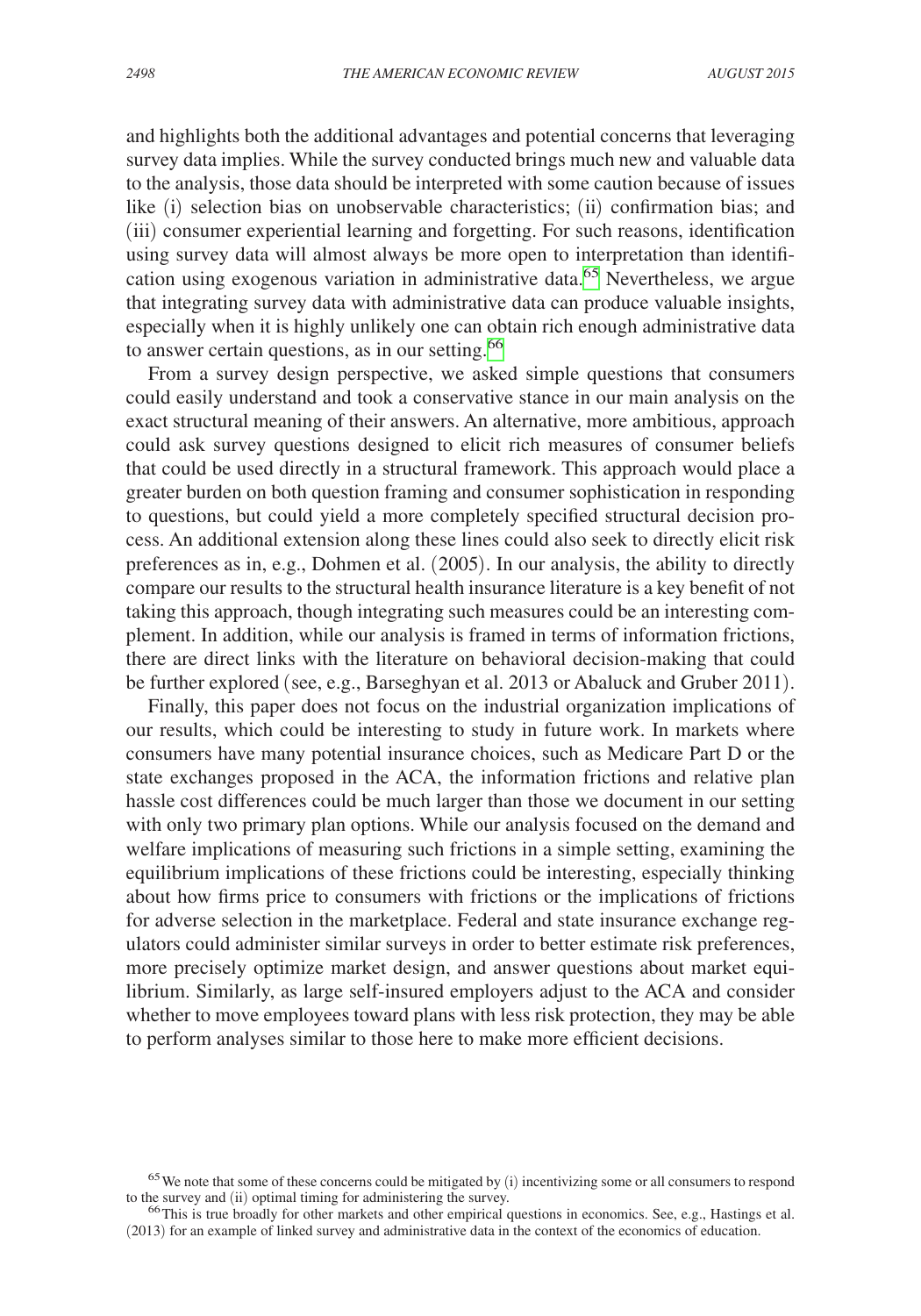and highlights both the additional advantages and potential concerns that leveraging survey data implies. While the survey conducted brings much new and valuable data to the analysis, those data should be interpreted with some caution because of issues like (i) selection bias on unobservable characteristics; (ii) confirmation bias; and (iii) consumer experiential learning and forgetting. For such reasons, identification using survey data will almost always be more open to interpretation than identification using exogenous variation in administrative data.[65] Nevertheless, we argue that integrating survey data with administrative data can produce valuable insights, especially when it is highly unlikely one can obtain rich enough administrative data to answer certain questions, as in our setting.[66]

From a survey design perspective, we asked simple questions that consumers could easily understand and took a conservative stance in our main analysis on the exact structural meaning of their answers. An alternative, more ambitious, approach could ask survey questions designed to elicit rich measures of consumer beliefs that could be used directly in a structural framework. This approach would place a greater burden on both question framing and consumer sophistication in responding to questions, but could yield a more completely specified structural decision process. An additional extension along these lines could also seek to directly elicit risk preferences as in, e.g., Dohmen et al. (2005). In our analysis, the ability to directly compare our results to the structural health insurance literature is a key benefit of not taking this approach, though integrating such measures could be an interesting complement. In addition, while our analysis is framed in terms of information frictions, there are direct links with the literature on behavioral decision-making that could be further explored (see, e.g., Barseghyan et al. 2013 or Abaluck and Gruber 2011).

Finally, this paper does not focus on the industrial organization implications of our results, which could be interesting to study in future work. In markets where consumers have many potential insurance choices, such as Medicare Part D or the state exchanges proposed in the ACA, the information frictions and relative plan hassle cost differences could be much larger than those we document in our setting with only two primary plan options. While our analysis focused on the demand and welfare implications of measuring such frictions in a simple setting, examining the equilibrium implications of these frictions could be interesting, especially thinking about how firms price to consumers with frictions or the implications of frictions for adverse selection in the marketplace. Federal and state insurance exchange regulators could administer similar surveys in order to better estimate risk preferences, more precisely optimize market design, and answer questions about market equilibrium. Similarly, as large self-insured employers adjust to the ACA and consider whether to move employees toward plans with less risk protection, they may be able to perform analyses similar to those here to make more efficient decisions.

[65] We note that some of these concerns could be mitigated by (i) incentivizing some or all consumers to respond to the survey and (ii) optimal timing for administering the survey.

[66] This is true broadly for other markets and other empirical questions in economics. See, e.g., Hastings et al. (2013) for an example of linked survey and administrative data in the context of the economics of education.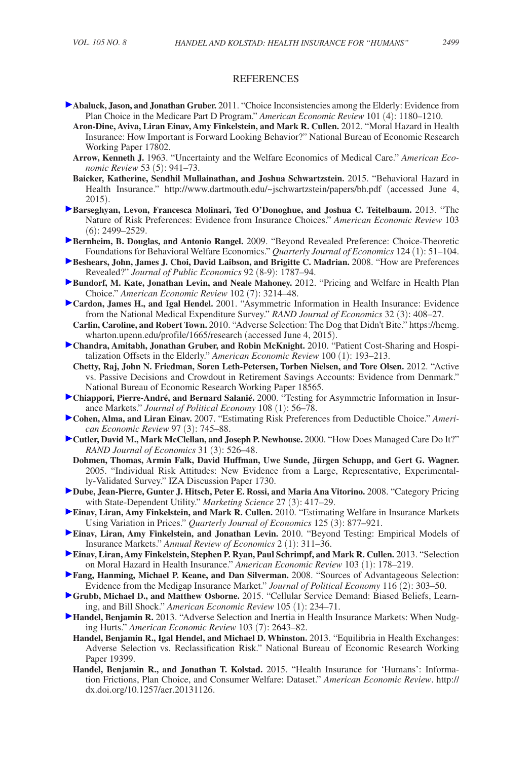## REFERENCES

**Abaluck, Jason, and Jonathan Gruber.** 2011. "Choice Inconsistencies among the Elderly: Evidence from Plan Choice in the Medicare Part D Program." *American Economic Review* 101 (4): 1180–1210.

**Aron-Dine, Aviva, Liran Einav, Amy Finkelstein, and Mark R. Cullen.** 2012. "Moral Hazard in Health Insurance: How Important is Forward Looking Behavior?" National Bureau of Economic Research Working Paper 17802.

**Arrow, Kenneth J.** 1963. "Uncertainty and the Welfare Economics of Medical Care." *American Economic Review* 53 (5): 941–73.

**Baicker, Katherine, Sendhil Mullainathan, and Joshua Schwartzstein.** 2015. "Behavioral Hazard in Health Insurance." http://www.dartmouth.edu/~jschwartzstein/papers/bh.pdf (accessed June 4, 2015).

**Barseghyan, Levon, Francesca Molinari, Ted O'Donoghue, and Joshua C. Teitelbaum.** 2013. "The Nature of Risk Preferences: Evidence from Insurance Choices." *American Economic Review* 103 (6): 2499–2529.

**Bernheim, B. Douglas, and Antonio Rangel.** 2009. "Beyond Revealed Preference: Choice-Theoretic Foundations for Behavioral Welfare Economics." *Quarterly Journal of Economics* 124 (1): 51–104.

**Beshears, John, James J. Choi, David Laibson, and Brigitte C. Madrian.** 2008. "How are Preferences Revealed?" *Journal of Public Economics* 92 (8-9): 1787–94.

**Bundorf, M. Kate, Jonathan Levin, and Neale Mahoney.** 2012. "Pricing and Welfare in Health Plan Choice." *American Economic Review* 102 (7): 3214–48.

**Cardon, James H., and Igal Hendel.** 2001. "Asymmetric Information in Health Insurance: Evidence from the National Medical Expenditure Survey." *RAND Journal of Economics* 32 (3): 408–27.

**Carlin, Caroline, and Robert Town.** 2010. "Adverse Selection: The Dog that Didn't Bite." https://hcmg.wharton.upenn.edu/profile/1665/research (accessed June 4, 2015).

**Chandra, Amitabh, Jonathan Gruber, and Robin McKnight.** 2010. "Patient Cost-Sharing and Hospitalization Offsets in the Elderly." *American Economic Review* 100 (1): 193–213.

**Chetty, Raj, John N. Friedman, Soren Leth-Petersen, Torben Nielsen, and Tore Olsen.** 2012. "Active vs. Passive Decisions and Crowdout in Retirement Savings Accounts: Evidence from Denmark." National Bureau of Economic Research Working Paper 18565.

**Chiappori, Pierre-André, and Bernard Salanié.** 2000. "Testing for Asymmetric Information in Insurance Markets." *Journal of Political Economy* 108 (1): 56–78.

**Cohen, Alma, and Liran Einav.** 2007. "Estimating Risk Preferences from Deductible Choice." *American Economic Review* 97 (3): 745–88.

**Cutler, David M., Mark McClellan, and Joseph P. Newhouse.** 2000. "How Does Managed Care Do It?" *RAND Journal of Economics* 31 (3): 526–48.

**Dohmen, Thomas, Armin Falk, David Huffman, Uwe Sunde, Jürgen Schupp, and Gert G. Wagner.** 2005. "Individual Risk Attitudes: New Evidence from a Large, Representative, Experimentally-Validated Survey." IZA Discussion Paper 1730.

**Dube, Jean-Pierre, Gunter J. Hitsch, Peter E. Rossi, and Maria Ana Vitorino.** 2008. "Category Pricing with State-Dependent Utility." *Marketing Science* 27 (3): 417–29.

**Einav, Liran, Amy Finkelstein, and Mark R. Cullen.** 2010. "Estimating Welfare in Insurance Markets Using Variation in Prices." *Quarterly Journal of Economics* 125 (3): 877–921.

**Einav, Liran, Amy Finkelstein, and Jonathan Levin.** 2010. "Beyond Testing: Empirical Models of Insurance Markets." *Annual Review of Economics* 2 (1): 311–36.

**Einav, Liran, Amy Finkelstein, Stephen P. Ryan, Paul Schrimpf, and Mark R. Cullen.** 2013. "Selection on Moral Hazard in Health Insurance." *American Economic Review* 103 (1): 178–219.

**Fang, Hanming, Michael P. Keane, and Dan Silverman.** 2008. "Sources of Advantageous Selection: Evidence from the Medigap Insurance Market." *Journal of Political Economy* 116 (2): 303–50.

**Grubb, Michael D., and Matthew Osborne.** 2015. "Cellular Service Demand: Biased Beliefs, Learning, and Bill Shock." *American Economic Review* 105 (1): 234–71.

**Handel, Benjamin R.** 2013. "Adverse Selection and Inertia in Health Insurance Markets: When Nudging Hurts." *American Economic Review* 103 (7): 2643–82.

**Handel, Benjamin R., Igal Hendel, and Michael D. Whinston.** 2013. "Equilibria in Health Exchanges: Adverse Selection vs. Reclassification Risk." National Bureau of Economic Research Working Paper 19399.

**Handel, Benjamin R., and Jonathan T. Kolstad.** 2015. "Health Insurance for 'Humans': Information Frictions, Plan Choice, and Consumer Welfare: Dataset." *American Economic Review*. http://dx.doi.org/10.1257/aer.20131126.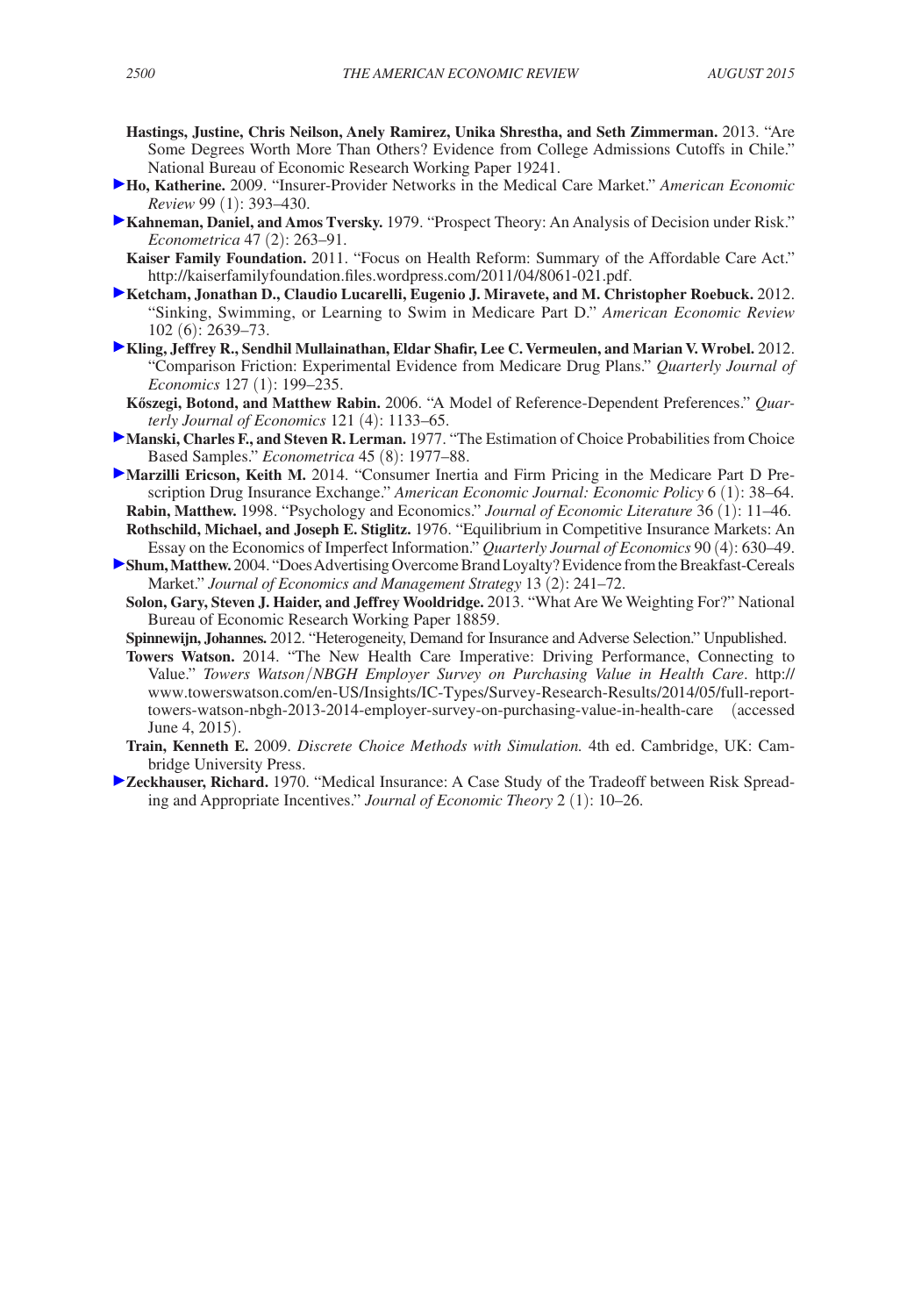**Hastings, Justine, Chris Neilson, Anely Ramirez, Unika Shrestha, and Seth Zimmerman.** 2013. "Are Some Degrees Worth More Than Others? Evidence from College Admissions Cutoffs in Chile." National Bureau of Economic Research Working Paper 19241.

**Ho, Katherine.** 2009. "Insurer-Provider Networks in the Medical Care Market." *American Economic Review* 99 (1): 393–430.

**Kahneman, Daniel, and Amos Tversky.** 1979. "Prospect Theory: An Analysis of Decision under Risk." *Econometrica* 47 (2): 263–91.

**Kaiser Family Foundation.** 2011. "Focus on Health Reform: Summary of the Affordable Care Act." http://kaiserfamilyfoundation.files.wordpress.com/2011/04/8061-021.pdf.

**Ketcham, Jonathan D., Claudio Lucarelli, Eugenio J. Miravete, and M. Christopher Roebuck.** 2012. "Sinking, Swimming, or Learning to Swim in Medicare Part D." *American Economic Review* 102 (6): 2639–73.

**Kling, Jeffrey R., Sendhil Mullainathan, Eldar Shafir, Lee C. Vermeulen, and Marian V. Wrobel.** 2012. "Comparison Friction: Experimental Evidence from Medicare Drug Plans." *Quarterly Journal of Economics* 127 (1): 199–235.

**Kőszegi, Botond, and Matthew Rabin.** 2006. "A Model of Reference-Dependent Preferences." *Quarterly Journal of Economics* 121 (4): 1133–65.

**Manski, Charles F., and Steven R. Lerman.** 1977. "The Estimation of Choice Probabilities from Choice Based Samples." *Econometrica* 45 (8): 1977–88.

**Marzilli Ericson, Keith M.** 2014. "Consumer Inertia and Firm Pricing in the Medicare Part D Prescription Drug Insurance Exchange." *American Economic Journal: Economic Policy* 6 (1): 38–64.

**Rabin, Matthew.** 1998. "Psychology and Economics." *Journal of Economic Literature* 36 (1): 11–46.

**Rothschild, Michael, and Joseph E. Stiglitz.** 1976. "Equilibrium in Competitive Insurance Markets: An Essay on the Economics of Imperfect Information." *Quarterly Journal of Economics* 90 (4): 630–49.

**Shum, Matthew.** 2004. "Does Advertising Overcome Brand Loyalty? Evidence from the Breakfast-Cereals Market." *Journal of Economics and Management Strategy* 13 (2): 241–72.

**Solon, Gary, Steven J. Haider, and Jeffrey Wooldridge.** 2013. "What Are We Weighting For?" National Bureau of Economic Research Working Paper 18859.

**Spinnewijn, Johannes.** 2012. "Heterogeneity, Demand for Insurance and Adverse Selection." Unpublished.

**Towers Watson.** 2014. "The New Health Care Imperative: Driving Performance, Connecting to Value." *Towers Watson/NBGH Employer Survey on Purchasing Value in Health Care*. http://www.towerswatson.com/en-US/Insights/IC-Types/Survey-Research-Results/2014/05/full-report-towers-watson-nbgh-2013-2014-employer-survey-on-purchasing-value-in-health-care (accessed June 4, 2015).

**Train, Kenneth E.** 2009. *Discrete Choice Methods with Simulation.* 4th ed. Cambridge, UK: Cambridge University Press.

**Zeckhauser, Richard.** 1970. "Medical Insurance: A Case Study of the Tradeoff between Risk Spreading and Appropriate Incentives." *Journal of Economic Theory* 2 (1): 10–26.